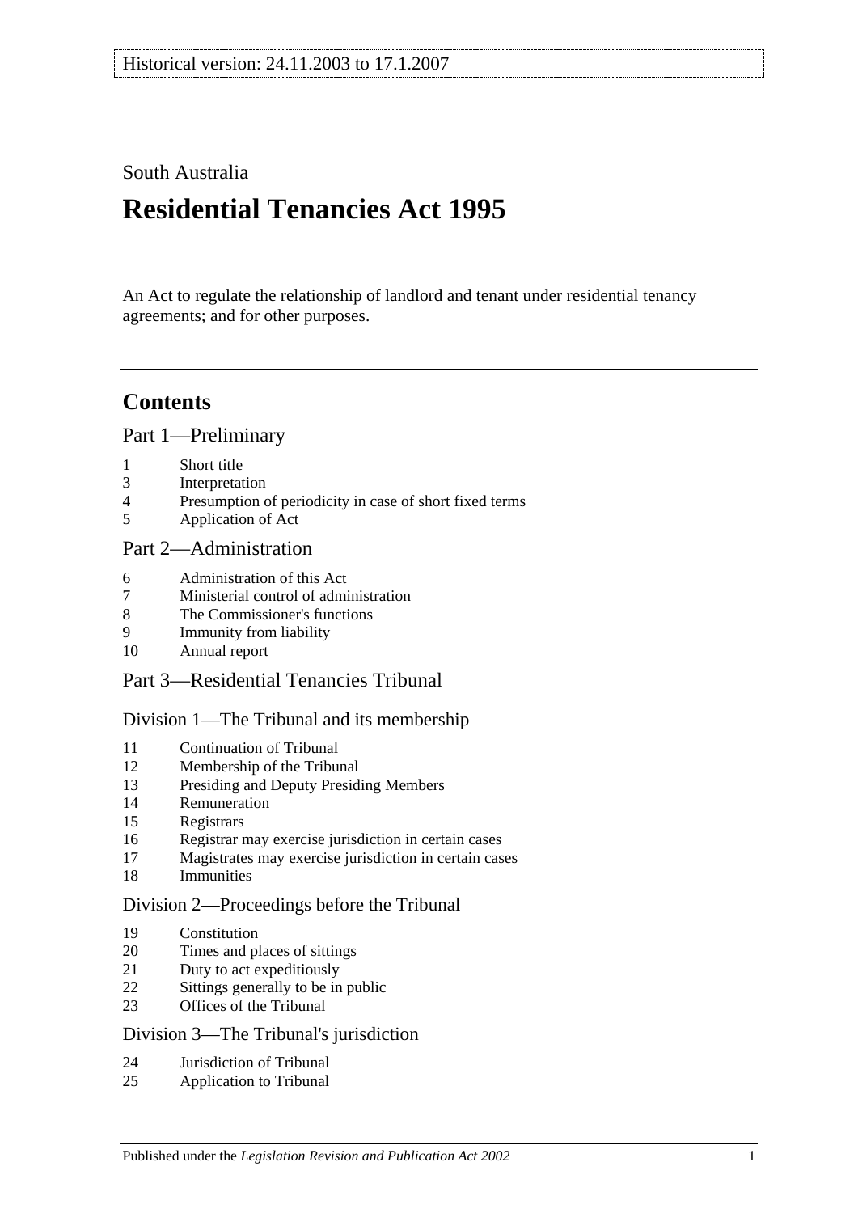Historical version: 24.11.2003 to 17.1.2007

South Australia

# Residential Tenancies Act 1995

An Act to regulate the relationship of landlord and tenant under residential tenancy agreements; and for other purposes.

## Contents

### Part 1—Preliminary

1 Short title
3 Interpretation
4 Presumption of periodicity in case of short fixed terms
5 Application of Act

### Part 2—Administration

6 Administration of this Act
7 Ministerial control of administration
8 The Commissioner's functions
9 Immunity from liability
10 Annual report

### Part 3—Residential Tenancies Tribunal

#### Division 1—The Tribunal and its membership

11 Continuation of Tribunal
12 Membership of the Tribunal
13 Presiding and Deputy Presiding Members
14 Remuneration
15 Registrars
16 Registrar may exercise jurisdiction in certain cases
17 Magistrates may exercise jurisdiction in certain cases
18 Immunities

#### Division 2—Proceedings before the Tribunal

19 Constitution
20 Times and places of sittings
21 Duty to act expeditiously
22 Sittings generally to be in public
23 Offices of the Tribunal

#### Division 3—The Tribunal's jurisdiction

24 Jurisdiction of Tribunal
25 Application to Tribunal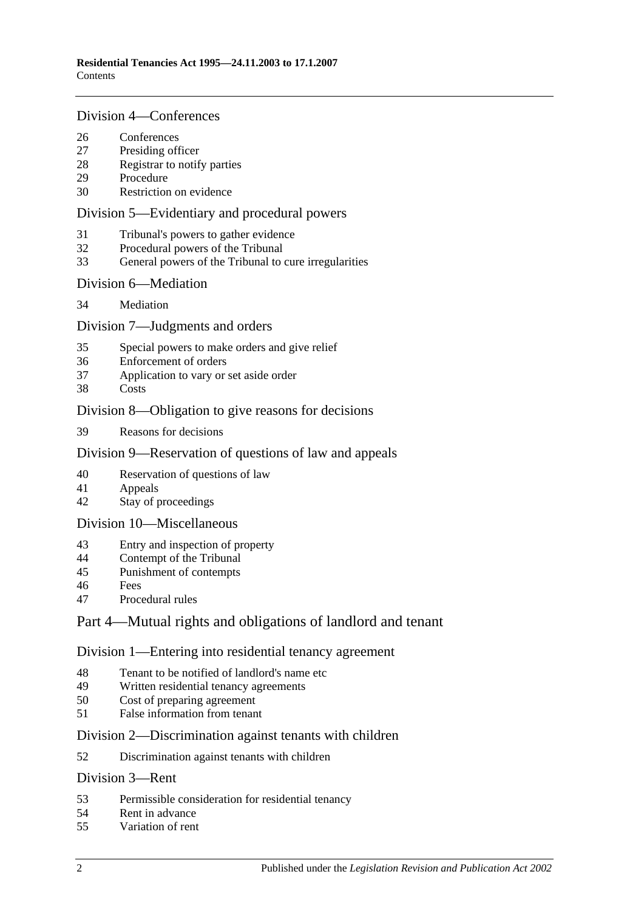### Division 4—Conferences

26 Conferences
27 Presiding officer
28 Registrar to notify parties
29 Procedure
30 Restriction on evidence

### Division 5—Evidentiary and procedural powers

31 Tribunal's powers to gather evidence
32 Procedural powers of the Tribunal
33 General powers of the Tribunal to cure irregularities

### Division 6—Mediation

34 Mediation

### Division 7—Judgments and orders

35 Special powers to make orders and give relief
36 Enforcement of orders
37 Application to vary or set aside order
38 Costs

### Division 8—Obligation to give reasons for decisions

39 Reasons for decisions

### Division 9—Reservation of questions of law and appeals

40 Reservation of questions of law
41 Appeals
42 Stay of proceedings

### Division 10—Miscellaneous

43 Entry and inspection of property
44 Contempt of the Tribunal
45 Punishment of contempts
46 Fees
47 Procedural rules

## Part 4—Mutual rights and obligations of landlord and tenant

### Division 1—Entering into residential tenancy agreement

48 Tenant to be notified of landlord's name etc
49 Written residential tenancy agreements
50 Cost of preparing agreement
51 False information from tenant

### Division 2—Discrimination against tenants with children

52 Discrimination against tenants with children

### Division 3—Rent

53 Permissible consideration for residential tenancy
54 Rent in advance
55 Variation of rent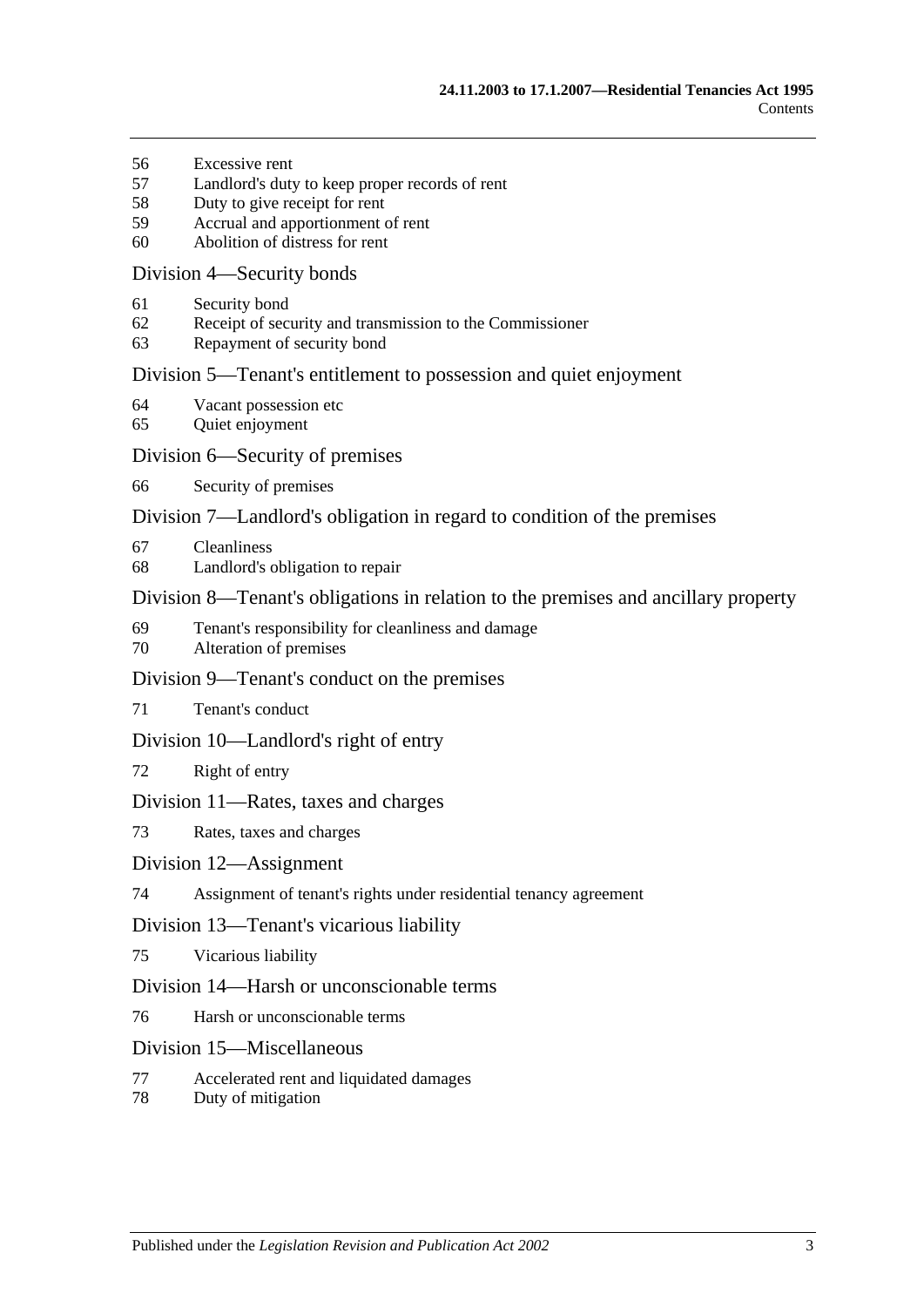56 Excessive rent
57 Landlord's duty to keep proper records of rent
58 Duty to give receipt for rent
59 Accrual and apportionment of rent
60 Abolition of distress for rent

## Division 4—Security bonds

61 Security bond
62 Receipt of security and transmission to the Commissioner
63 Repayment of security bond

## Division 5—Tenant's entitlement to possession and quiet enjoyment

64 Vacant possession etc
65 Quiet enjoyment

## Division 6—Security of premises

66 Security of premises

## Division 7—Landlord's obligation in regard to condition of the premises

67 Cleanliness
68 Landlord's obligation to repair

## Division 8—Tenant's obligations in relation to the premises and ancillary property

69 Tenant's responsibility for cleanliness and damage
70 Alteration of premises

## Division 9—Tenant's conduct on the premises

71 Tenant's conduct

## Division 10—Landlord's right of entry

72 Right of entry

## Division 11—Rates, taxes and charges

73 Rates, taxes and charges

## Division 12—Assignment

74 Assignment of tenant's rights under residential tenancy agreement

## Division 13—Tenant's vicarious liability

75 Vicarious liability

## Division 14—Harsh or unconscionable terms

76 Harsh or unconscionable terms

## Division 15—Miscellaneous

77 Accelerated rent and liquidated damages
78 Duty of mitigation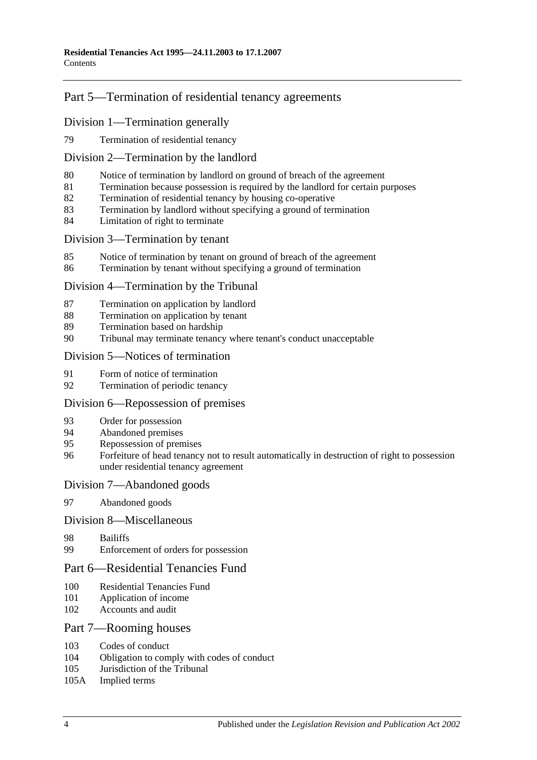## Part 5—Termination of residential tenancy agreements

### Division 1—Termination generally

79 Termination of residential tenancy

### Division 2—Termination by the landlord

80 Notice of termination by landlord on ground of breach of the agreement
81 Termination because possession is required by the landlord for certain purposes
82 Termination of residential tenancy by housing co-operative
83 Termination by landlord without specifying a ground of termination
84 Limitation of right to terminate

### Division 3—Termination by tenant

85 Notice of termination by tenant on ground of breach of the agreement
86 Termination by tenant without specifying a ground of termination

### Division 4—Termination by the Tribunal

87 Termination on application by landlord
88 Termination on application by tenant
89 Termination based on hardship
90 Tribunal may terminate tenancy where tenant's conduct unacceptable

### Division 5—Notices of termination

91 Form of notice of termination
92 Termination of periodic tenancy

### Division 6—Repossession of premises

93 Order for possession
94 Abandoned premises
95 Repossession of premises
96 Forfeiture of head tenancy not to result automatically in destruction of right to possession under residential tenancy agreement

### Division 7—Abandoned goods

97 Abandoned goods

### Division 8—Miscellaneous

98 Bailiffs
99 Enforcement of orders for possession

## Part 6—Residential Tenancies Fund

100 Residential Tenancies Fund
101 Application of income
102 Accounts and audit

## Part 7—Rooming houses

103 Codes of conduct
104 Obligation to comply with codes of conduct
105 Jurisdiction of the Tribunal
105A Implied terms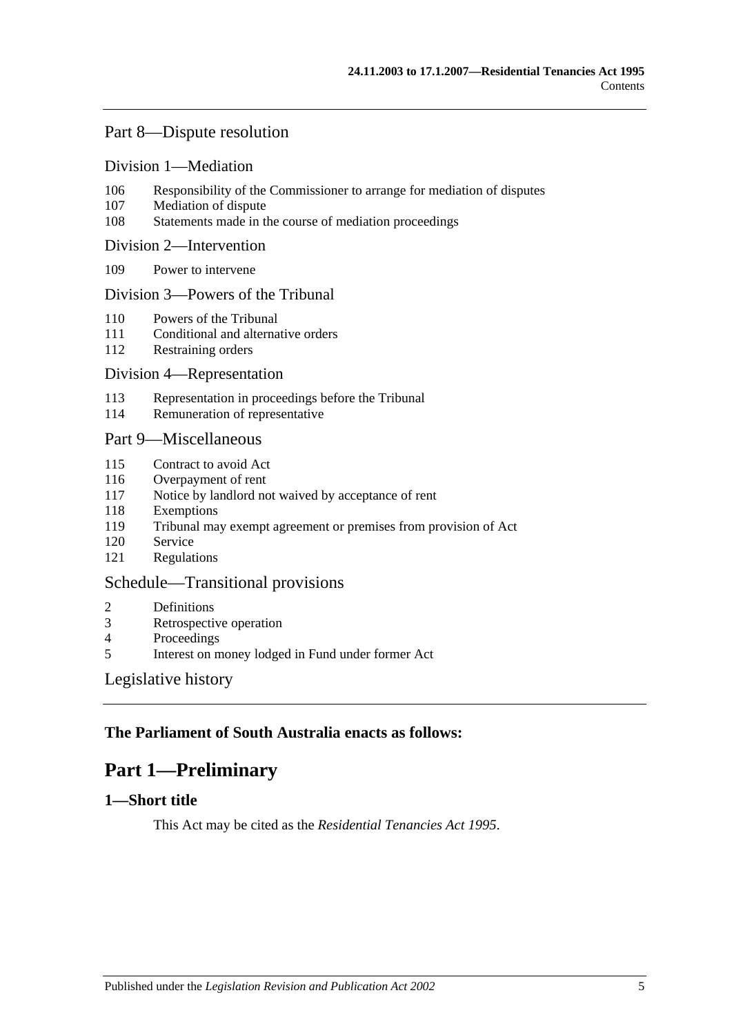## Part 8—Dispute resolution

### Division 1—Mediation

106 Responsibility of the Commissioner to arrange for mediation of disputes
107 Mediation of dispute
108 Statements made in the course of mediation proceedings

### Division 2—Intervention

109 Power to intervene

### Division 3—Powers of the Tribunal

110 Powers of the Tribunal
111 Conditional and alternative orders
112 Restraining orders

### Division 4—Representation

113 Representation in proceedings before the Tribunal
114 Remuneration of representative

## Part 9—Miscellaneous

115 Contract to avoid Act
116 Overpayment of rent
117 Notice by landlord not waived by acceptance of rent
118 Exemptions
119 Tribunal may exempt agreement or premises from provision of Act
120 Service
121 Regulations

## Schedule—Transitional provisions

2 Definitions
3 Retrospective operation
4 Proceedings
5 Interest on money lodged in Fund under former Act

## Legislative history

**The Parliament of South Australia enacts as follows:**

# Part 1—Preliminary

### 1—Short title

This Act may be cited as the *Residential Tenancies Act 1995*.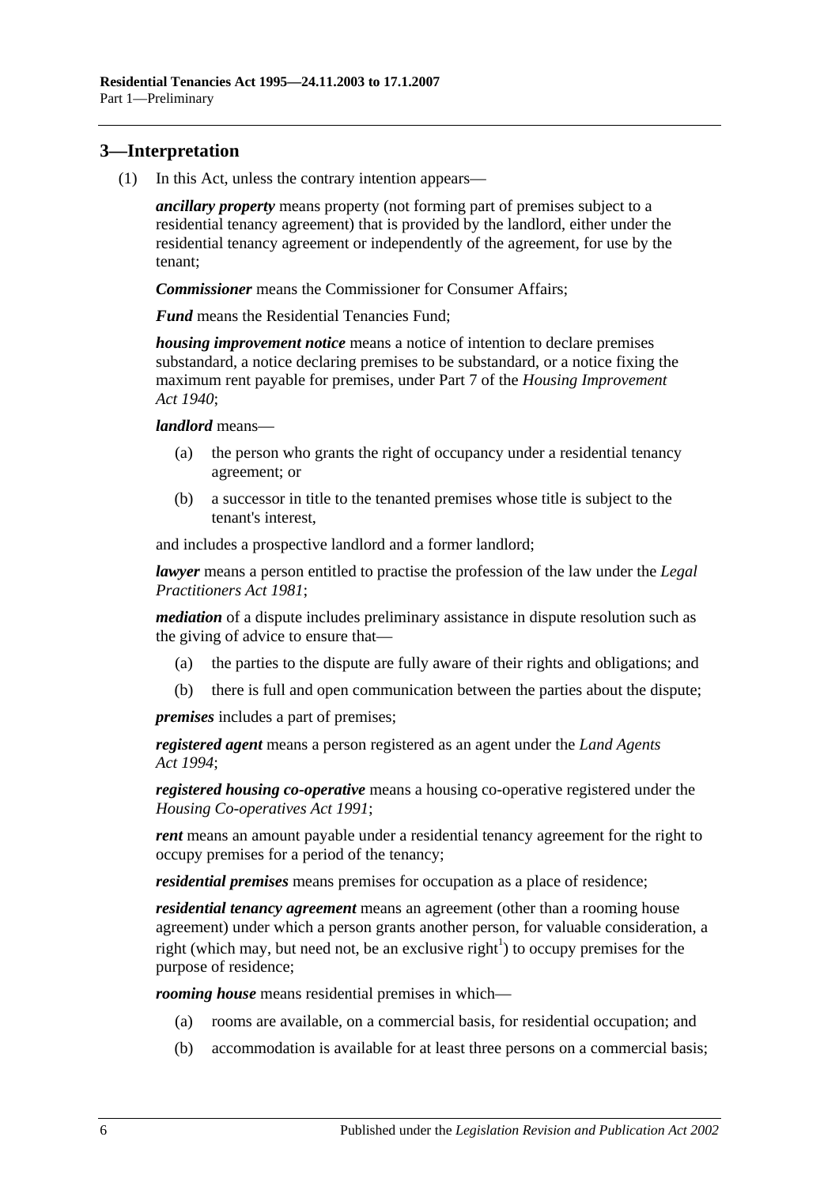## 3—Interpretation

(1) In this Act, unless the contrary intention appears—

***ancillary property*** means property (not forming part of premises subject to a residential tenancy agreement) that is provided by the landlord, either under the residential tenancy agreement or independently of the agreement, for use by the tenant;

***Commissioner*** means the Commissioner for Consumer Affairs;

***Fund*** means the Residential Tenancies Fund;

***housing improvement notice*** means a notice of intention to declare premises substandard, a notice declaring premises to be substandard, or a notice fixing the maximum rent payable for premises, under Part 7 of the *Housing Improvement Act 1940*;

***landlord*** means—

- (a) the person who grants the right of occupancy under a residential tenancy agreement; or
- (b) a successor in title to the tenanted premises whose title is subject to the tenant's interest,

and includes a prospective landlord and a former landlord;

***lawyer*** means a person entitled to practise the profession of the law under the *Legal Practitioners Act 1981*;

***mediation*** of a dispute includes preliminary assistance in dispute resolution such as the giving of advice to ensure that—

- (a) the parties to the dispute are fully aware of their rights and obligations; and
- (b) there is full and open communication between the parties about the dispute;

***premises*** includes a part of premises;

***registered agent*** means a person registered as an agent under the *Land Agents Act 1994*;

***registered housing co-operative*** means a housing co-operative registered under the *Housing Co-operatives Act 1991*;

***rent*** means an amount payable under a residential tenancy agreement for the right to occupy premises for a period of the tenancy;

***residential premises*** means premises for occupation as a place of residence;

***residential tenancy agreement*** means an agreement (other than a rooming house agreement) under which a person grants another person, for valuable consideration, a right (which may, but need not, be an exclusive right[1]) to occupy premises for the purpose of residence;

***rooming house*** means residential premises in which—

- (a) rooms are available, on a commercial basis, for residential occupation; and
- (b) accommodation is available for at least three persons on a commercial basis;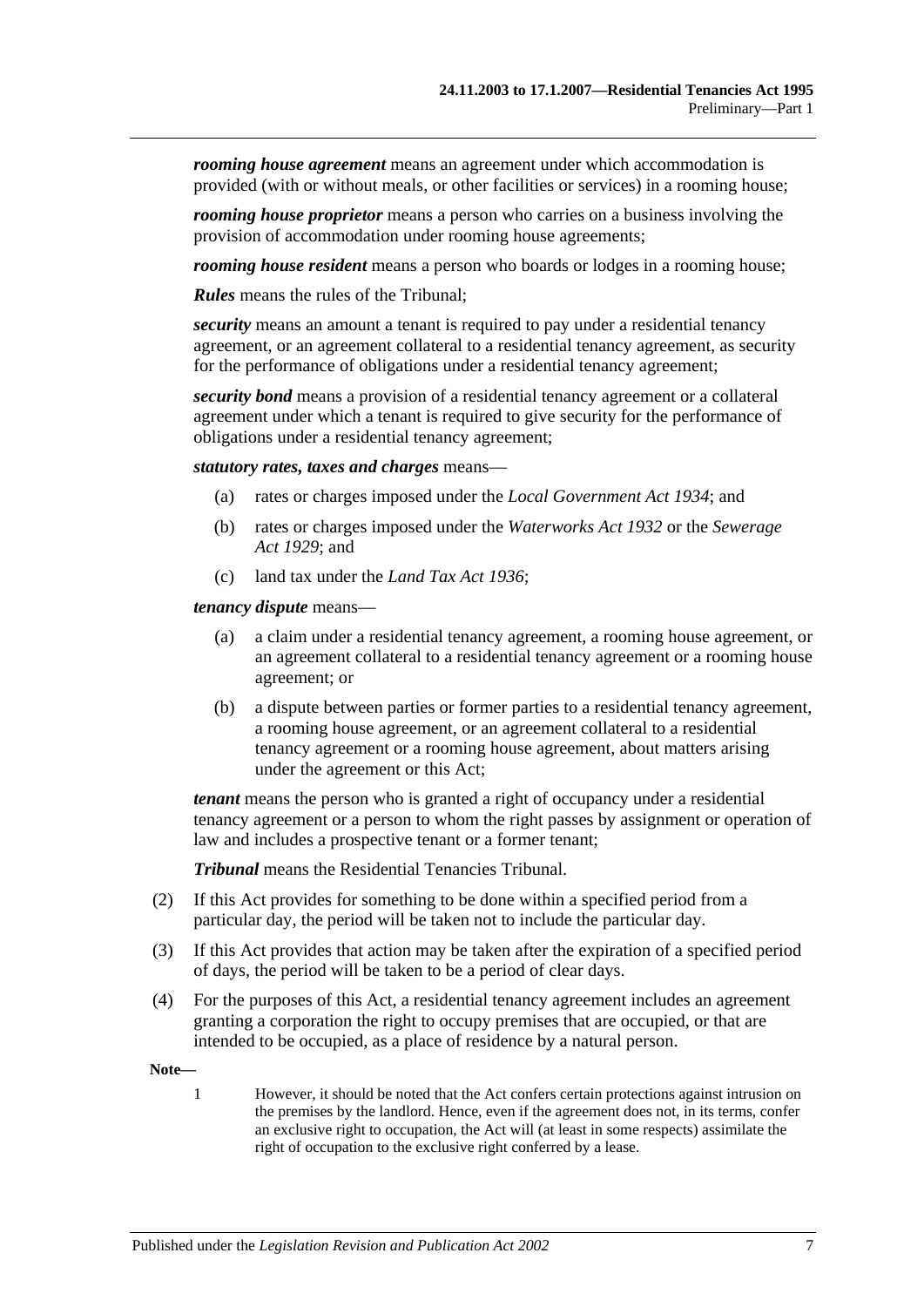***rooming house agreement*** means an agreement under which accommodation is provided (with or without meals, or other facilities or services) in a rooming house;

***rooming house proprietor*** means a person who carries on a business involving the provision of accommodation under rooming house agreements;

***rooming house resident*** means a person who boards or lodges in a rooming house;

***Rules*** means the rules of the Tribunal;

***security*** means an amount a tenant is required to pay under a residential tenancy agreement, or an agreement collateral to a residential tenancy agreement, as security for the performance of obligations under a residential tenancy agreement;

***security bond*** means a provision of a residential tenancy agreement or a collateral agreement under which a tenant is required to give security for the performance of obligations under a residential tenancy agreement;

***statutory rates, taxes and charges*** means—

- (a) rates or charges imposed under the *Local Government Act 1934*; and
- (b) rates or charges imposed under the *Waterworks Act 1932* or the *Sewerage Act 1929*; and
- (c) land tax under the *Land Tax Act 1936*;

***tenancy dispute*** means—

- (a) a claim under a residential tenancy agreement, a rooming house agreement, or an agreement collateral to a residential tenancy agreement or a rooming house agreement; or
- (b) a dispute between parties or former parties to a residential tenancy agreement, a rooming house agreement, or an agreement collateral to a residential tenancy agreement or a rooming house agreement, about matters arising under the agreement or this Act;

***tenant*** means the person who is granted a right of occupancy under a residential tenancy agreement or a person to whom the right passes by assignment or operation of law and includes a prospective tenant or a former tenant;

***Tribunal*** means the Residential Tenancies Tribunal.

(2) If this Act provides for something to be done within a specified period from a particular day, the period will be taken not to include the particular day.

(3) If this Act provides that action may be taken after the expiration of a specified period of days, the period will be taken to be a period of clear days.

(4) For the purposes of this Act, a residential tenancy agreement includes an agreement granting a corporation the right to occupy premises that are occupied, or that are intended to be occupied, as a place of residence by a natural person.

**Note—**

1 However, it should be noted that the Act confers certain protections against intrusion on the premises by the landlord. Hence, even if the agreement does not, in its terms, confer an exclusive right to occupation, the Act will (at least in some respects) assimilate the right of occupation to the exclusive right conferred by a lease.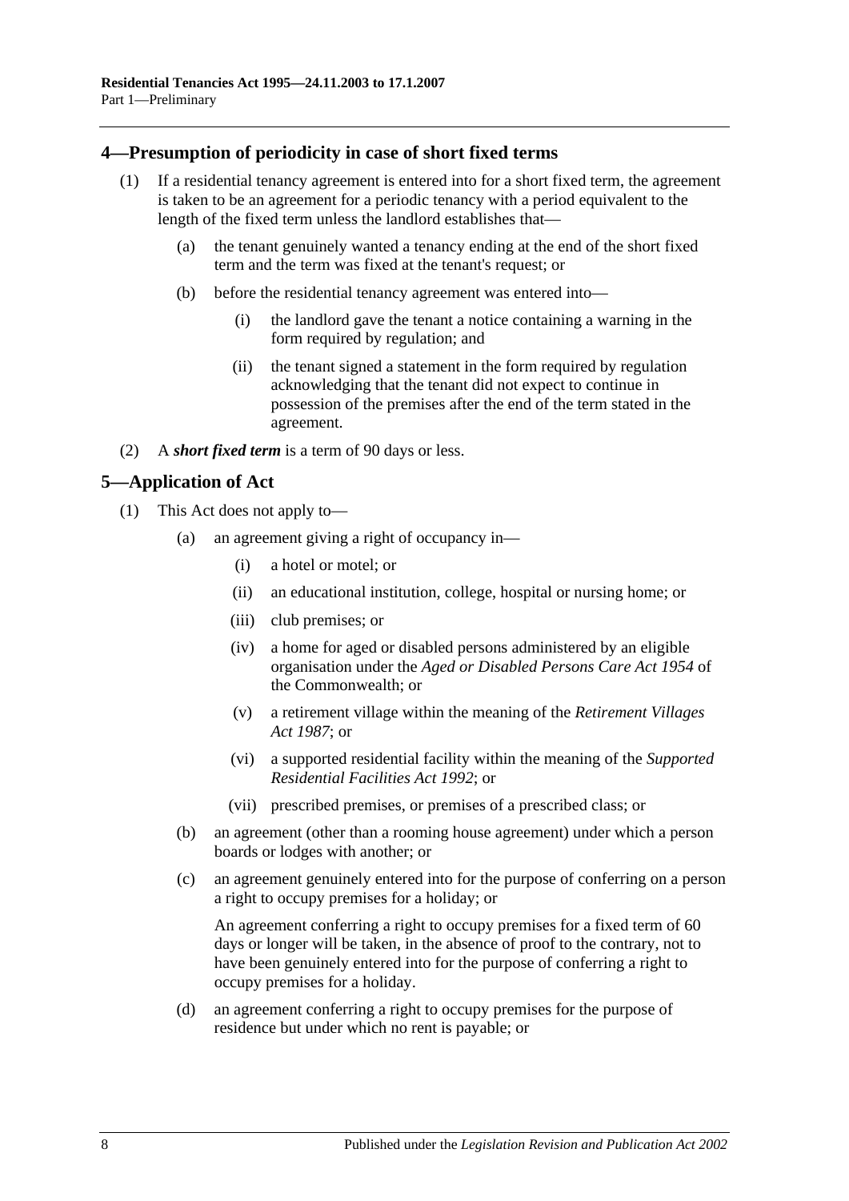## 4—Presumption of periodicity in case of short fixed terms

(1) If a residential tenancy agreement is entered into for a short fixed term, the agreement is taken to be an agreement for a periodic tenancy with a period equivalent to the length of the fixed term unless the landlord establishes that—

(a) the tenant genuinely wanted a tenancy ending at the end of the short fixed term and the term was fixed at the tenant's request; or

(b) before the residential tenancy agreement was entered into—

(i) the landlord gave the tenant a notice containing a warning in the form required by regulation; and

(ii) the tenant signed a statement in the form required by regulation acknowledging that the tenant did not expect to continue in possession of the premises after the end of the term stated in the agreement.

(2) A ***short fixed term*** is a term of 90 days or less.

## 5—Application of Act

(1) This Act does not apply to—

(a) an agreement giving a right of occupancy in—

(i) a hotel or motel; or

(ii) an educational institution, college, hospital or nursing home; or

(iii) club premises; or

(iv) a home for aged or disabled persons administered by an eligible organisation under the *Aged or Disabled Persons Care Act 1954* of the Commonwealth; or

(v) a retirement village within the meaning of the *Retirement Villages Act 1987*; or

(vi) a supported residential facility within the meaning of the *Supported Residential Facilities Act 1992*; or

(vii) prescribed premises, or premises of a prescribed class; or

(b) an agreement (other than a rooming house agreement) under which a person boards or lodges with another; or

(c) an agreement genuinely entered into for the purpose of conferring on a person a right to occupy premises for a holiday; or

An agreement conferring a right to occupy premises for a fixed term of 60 days or longer will be taken, in the absence of proof to the contrary, not to have been genuinely entered into for the purpose of conferring a right to occupy premises for a holiday.

(d) an agreement conferring a right to occupy premises for the purpose of residence but under which no rent is payable; or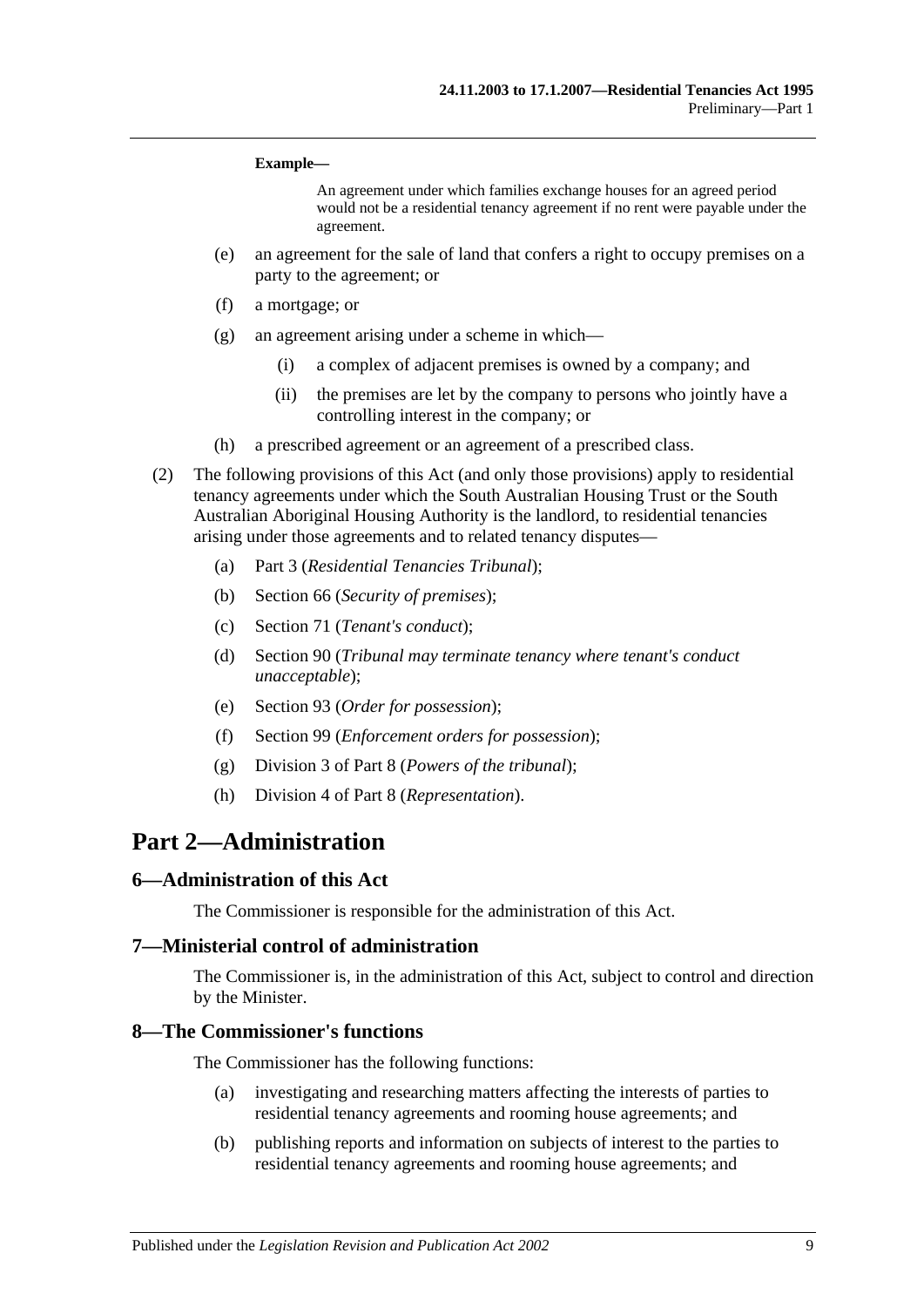**Example—**

> An agreement under which families exchange houses for an agreed period would not be a residential tenancy agreement if no rent were payable under the agreement.

(e) an agreement for the sale of land that confers a right to occupy premises on a party to the agreement; or

(f) a mortgage; or

(g) an agreement arising under a scheme in which—

  (i) a complex of adjacent premises is owned by a company; and

  (ii) the premises are let by the company to persons who jointly have a controlling interest in the company; or

(h) a prescribed agreement or an agreement of a prescribed class.

(2) The following provisions of this Act (and only those provisions) apply to residential tenancy agreements under which the South Australian Housing Trust or the South Australian Aboriginal Housing Authority is the landlord, to residential tenancies arising under those agreements and to related tenancy disputes—

(a) Part 3 (*Residential Tenancies Tribunal*);

(b) Section 66 (*Security of premises*);

(c) Section 71 (*Tenant's conduct*);

(d) Section 90 (*Tribunal may terminate tenancy where tenant's conduct unacceptable*);

(e) Section 93 (*Order for possession*);

(f) Section 99 (*Enforcement orders for possession*);

(g) Division 3 of Part 8 (*Powers of the tribunal*);

(h) Division 4 of Part 8 (*Representation*).

# Part 2—Administration

## 6—Administration of this Act

The Commissioner is responsible for the administration of this Act.

## 7—Ministerial control of administration

The Commissioner is, in the administration of this Act, subject to control and direction by the Minister.

## 8—The Commissioner's functions

The Commissioner has the following functions:

(a) investigating and researching matters affecting the interests of parties to residential tenancy agreements and rooming house agreements; and

(b) publishing reports and information on subjects of interest to the parties to residential tenancy agreements and rooming house agreements; and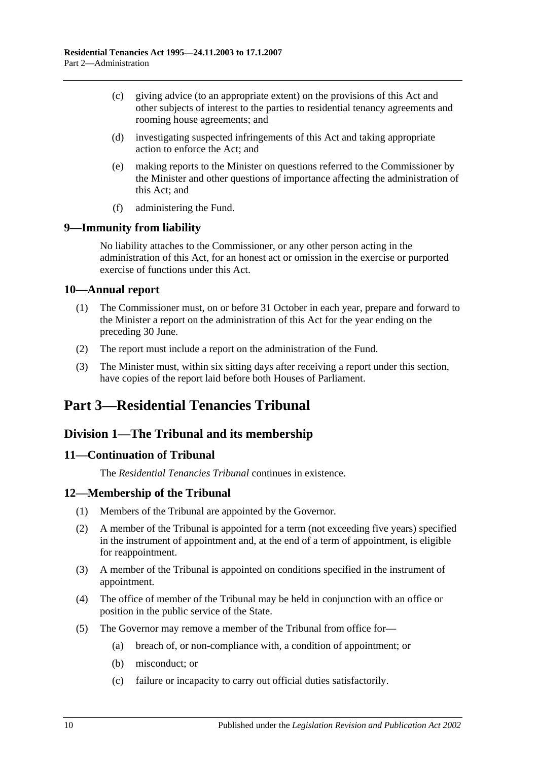(c) giving advice (to an appropriate extent) on the provisions of this Act and other subjects of interest to the parties to residential tenancy agreements and rooming house agreements; and

(d) investigating suspected infringements of this Act and taking appropriate action to enforce the Act; and

(e) making reports to the Minister on questions referred to the Commissioner by the Minister and other questions of importance affecting the administration of this Act; and

(f) administering the Fund.

### 9—Immunity from liability

No liability attaches to the Commissioner, or any other person acting in the administration of this Act, for an honest act or omission in the exercise or purported exercise of functions under this Act.

### 10—Annual report

(1) The Commissioner must, on or before 31 October in each year, prepare and forward to the Minister a report on the administration of this Act for the year ending on the preceding 30 June.

(2) The report must include a report on the administration of the Fund.

(3) The Minister must, within six sitting days after receiving a report under this section, have copies of the report laid before both Houses of Parliament.

# Part 3—Residential Tenancies Tribunal

## Division 1—The Tribunal and its membership

### 11—Continuation of Tribunal

The *Residential Tenancies Tribunal* continues in existence.

### 12—Membership of the Tribunal

(1) Members of the Tribunal are appointed by the Governor.

(2) A member of the Tribunal is appointed for a term (not exceeding five years) specified in the instrument of appointment and, at the end of a term of appointment, is eligible for reappointment.

(3) A member of the Tribunal is appointed on conditions specified in the instrument of appointment.

(4) The office of member of the Tribunal may be held in conjunction with an office or position in the public service of the State.

(5) The Governor may remove a member of the Tribunal from office for—

(a) breach of, or non-compliance with, a condition of appointment; or

(b) misconduct; or

(c) failure or incapacity to carry out official duties satisfactorily.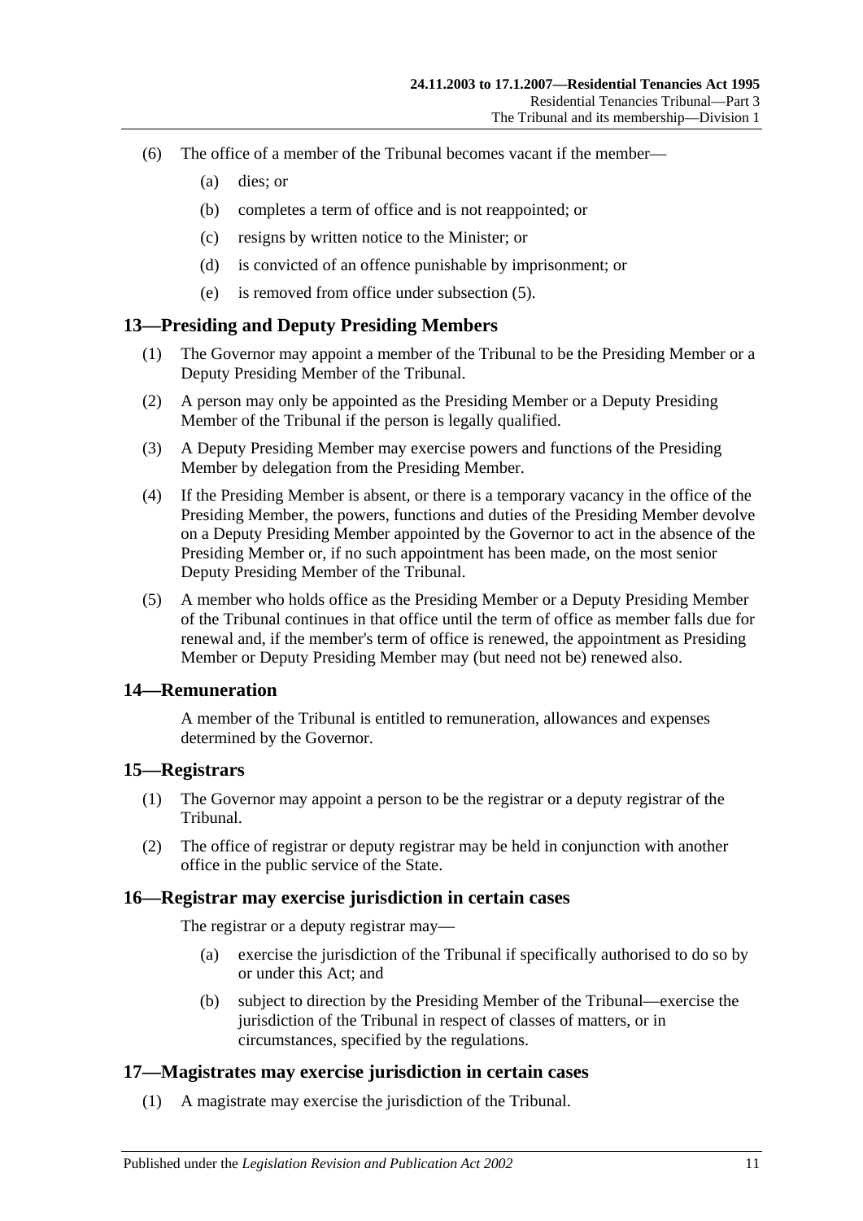(6) The office of a member of the Tribunal becomes vacant if the member—

(a) dies; or

(b) completes a term of office and is not reappointed; or

(c) resigns by written notice to the Minister; or

(d) is convicted of an offence punishable by imprisonment; or

(e) is removed from office under subsection (5).

## 13—Presiding and Deputy Presiding Members

(1) The Governor may appoint a member of the Tribunal to be the Presiding Member or a Deputy Presiding Member of the Tribunal.

(2) A person may only be appointed as the Presiding Member or a Deputy Presiding Member of the Tribunal if the person is legally qualified.

(3) A Deputy Presiding Member may exercise powers and functions of the Presiding Member by delegation from the Presiding Member.

(4) If the Presiding Member is absent, or there is a temporary vacancy in the office of the Presiding Member, the powers, functions and duties of the Presiding Member devolve on a Deputy Presiding Member appointed by the Governor to act in the absence of the Presiding Member or, if no such appointment has been made, on the most senior Deputy Presiding Member of the Tribunal.

(5) A member who holds office as the Presiding Member or a Deputy Presiding Member of the Tribunal continues in that office until the term of office as member falls due for renewal and, if the member's term of office is renewed, the appointment as Presiding Member or Deputy Presiding Member may (but need not be) renewed also.

## 14—Remuneration

A member of the Tribunal is entitled to remuneration, allowances and expenses determined by the Governor.

## 15—Registrars

(1) The Governor may appoint a person to be the registrar or a deputy registrar of the Tribunal.

(2) The office of registrar or deputy registrar may be held in conjunction with another office in the public service of the State.

## 16—Registrar may exercise jurisdiction in certain cases

The registrar or a deputy registrar may—

(a) exercise the jurisdiction of the Tribunal if specifically authorised to do so by or under this Act; and

(b) subject to direction by the Presiding Member of the Tribunal—exercise the jurisdiction of the Tribunal in respect of classes of matters, or in circumstances, specified by the regulations.

## 17—Magistrates may exercise jurisdiction in certain cases

(1) A magistrate may exercise the jurisdiction of the Tribunal.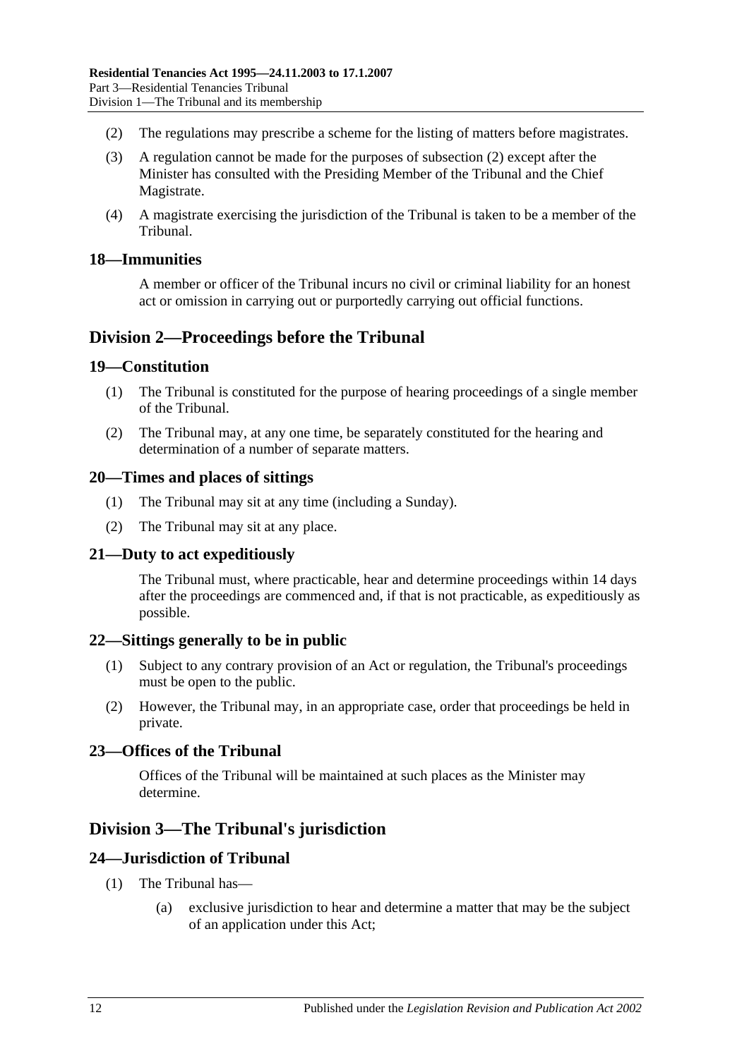(2) The regulations may prescribe a scheme for the listing of matters before magistrates.

(3) A regulation cannot be made for the purposes of subsection (2) except after the Minister has consulted with the Presiding Member of the Tribunal and the Chief Magistrate.

(4) A magistrate exercising the jurisdiction of the Tribunal is taken to be a member of the Tribunal.

## 18—Immunities

A member or officer of the Tribunal incurs no civil or criminal liability for an honest act or omission in carrying out or purportedly carrying out official functions.

# Division 2—Proceedings before the Tribunal

## 19—Constitution

(1) The Tribunal is constituted for the purpose of hearing proceedings of a single member of the Tribunal.

(2) The Tribunal may, at any one time, be separately constituted for the hearing and determination of a number of separate matters.

## 20—Times and places of sittings

(1) The Tribunal may sit at any time (including a Sunday).

(2) The Tribunal may sit at any place.

## 21—Duty to act expeditiously

The Tribunal must, where practicable, hear and determine proceedings within 14 days after the proceedings are commenced and, if that is not practicable, as expeditiously as possible.

## 22—Sittings generally to be in public

(1) Subject to any contrary provision of an Act or regulation, the Tribunal's proceedings must be open to the public.

(2) However, the Tribunal may, in an appropriate case, order that proceedings be held in private.

## 23—Offices of the Tribunal

Offices of the Tribunal will be maintained at such places as the Minister may determine.

# Division 3—The Tribunal's jurisdiction

## 24—Jurisdiction of Tribunal

(1) The Tribunal has—

(a) exclusive jurisdiction to hear and determine a matter that may be the subject of an application under this Act;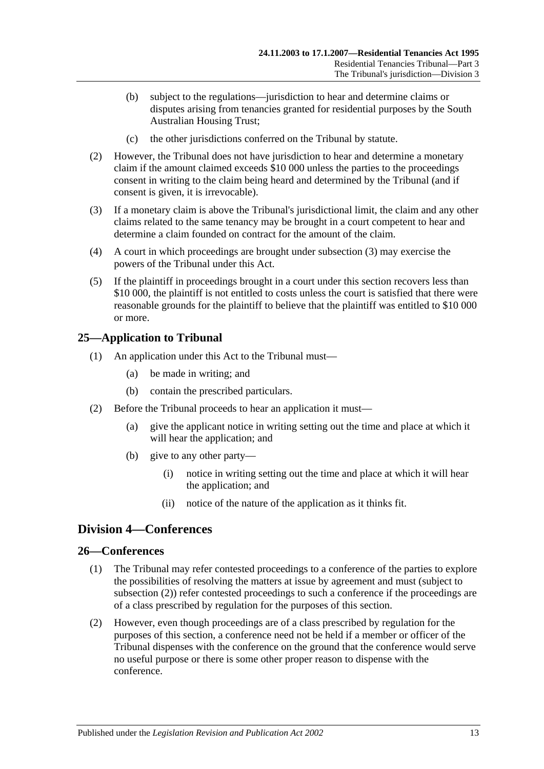(b) subject to the regulations—jurisdiction to hear and determine claims or disputes arising from tenancies granted for residential purposes by the South Australian Housing Trust;

(c) the other jurisdictions conferred on the Tribunal by statute.

(2) However, the Tribunal does not have jurisdiction to hear and determine a monetary claim if the amount claimed exceeds $10 000 unless the parties to the proceedings consent in writing to the claim being heard and determined by the Tribunal (and if consent is given, it is irrevocable).

(3) If a monetary claim is above the Tribunal's jurisdictional limit, the claim and any other claims related to the same tenancy may be brought in a court competent to hear and determine a claim founded on contract for the amount of the claim.

(4) A court in which proceedings are brought under subsection (3) may exercise the powers of the Tribunal under this Act.

(5) If the plaintiff in proceedings brought in a court under this section recovers less than $10 000, the plaintiff is not entitled to costs unless the court is satisfied that there were reasonable grounds for the plaintiff to believe that the plaintiff was entitled to $10 000 or more.

## 25—Application to Tribunal

(1) An application under this Act to the Tribunal must—

(a) be made in writing; and

(b) contain the prescribed particulars.

(2) Before the Tribunal proceeds to hear an application it must—

(a) give the applicant notice in writing setting out the time and place at which it will hear the application; and

(b) give to any other party—

(i) notice in writing setting out the time and place at which it will hear the application; and

(ii) notice of the nature of the application as it thinks fit.

# Division 4—Conferences

## 26—Conferences

(1) The Tribunal may refer contested proceedings to a conference of the parties to explore the possibilities of resolving the matters at issue by agreement and must (subject to subsection (2)) refer contested proceedings to such a conference if the proceedings are of a class prescribed by regulation for the purposes of this section.

(2) However, even though proceedings are of a class prescribed by regulation for the purposes of this section, a conference need not be held if a member or officer of the Tribunal dispenses with the conference on the ground that the conference would serve no useful purpose or there is some other proper reason to dispense with the conference.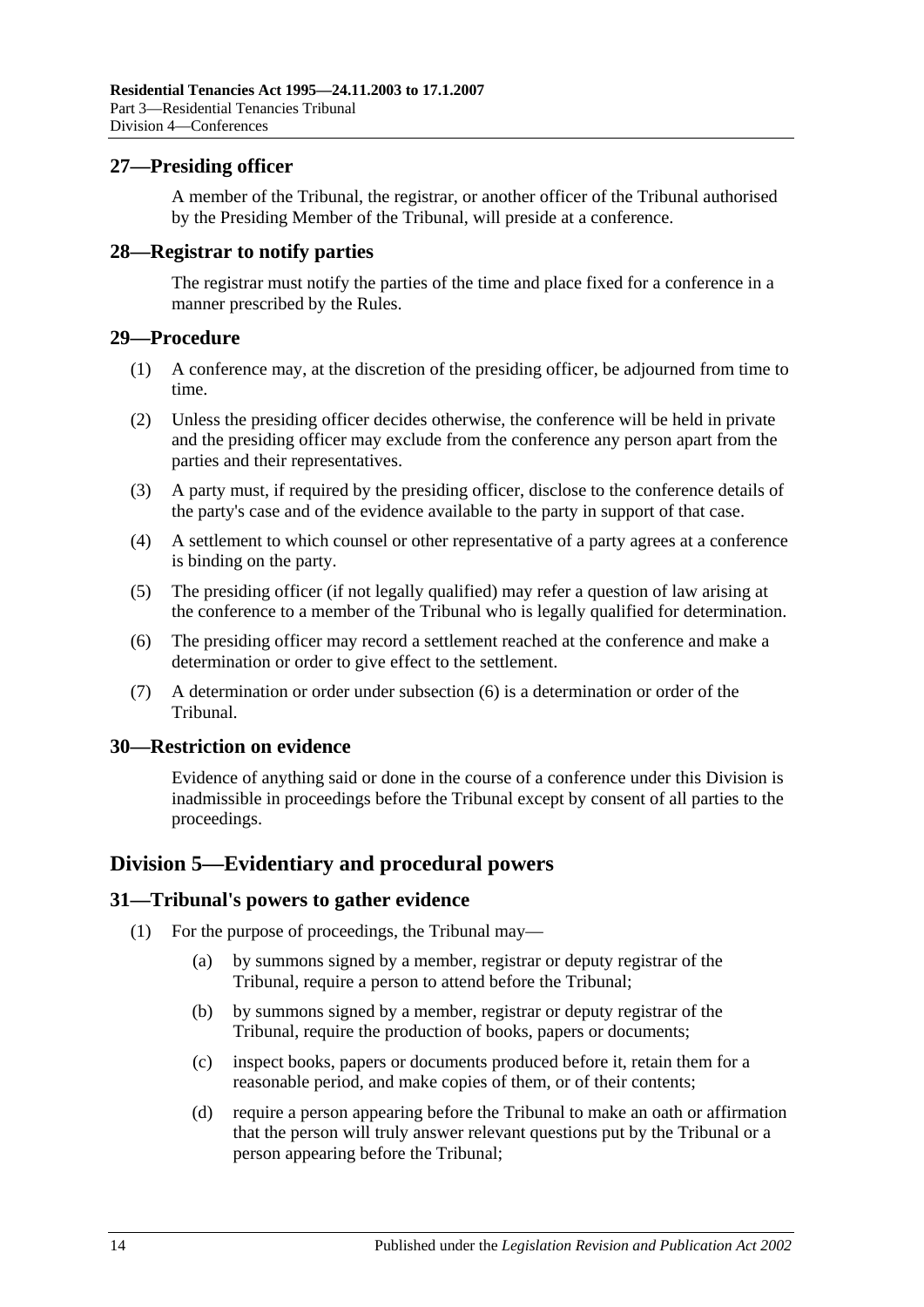## 27—Presiding officer

A member of the Tribunal, the registrar, or another officer of the Tribunal authorised by the Presiding Member of the Tribunal, will preside at a conference.

## 28—Registrar to notify parties

The registrar must notify the parties of the time and place fixed for a conference in a manner prescribed by the Rules.

## 29—Procedure

(1) A conference may, at the discretion of the presiding officer, be adjourned from time to time.

(2) Unless the presiding officer decides otherwise, the conference will be held in private and the presiding officer may exclude from the conference any person apart from the parties and their representatives.

(3) A party must, if required by the presiding officer, disclose to the conference details of the party's case and of the evidence available to the party in support of that case.

(4) A settlement to which counsel or other representative of a party agrees at a conference is binding on the party.

(5) The presiding officer (if not legally qualified) may refer a question of law arising at the conference to a member of the Tribunal who is legally qualified for determination.

(6) The presiding officer may record a settlement reached at the conference and make a determination or order to give effect to the settlement.

(7) A determination or order under subsection (6) is a determination or order of the Tribunal.

## 30—Restriction on evidence

Evidence of anything said or done in the course of a conference under this Division is inadmissible in proceedings before the Tribunal except by consent of all parties to the proceedings.

# Division 5—Evidentiary and procedural powers

## 31—Tribunal's powers to gather evidence

(1) For the purpose of proceedings, the Tribunal may—

(a) by summons signed by a member, registrar or deputy registrar of the Tribunal, require a person to attend before the Tribunal;

(b) by summons signed by a member, registrar or deputy registrar of the Tribunal, require the production of books, papers or documents;

(c) inspect books, papers or documents produced before it, retain them for a reasonable period, and make copies of them, or of their contents;

(d) require a person appearing before the Tribunal to make an oath or affirmation that the person will truly answer relevant questions put by the Tribunal or a person appearing before the Tribunal;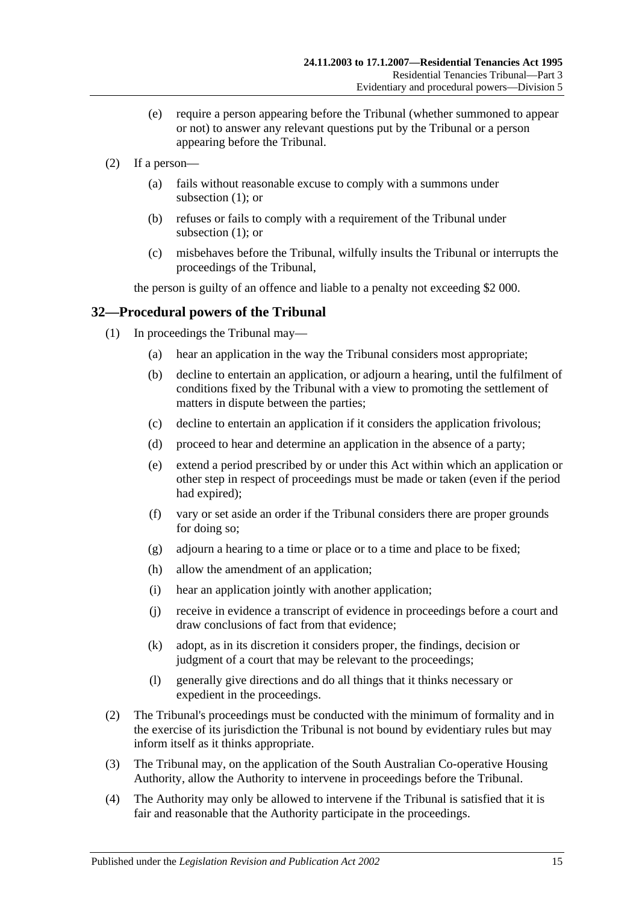(e) require a person appearing before the Tribunal (whether summoned to appear or not) to answer any relevant questions put by the Tribunal or a person appearing before the Tribunal.

(2) If a person—

(a) fails without reasonable excuse to comply with a summons under subsection (1); or

(b) refuses or fails to comply with a requirement of the Tribunal under subsection (1); or

(c) misbehaves before the Tribunal, wilfully insults the Tribunal or interrupts the proceedings of the Tribunal,

the person is guilty of an offence and liable to a penalty not exceeding $2 000.

## 32—Procedural powers of the Tribunal

(1) In proceedings the Tribunal may—

(a) hear an application in the way the Tribunal considers most appropriate;

(b) decline to entertain an application, or adjourn a hearing, until the fulfilment of conditions fixed by the Tribunal with a view to promoting the settlement of matters in dispute between the parties;

(c) decline to entertain an application if it considers the application frivolous;

(d) proceed to hear and determine an application in the absence of a party;

(e) extend a period prescribed by or under this Act within which an application or other step in respect of proceedings must be made or taken (even if the period had expired);

(f) vary or set aside an order if the Tribunal considers there are proper grounds for doing so;

(g) adjourn a hearing to a time or place or to a time and place to be fixed;

(h) allow the amendment of an application;

(i) hear an application jointly with another application;

(j) receive in evidence a transcript of evidence in proceedings before a court and draw conclusions of fact from that evidence;

(k) adopt, as in its discretion it considers proper, the findings, decision or judgment of a court that may be relevant to the proceedings;

(l) generally give directions and do all things that it thinks necessary or expedient in the proceedings.

(2) The Tribunal's proceedings must be conducted with the minimum of formality and in the exercise of its jurisdiction the Tribunal is not bound by evidentiary rules but may inform itself as it thinks appropriate.

(3) The Tribunal may, on the application of the South Australian Co-operative Housing Authority, allow the Authority to intervene in proceedings before the Tribunal.

(4) The Authority may only be allowed to intervene if the Tribunal is satisfied that it is fair and reasonable that the Authority participate in the proceedings.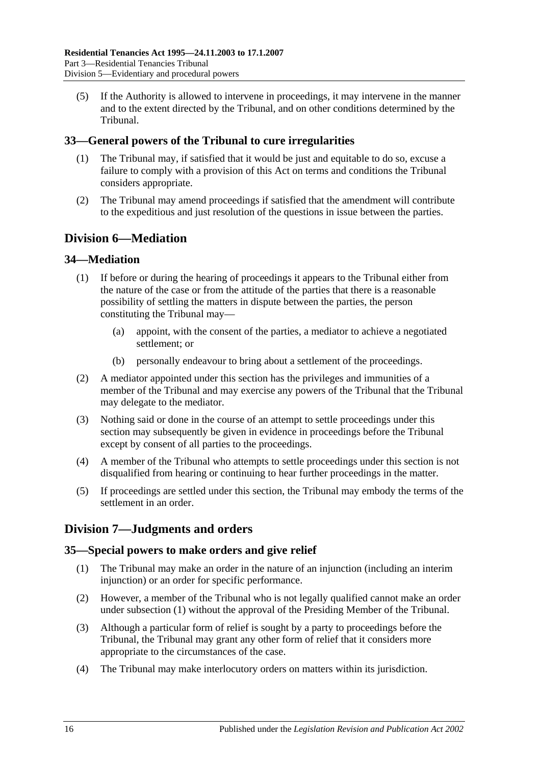(5) If the Authority is allowed to intervene in proceedings, it may intervene in the manner and to the extent directed by the Tribunal, and on other conditions determined by the Tribunal.

### 33—General powers of the Tribunal to cure irregularities

(1) The Tribunal may, if satisfied that it would be just and equitable to do so, excuse a failure to comply with a provision of this Act on terms and conditions the Tribunal considers appropriate.

(2) The Tribunal may amend proceedings if satisfied that the amendment will contribute to the expeditious and just resolution of the questions in issue between the parties.

## Division 6—Mediation

### 34—Mediation

(1) If before or during the hearing of proceedings it appears to the Tribunal either from the nature of the case or from the attitude of the parties that there is a reasonable possibility of settling the matters in dispute between the parties, the person constituting the Tribunal may—

(a) appoint, with the consent of the parties, a mediator to achieve a negotiated settlement; or

(b) personally endeavour to bring about a settlement of the proceedings.

(2) A mediator appointed under this section has the privileges and immunities of a member of the Tribunal and may exercise any powers of the Tribunal that the Tribunal may delegate to the mediator.

(3) Nothing said or done in the course of an attempt to settle proceedings under this section may subsequently be given in evidence in proceedings before the Tribunal except by consent of all parties to the proceedings.

(4) A member of the Tribunal who attempts to settle proceedings under this section is not disqualified from hearing or continuing to hear further proceedings in the matter.

(5) If proceedings are settled under this section, the Tribunal may embody the terms of the settlement in an order.

## Division 7—Judgments and orders

### 35—Special powers to make orders and give relief

(1) The Tribunal may make an order in the nature of an injunction (including an interim injunction) or an order for specific performance.

(2) However, a member of the Tribunal who is not legally qualified cannot make an order under subsection (1) without the approval of the Presiding Member of the Tribunal.

(3) Although a particular form of relief is sought by a party to proceedings before the Tribunal, the Tribunal may grant any other form of relief that it considers more appropriate to the circumstances of the case.

(4) The Tribunal may make interlocutory orders on matters within its jurisdiction.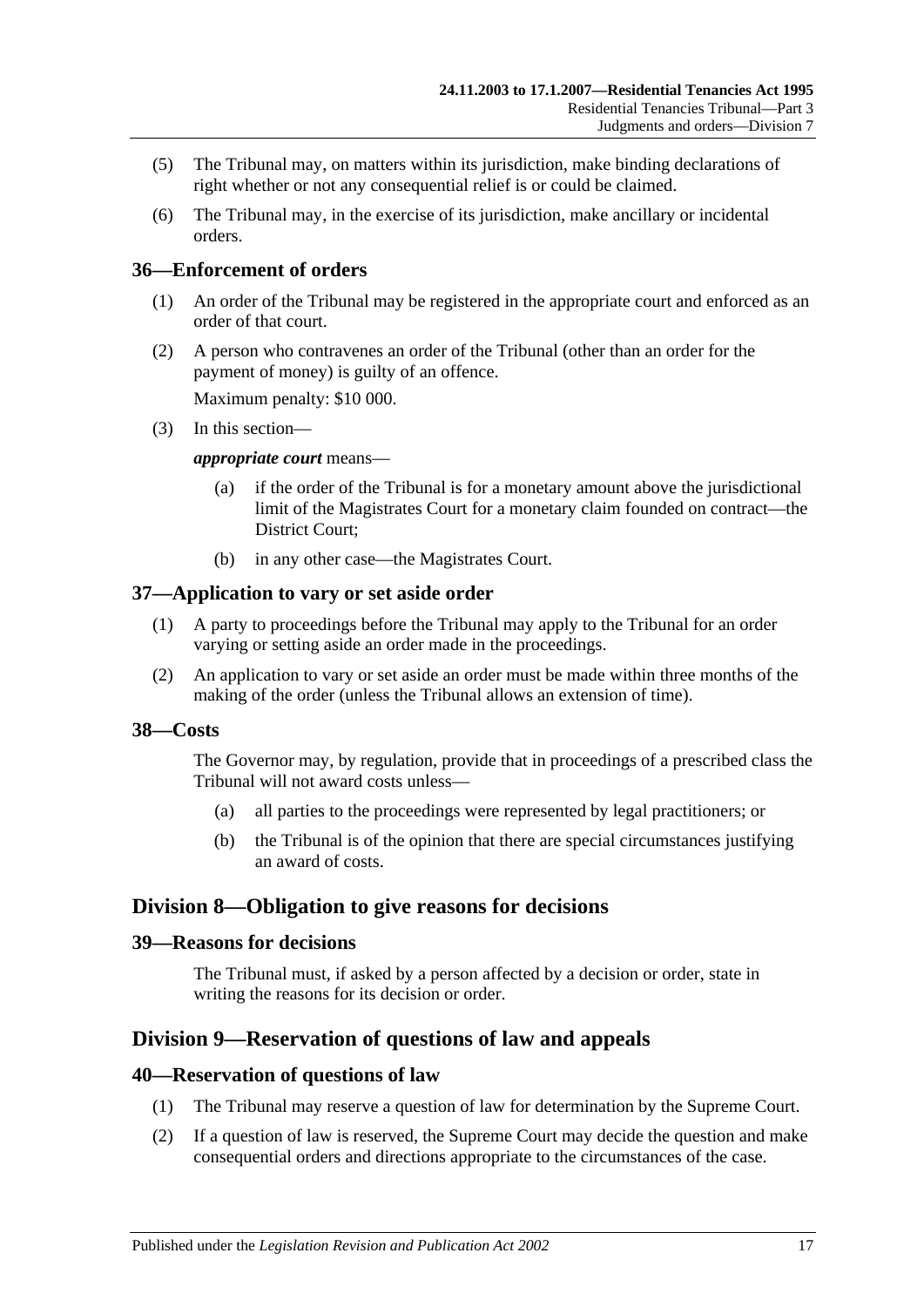(5) The Tribunal may, on matters within its jurisdiction, make binding declarations of right whether or not any consequential relief is or could be claimed.

(6) The Tribunal may, in the exercise of its jurisdiction, make ancillary or incidental orders.

## 36—Enforcement of orders

(1) An order of the Tribunal may be registered in the appropriate court and enforced as an order of that court.

(2) A person who contravenes an order of the Tribunal (other than an order for the payment of money) is guilty of an offence.

Maximum penalty: $10 000.

(3) In this section—

***appropriate court*** means—

(a) if the order of the Tribunal is for a monetary amount above the jurisdictional limit of the Magistrates Court for a monetary claim founded on contract—the District Court;

(b) in any other case—the Magistrates Court.

## 37—Application to vary or set aside order

(1) A party to proceedings before the Tribunal may apply to the Tribunal for an order varying or setting aside an order made in the proceedings.

(2) An application to vary or set aside an order must be made within three months of the making of the order (unless the Tribunal allows an extension of time).

## 38—Costs

The Governor may, by regulation, provide that in proceedings of a prescribed class the Tribunal will not award costs unless—

(a) all parties to the proceedings were represented by legal practitioners; or

(b) the Tribunal is of the opinion that there are special circumstances justifying an award of costs.

# Division 8—Obligation to give reasons for decisions

## 39—Reasons for decisions

The Tribunal must, if asked by a person affected by a decision or order, state in writing the reasons for its decision or order.

# Division 9—Reservation of questions of law and appeals

## 40—Reservation of questions of law

(1) The Tribunal may reserve a question of law for determination by the Supreme Court.

(2) If a question of law is reserved, the Supreme Court may decide the question and make consequential orders and directions appropriate to the circumstances of the case.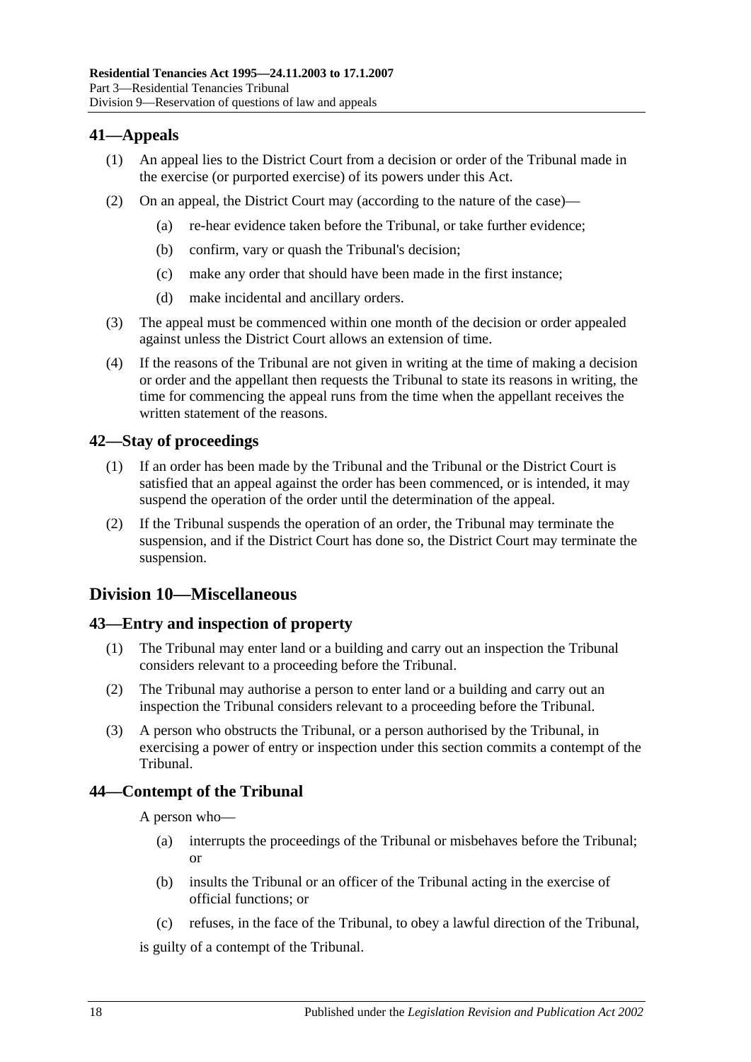## 41—Appeals

(1) An appeal lies to the District Court from a decision or order of the Tribunal made in the exercise (or purported exercise) of its powers under this Act.

(2) On an appeal, the District Court may (according to the nature of the case)—

(a) re-hear evidence taken before the Tribunal, or take further evidence;

(b) confirm, vary or quash the Tribunal's decision;

(c) make any order that should have been made in the first instance;

(d) make incidental and ancillary orders.

(3) The appeal must be commenced within one month of the decision or order appealed against unless the District Court allows an extension of time.

(4) If the reasons of the Tribunal are not given in writing at the time of making a decision or order and the appellant then requests the Tribunal to state its reasons in writing, the time for commencing the appeal runs from the time when the appellant receives the written statement of the reasons.

## 42—Stay of proceedings

(1) If an order has been made by the Tribunal and the Tribunal or the District Court is satisfied that an appeal against the order has been commenced, or is intended, it may suspend the operation of the order until the determination of the appeal.

(2) If the Tribunal suspends the operation of an order, the Tribunal may terminate the suspension, and if the District Court has done so, the District Court may terminate the suspension.

# Division 10—Miscellaneous

## 43—Entry and inspection of property

(1) The Tribunal may enter land or a building and carry out an inspection the Tribunal considers relevant to a proceeding before the Tribunal.

(2) The Tribunal may authorise a person to enter land or a building and carry out an inspection the Tribunal considers relevant to a proceeding before the Tribunal.

(3) A person who obstructs the Tribunal, or a person authorised by the Tribunal, in exercising a power of entry or inspection under this section commits a contempt of the Tribunal.

## 44—Contempt of the Tribunal

A person who—

(a) interrupts the proceedings of the Tribunal or misbehaves before the Tribunal; or

(b) insults the Tribunal or an officer of the Tribunal acting in the exercise of official functions; or

(c) refuses, in the face of the Tribunal, to obey a lawful direction of the Tribunal,

is guilty of a contempt of the Tribunal.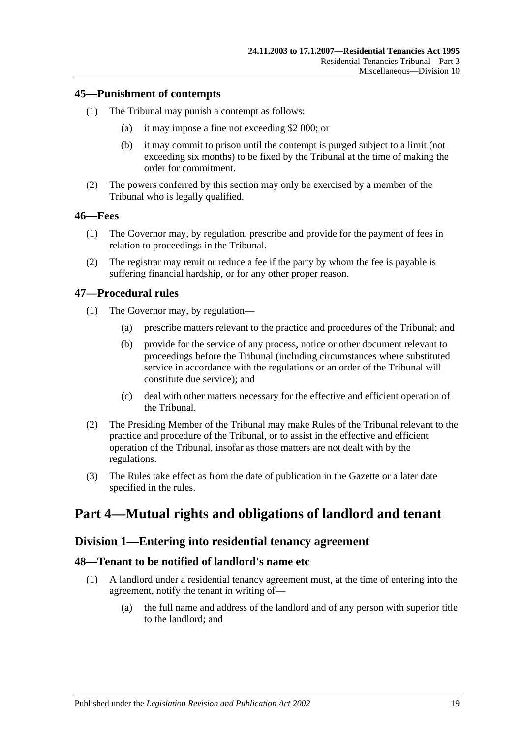### 45—Punishment of contempts

(1) The Tribunal may punish a contempt as follows:

(a) it may impose a fine not exceeding $2 000; or

(b) it may commit to prison until the contempt is purged subject to a limit (not exceeding six months) to be fixed by the Tribunal at the time of making the order for commitment.

(2) The powers conferred by this section may only be exercised by a member of the Tribunal who is legally qualified.

### 46—Fees

(1) The Governor may, by regulation, prescribe and provide for the payment of fees in relation to proceedings in the Tribunal.

(2) The registrar may remit or reduce a fee if the party by whom the fee is payable is suffering financial hardship, or for any other proper reason.

### 47—Procedural rules

(1) The Governor may, by regulation—

(a) prescribe matters relevant to the practice and procedures of the Tribunal; and

(b) provide for the service of any process, notice or other document relevant to proceedings before the Tribunal (including circumstances where substituted service in accordance with the regulations or an order of the Tribunal will constitute due service); and

(c) deal with other matters necessary for the effective and efficient operation of the Tribunal.

(2) The Presiding Member of the Tribunal may make Rules of the Tribunal relevant to the practice and procedure of the Tribunal, or to assist in the effective and efficient operation of the Tribunal, insofar as those matters are not dealt with by the regulations.

(3) The Rules take effect as from the date of publication in the Gazette or a later date specified in the rules.

# Part 4—Mutual rights and obligations of landlord and tenant

## Division 1—Entering into residential tenancy agreement

### 48—Tenant to be notified of landlord's name etc

(1) A landlord under a residential tenancy agreement must, at the time of entering into the agreement, notify the tenant in writing of—

(a) the full name and address of the landlord and of any person with superior title to the landlord; and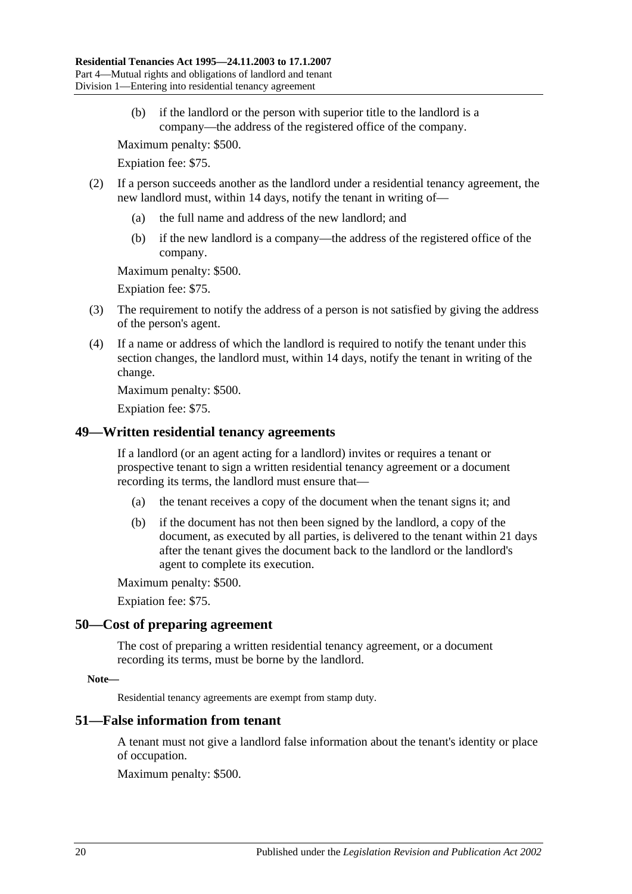(b) if the landlord or the person with superior title to the landlord is a company—the address of the registered office of the company.

Maximum penalty: $500.

Expiation fee: $75.

(2) If a person succeeds another as the landlord under a residential tenancy agreement, the new landlord must, within 14 days, notify the tenant in writing of—

(a) the full name and address of the new landlord; and

(b) if the new landlord is a company—the address of the registered office of the company.

Maximum penalty: $500.

Expiation fee: $75.

(3) The requirement to notify the address of a person is not satisfied by giving the address of the person's agent.

(4) If a name or address of which the landlord is required to notify the tenant under this section changes, the landlord must, within 14 days, notify the tenant in writing of the change.

Maximum penalty: $500.

Expiation fee: $75.

## 49—Written residential tenancy agreements

If a landlord (or an agent acting for a landlord) invites or requires a tenant or prospective tenant to sign a written residential tenancy agreement or a document recording its terms, the landlord must ensure that—

(a) the tenant receives a copy of the document when the tenant signs it; and

(b) if the document has not then been signed by the landlord, a copy of the document, as executed by all parties, is delivered to the tenant within 21 days after the tenant gives the document back to the landlord or the landlord's agent to complete its execution.

Maximum penalty: $500.

Expiation fee: $75.

## 50—Cost of preparing agreement

The cost of preparing a written residential tenancy agreement, or a document recording its terms, must be borne by the landlord.

**Note—**

Residential tenancy agreements are exempt from stamp duty.

## 51—False information from tenant

A tenant must not give a landlord false information about the tenant's identity or place of occupation.

Maximum penalty: $500.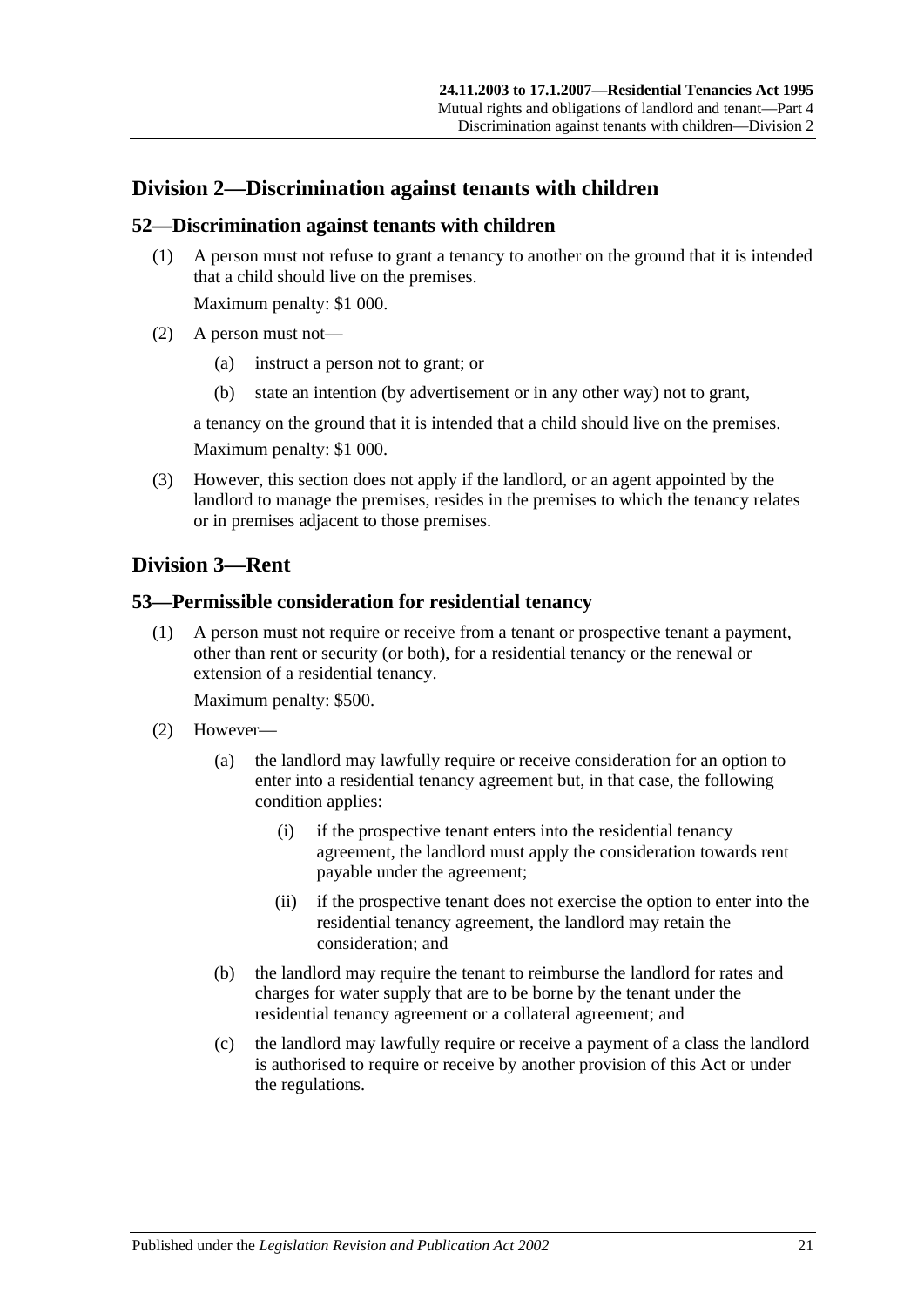## Division 2—Discrimination against tenants with children

### 52—Discrimination against tenants with children

(1) A person must not refuse to grant a tenancy to another on the ground that it is intended that a child should live on the premises.

Maximum penalty: $1 000.

(2) A person must not—

(a) instruct a person not to grant; or

(b) state an intention (by advertisement or in any other way) not to grant,

a tenancy on the ground that it is intended that a child should live on the premises.

Maximum penalty: $1 000.

(3) However, this section does not apply if the landlord, or an agent appointed by the landlord to manage the premises, resides in the premises to which the tenancy relates or in premises adjacent to those premises.

## Division 3—Rent

### 53—Permissible consideration for residential tenancy

(1) A person must not require or receive from a tenant or prospective tenant a payment, other than rent or security (or both), for a residential tenancy or the renewal or extension of a residential tenancy.

Maximum penalty: $500.

(2) However—

(a) the landlord may lawfully require or receive consideration for an option to enter into a residential tenancy agreement but, in that case, the following condition applies:

(i) if the prospective tenant enters into the residential tenancy agreement, the landlord must apply the consideration towards rent payable under the agreement;

(ii) if the prospective tenant does not exercise the option to enter into the residential tenancy agreement, the landlord may retain the consideration; and

(b) the landlord may require the tenant to reimburse the landlord for rates and charges for water supply that are to be borne by the tenant under the residential tenancy agreement or a collateral agreement; and

(c) the landlord may lawfully require or receive a payment of a class the landlord is authorised to require or receive by another provision of this Act or under the regulations.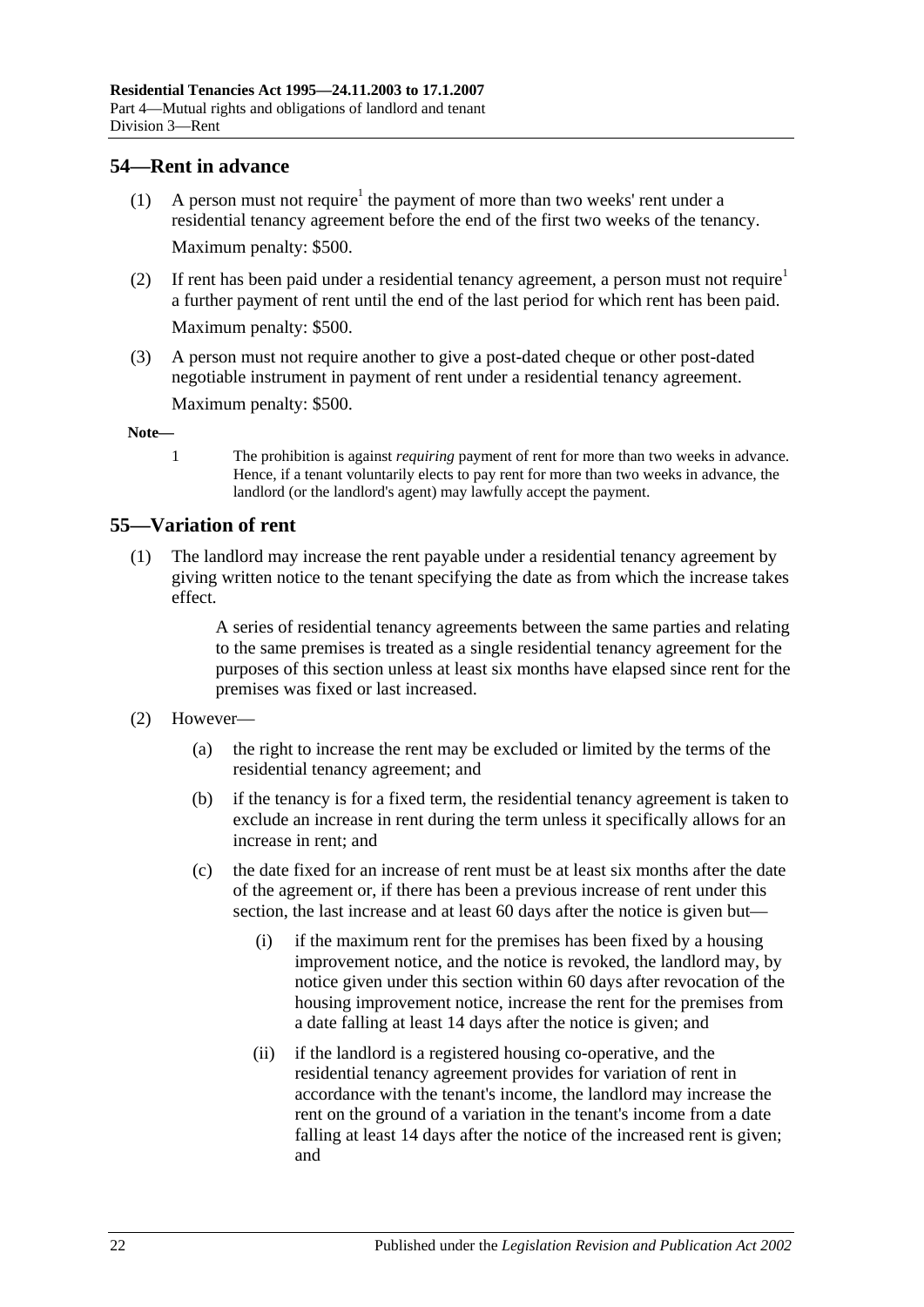## 54—Rent in advance

(1) A person must not require[1] the payment of more than two weeks' rent under a residential tenancy agreement before the end of the first two weeks of the tenancy.

Maximum penalty: $500.

(2) If rent has been paid under a residential tenancy agreement, a person must not require[1] a further payment of rent until the end of the last period for which rent has been paid.

Maximum penalty: $500.

(3) A person must not require another to give a post-dated cheque or other post-dated negotiable instrument in payment of rent under a residential tenancy agreement.

Maximum penalty: $500.

**Note—**

1 The prohibition is against *requiring* payment of rent for more than two weeks in advance. Hence, if a tenant voluntarily elects to pay rent for more than two weeks in advance, the landlord (or the landlord's agent) may lawfully accept the payment.

## 55—Variation of rent

(1) The landlord may increase the rent payable under a residential tenancy agreement by giving written notice to the tenant specifying the date as from which the increase takes effect.

A series of residential tenancy agreements between the same parties and relating to the same premises is treated as a single residential tenancy agreement for the purposes of this section unless at least six months have elapsed since rent for the premises was fixed or last increased.

(2) However—

(a) the right to increase the rent may be excluded or limited by the terms of the residential tenancy agreement; and

(b) if the tenancy is for a fixed term, the residential tenancy agreement is taken to exclude an increase in rent during the term unless it specifically allows for an increase in rent; and

(c) the date fixed for an increase of rent must be at least six months after the date of the agreement or, if there has been a previous increase of rent under this section, the last increase and at least 60 days after the notice is given but—

(i) if the maximum rent for the premises has been fixed by a housing improvement notice, and the notice is revoked, the landlord may, by notice given under this section within 60 days after revocation of the housing improvement notice, increase the rent for the premises from a date falling at least 14 days after the notice is given; and

(ii) if the landlord is a registered housing co-operative, and the residential tenancy agreement provides for variation of rent in accordance with the tenant's income, the landlord may increase the rent on the ground of a variation in the tenant's income from a date falling at least 14 days after the notice of the increased rent is given; and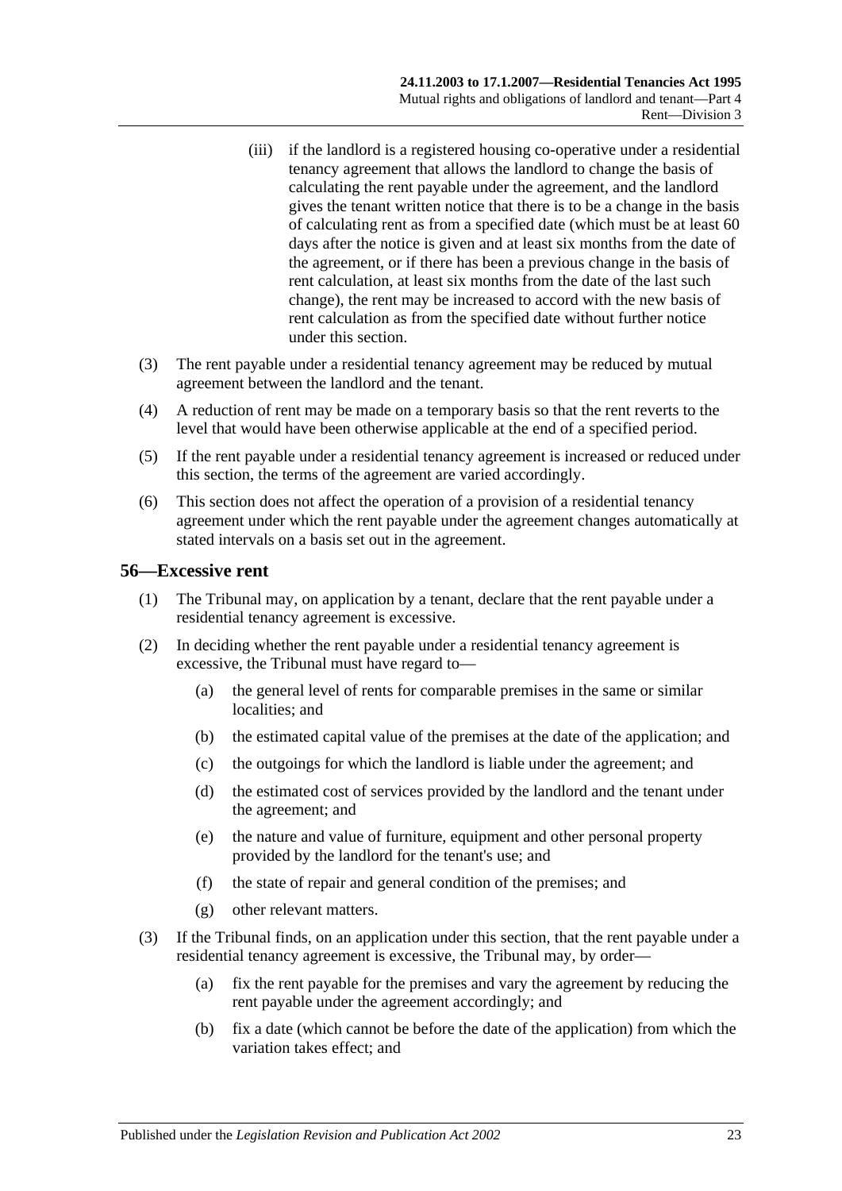(iii) if the landlord is a registered housing co-operative under a residential tenancy agreement that allows the landlord to change the basis of calculating the rent payable under the agreement, and the landlord gives the tenant written notice that there is to be a change in the basis of calculating rent as from a specified date (which must be at least 60 days after the notice is given and at least six months from the date of the agreement, or if there has been a previous change in the basis of rent calculation, at least six months from the date of the last such change), the rent may be increased to accord with the new basis of rent calculation as from the specified date without further notice under this section.

(3) The rent payable under a residential tenancy agreement may be reduced by mutual agreement between the landlord and the tenant.

(4) A reduction of rent may be made on a temporary basis so that the rent reverts to the level that would have been otherwise applicable at the end of a specified period.

(5) If the rent payable under a residential tenancy agreement is increased or reduced under this section, the terms of the agreement are varied accordingly.

(6) This section does not affect the operation of a provision of a residential tenancy agreement under which the rent payable under the agreement changes automatically at stated intervals on a basis set out in the agreement.

## 56—Excessive rent

(1) The Tribunal may, on application by a tenant, declare that the rent payable under a residential tenancy agreement is excessive.

(2) In deciding whether the rent payable under a residential tenancy agreement is excessive, the Tribunal must have regard to—

(a) the general level of rents for comparable premises in the same or similar localities; and

(b) the estimated capital value of the premises at the date of the application; and

(c) the outgoings for which the landlord is liable under the agreement; and

(d) the estimated cost of services provided by the landlord and the tenant under the agreement; and

(e) the nature and value of furniture, equipment and other personal property provided by the landlord for the tenant's use; and

(f) the state of repair and general condition of the premises; and

(g) other relevant matters.

(3) If the Tribunal finds, on an application under this section, that the rent payable under a residential tenancy agreement is excessive, the Tribunal may, by order—

(a) fix the rent payable for the premises and vary the agreement by reducing the rent payable under the agreement accordingly; and

(b) fix a date (which cannot be before the date of the application) from which the variation takes effect; and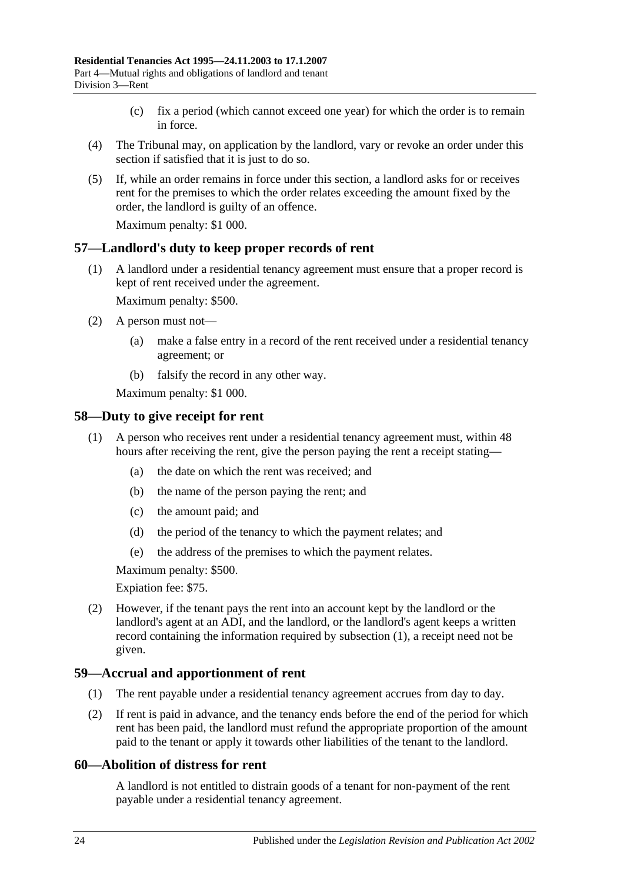(c) fix a period (which cannot exceed one year) for which the order is to remain in force.

(4) The Tribunal may, on application by the landlord, vary or revoke an order under this section if satisfied that it is just to do so.

(5) If, while an order remains in force under this section, a landlord asks for or receives rent for the premises to which the order relates exceeding the amount fixed by the order, the landlord is guilty of an offence.

Maximum penalty: $1 000.

## 57—Landlord's duty to keep proper records of rent

(1) A landlord under a residential tenancy agreement must ensure that a proper record is kept of rent received under the agreement.

Maximum penalty: $500.

(2) A person must not—

(a) make a false entry in a record of the rent received under a residential tenancy agreement; or

(b) falsify the record in any other way.

Maximum penalty: $1 000.

## 58—Duty to give receipt for rent

(1) A person who receives rent under a residential tenancy agreement must, within 48 hours after receiving the rent, give the person paying the rent a receipt stating—

(a) the date on which the rent was received; and

(b) the name of the person paying the rent; and

(c) the amount paid; and

(d) the period of the tenancy to which the payment relates; and

(e) the address of the premises to which the payment relates.

Maximum penalty: $500.

Expiation fee: $75.

(2) However, if the tenant pays the rent into an account kept by the landlord or the landlord's agent at an ADI, and the landlord, or the landlord's agent keeps a written record containing the information required by subsection (1), a receipt need not be given.

## 59—Accrual and apportionment of rent

(1) The rent payable under a residential tenancy agreement accrues from day to day.

(2) If rent is paid in advance, and the tenancy ends before the end of the period for which rent has been paid, the landlord must refund the appropriate proportion of the amount paid to the tenant or apply it towards other liabilities of the tenant to the landlord.

## 60—Abolition of distress for rent

A landlord is not entitled to distrain goods of a tenant for non-payment of the rent payable under a residential tenancy agreement.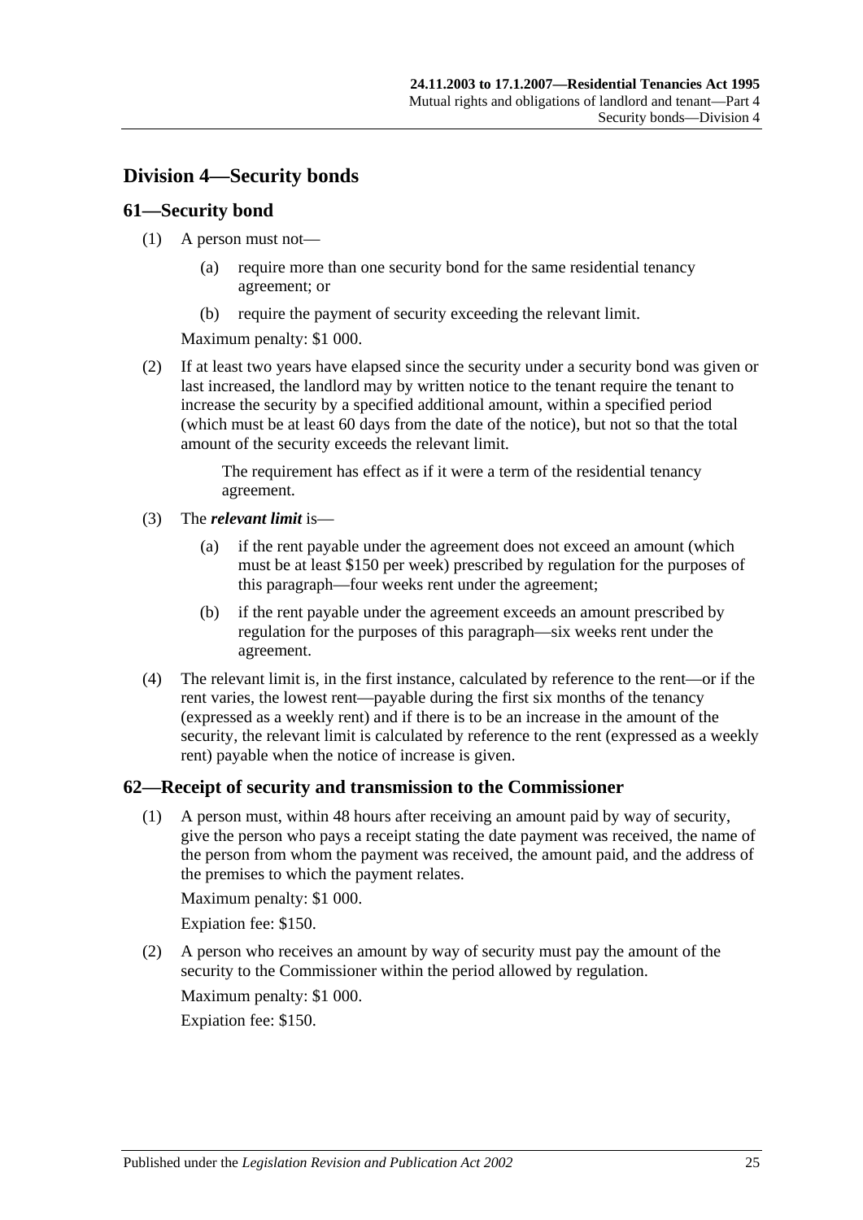## Division 4—Security bonds

### 61—Security bond

(1) A person must not—

(a) require more than one security bond for the same residential tenancy agreement; or

(b) require the payment of security exceeding the relevant limit.

Maximum penalty: $1 000.

(2) If at least two years have elapsed since the security under a security bond was given or last increased, the landlord may by written notice to the tenant require the tenant to increase the security by a specified additional amount, within a specified period (which must be at least 60 days from the date of the notice), but not so that the total amount of the security exceeds the relevant limit.

The requirement has effect as if it were a term of the residential tenancy agreement.

(3) The ***relevant limit*** is—

(a) if the rent payable under the agreement does not exceed an amount (which must be at least $150 per week) prescribed by regulation for the purposes of this paragraph—four weeks rent under the agreement;

(b) if the rent payable under the agreement exceeds an amount prescribed by regulation for the purposes of this paragraph—six weeks rent under the agreement.

(4) The relevant limit is, in the first instance, calculated by reference to the rent—or if the rent varies, the lowest rent—payable during the first six months of the tenancy (expressed as a weekly rent) and if there is to be an increase in the amount of the security, the relevant limit is calculated by reference to the rent (expressed as a weekly rent) payable when the notice of increase is given.

### 62—Receipt of security and transmission to the Commissioner

(1) A person must, within 48 hours after receiving an amount paid by way of security, give the person who pays a receipt stating the date payment was received, the name of the person from whom the payment was received, the amount paid, and the address of the premises to which the payment relates.

Maximum penalty: $1 000.

Expiation fee: $150.

(2) A person who receives an amount by way of security must pay the amount of the security to the Commissioner within the period allowed by regulation.

Maximum penalty: $1 000.

Expiation fee: $150.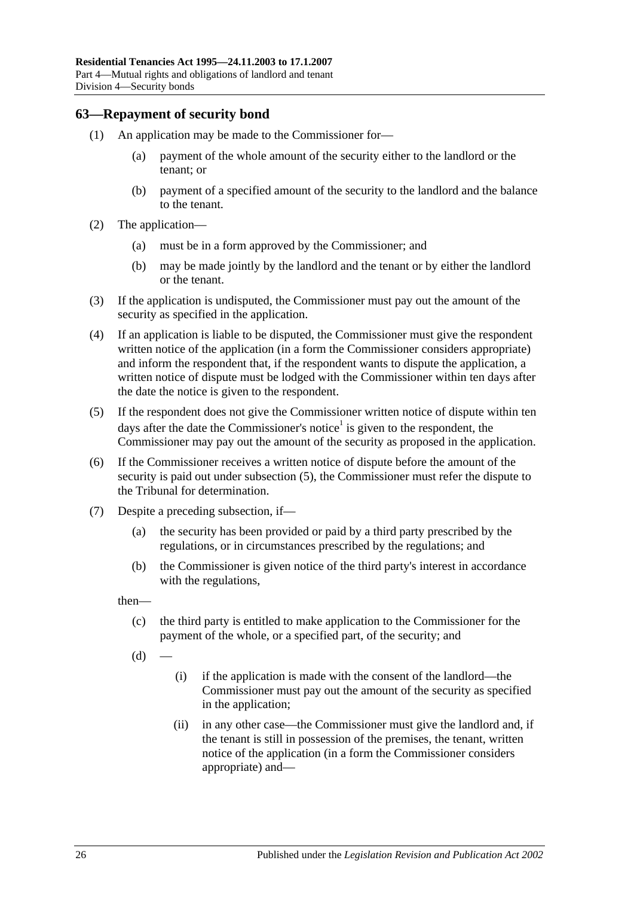## 63—Repayment of security bond

(1) An application may be made to the Commissioner for—

(a) payment of the whole amount of the security either to the landlord or the tenant; or

(b) payment of a specified amount of the security to the landlord and the balance to the tenant.

(2) The application—

(a) must be in a form approved by the Commissioner; and

(b) may be made jointly by the landlord and the tenant or by either the landlord or the tenant.

(3) If the application is undisputed, the Commissioner must pay out the amount of the security as specified in the application.

(4) If an application is liable to be disputed, the Commissioner must give the respondent written notice of the application (in a form the Commissioner considers appropriate) and inform the respondent that, if the respondent wants to dispute the application, a written notice of dispute must be lodged with the Commissioner within ten days after the date the notice is given to the respondent.

(5) If the respondent does not give the Commissioner written notice of dispute within ten days after the date the Commissioner's notice[1] is given to the respondent, the Commissioner may pay out the amount of the security as proposed in the application.

(6) If the Commissioner receives a written notice of dispute before the amount of the security is paid out under subsection (5), the Commissioner must refer the dispute to the Tribunal for determination.

(7) Despite a preceding subsection, if—

(a) the security has been provided or paid by a third party prescribed by the regulations, or in circumstances prescribed by the regulations; and

(b) the Commissioner is given notice of the third party's interest in accordance with the regulations,

then—

(c) the third party is entitled to make application to the Commissioner for the payment of the whole, or a specified part, of the security; and

(d) —

(i) if the application is made with the consent of the landlord—the Commissioner must pay out the amount of the security as specified in the application;

(ii) in any other case—the Commissioner must give the landlord and, if the tenant is still in possession of the premises, the tenant, written notice of the application (in a form the Commissioner considers appropriate) and—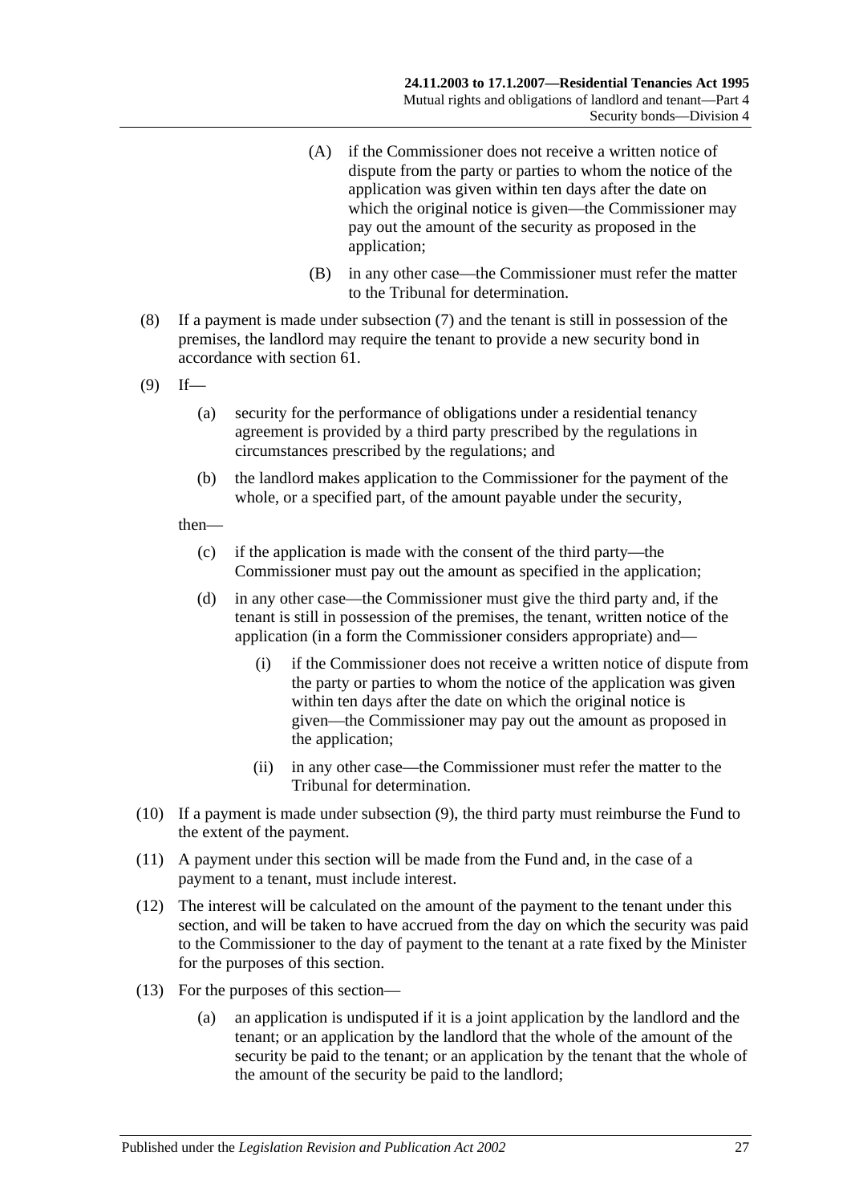(A) if the Commissioner does not receive a written notice of dispute from the party or parties to whom the notice of the application was given within ten days after the date on which the original notice is given—the Commissioner may pay out the amount of the security as proposed in the application;

(B) in any other case—the Commissioner must refer the matter to the Tribunal for determination.

(8) If a payment is made under subsection (7) and the tenant is still in possession of the premises, the landlord may require the tenant to provide a new security bond in accordance with section 61.

(9) If—

(a) security for the performance of obligations under a residential tenancy agreement is provided by a third party prescribed by the regulations in circumstances prescribed by the regulations; and

(b) the landlord makes application to the Commissioner for the payment of the whole, or a specified part, of the amount payable under the security,

then—

(c) if the application is made with the consent of the third party—the Commissioner must pay out the amount as specified in the application;

(d) in any other case—the Commissioner must give the third party and, if the tenant is still in possession of the premises, the tenant, written notice of the application (in a form the Commissioner considers appropriate) and—

(i) if the Commissioner does not receive a written notice of dispute from the party or parties to whom the notice of the application was given within ten days after the date on which the original notice is given—the Commissioner may pay out the amount as proposed in the application;

(ii) in any other case—the Commissioner must refer the matter to the Tribunal for determination.

(10) If a payment is made under subsection (9), the third party must reimburse the Fund to the extent of the payment.

(11) A payment under this section will be made from the Fund and, in the case of a payment to a tenant, must include interest.

(12) The interest will be calculated on the amount of the payment to the tenant under this section, and will be taken to have accrued from the day on which the security was paid to the Commissioner to the day of payment to the tenant at a rate fixed by the Minister for the purposes of this section.

(13) For the purposes of this section—

(a) an application is undisputed if it is a joint application by the landlord and the tenant; or an application by the landlord that the whole of the amount of the security be paid to the tenant; or an application by the tenant that the whole of the amount of the security be paid to the landlord;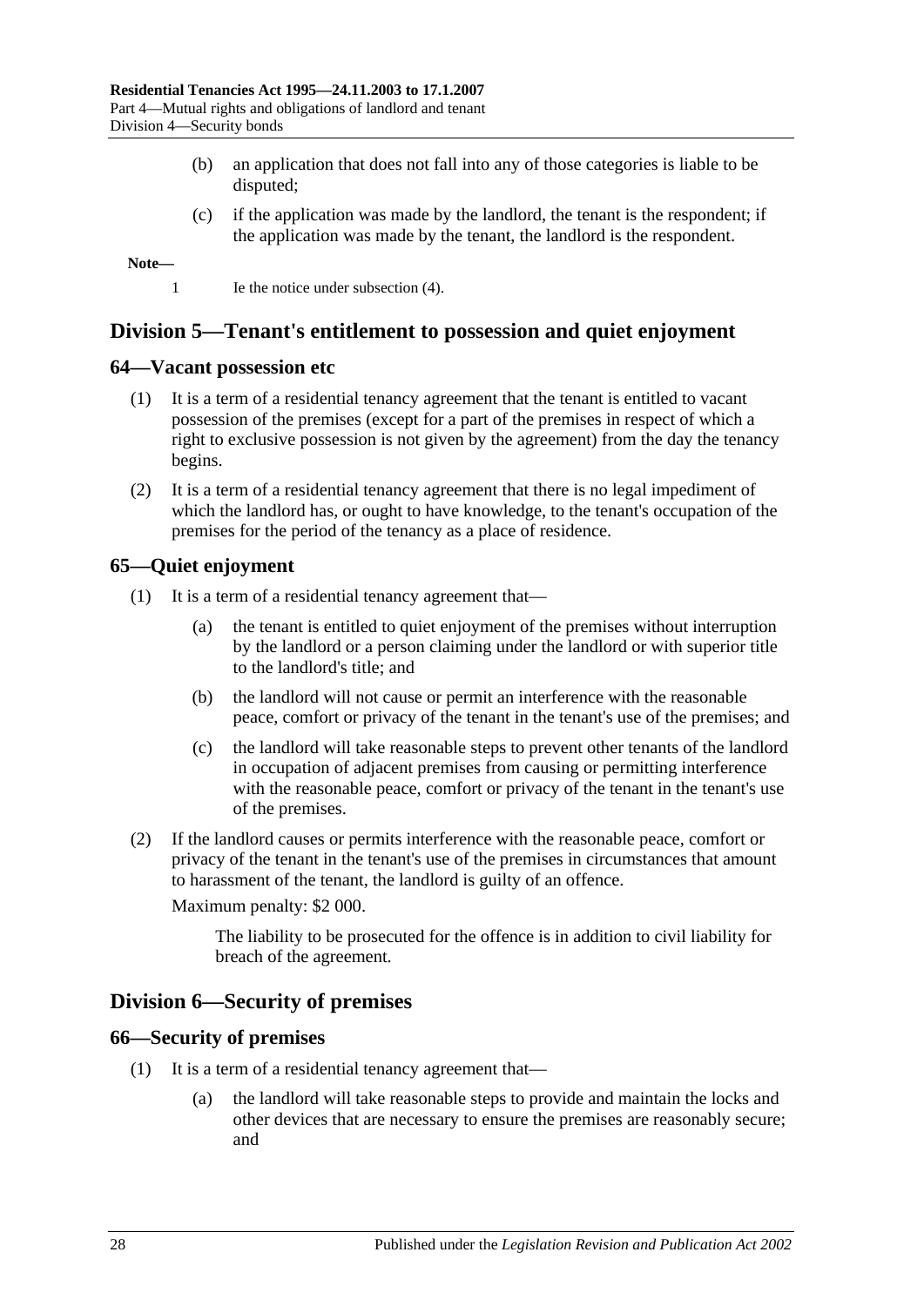(b) an application that does not fall into any of those categories is liable to be disputed;

(c) if the application was made by the landlord, the tenant is the respondent; if the application was made by the tenant, the landlord is the respondent.

**Note—**

1 Ie the notice under subsection (4).

## Division 5—Tenant's entitlement to possession and quiet enjoyment

### 64—Vacant possession etc

(1) It is a term of a residential tenancy agreement that the tenant is entitled to vacant possession of the premises (except for a part of the premises in respect of which a right to exclusive possession is not given by the agreement) from the day the tenancy begins.

(2) It is a term of a residential tenancy agreement that there is no legal impediment of which the landlord has, or ought to have knowledge, to the tenant's occupation of the premises for the period of the tenancy as a place of residence.

### 65—Quiet enjoyment

(1) It is a term of a residential tenancy agreement that—

(a) the tenant is entitled to quiet enjoyment of the premises without interruption by the landlord or a person claiming under the landlord or with superior title to the landlord's title; and

(b) the landlord will not cause or permit an interference with the reasonable peace, comfort or privacy of the tenant in the tenant's use of the premises; and

(c) the landlord will take reasonable steps to prevent other tenants of the landlord in occupation of adjacent premises from causing or permitting interference with the reasonable peace, comfort or privacy of the tenant in the tenant's use of the premises.

(2) If the landlord causes or permits interference with the reasonable peace, comfort or privacy of the tenant in the tenant's use of the premises in circumstances that amount to harassment of the tenant, the landlord is guilty of an offence.

Maximum penalty: $2 000.

The liability to be prosecuted for the offence is in addition to civil liability for breach of the agreement.

## Division 6—Security of premises

### 66—Security of premises

(1) It is a term of a residential tenancy agreement that—

(a) the landlord will take reasonable steps to provide and maintain the locks and other devices that are necessary to ensure the premises are reasonably secure; and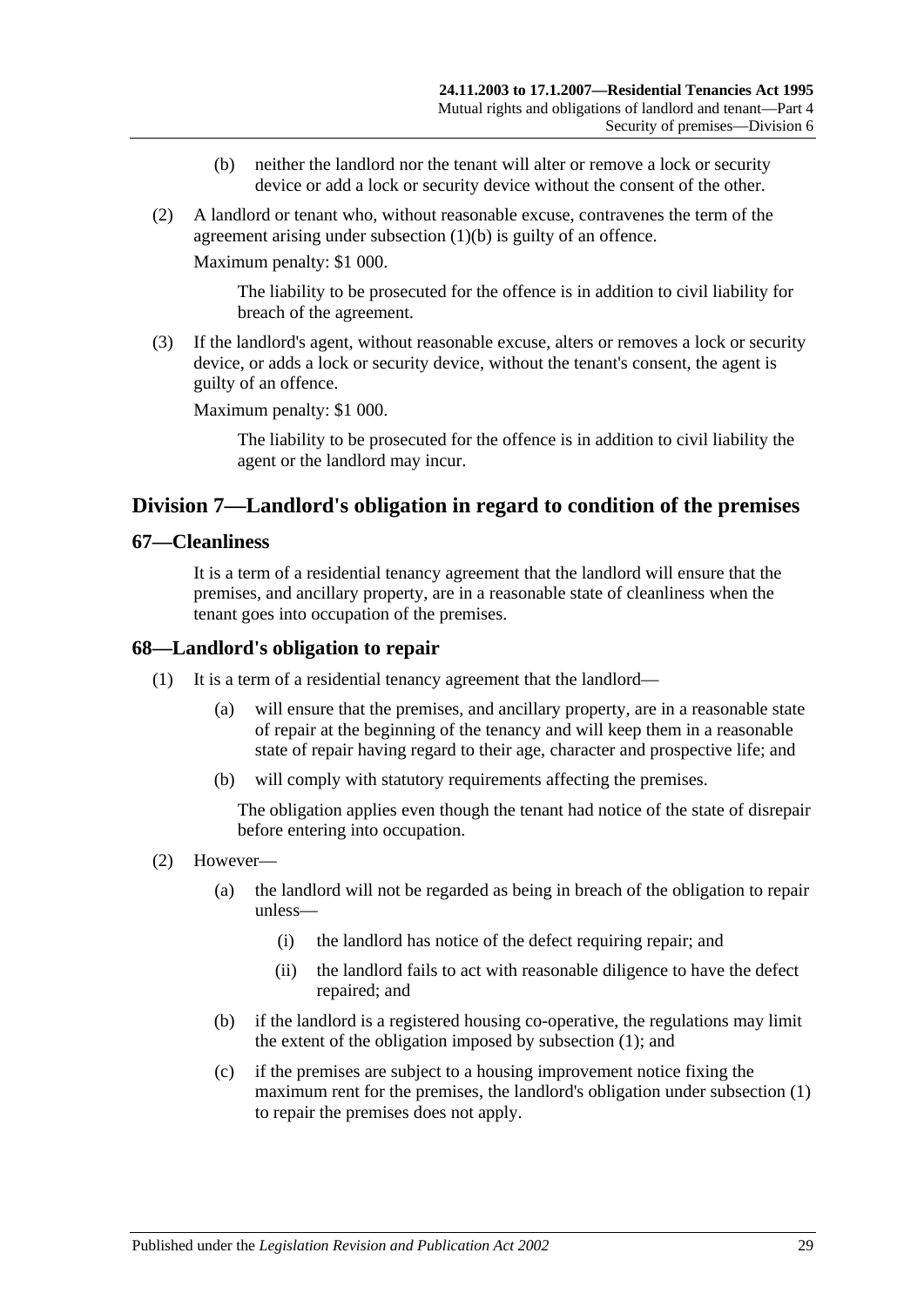(b) neither the landlord nor the tenant will alter or remove a lock or security device or add a lock or security device without the consent of the other.

(2) A landlord or tenant who, without reasonable excuse, contravenes the term of the agreement arising under subsection (1)(b) is guilty of an offence.

Maximum penalty: $1 000.

The liability to be prosecuted for the offence is in addition to civil liability for breach of the agreement.

(3) If the landlord's agent, without reasonable excuse, alters or removes a lock or security device, or adds a lock or security device, without the tenant's consent, the agent is guilty of an offence.

Maximum penalty: $1 000.

The liability to be prosecuted for the offence is in addition to civil liability the agent or the landlord may incur.

## Division 7—Landlord's obligation in regard to condition of the premises

### 67—Cleanliness

It is a term of a residential tenancy agreement that the landlord will ensure that the premises, and ancillary property, are in a reasonable state of cleanliness when the tenant goes into occupation of the premises.

### 68—Landlord's obligation to repair

(1) It is a term of a residential tenancy agreement that the landlord—

(a) will ensure that the premises, and ancillary property, are in a reasonable state of repair at the beginning of the tenancy and will keep them in a reasonable state of repair having regard to their age, character and prospective life; and

(b) will comply with statutory requirements affecting the premises.

The obligation applies even though the tenant had notice of the state of disrepair before entering into occupation.

(2) However—

(a) the landlord will not be regarded as being in breach of the obligation to repair unless—

(i) the landlord has notice of the defect requiring repair; and

(ii) the landlord fails to act with reasonable diligence to have the defect repaired; and

(b) if the landlord is a registered housing co-operative, the regulations may limit the extent of the obligation imposed by subsection (1); and

(c) if the premises are subject to a housing improvement notice fixing the maximum rent for the premises, the landlord's obligation under subsection (1) to repair the premises does not apply.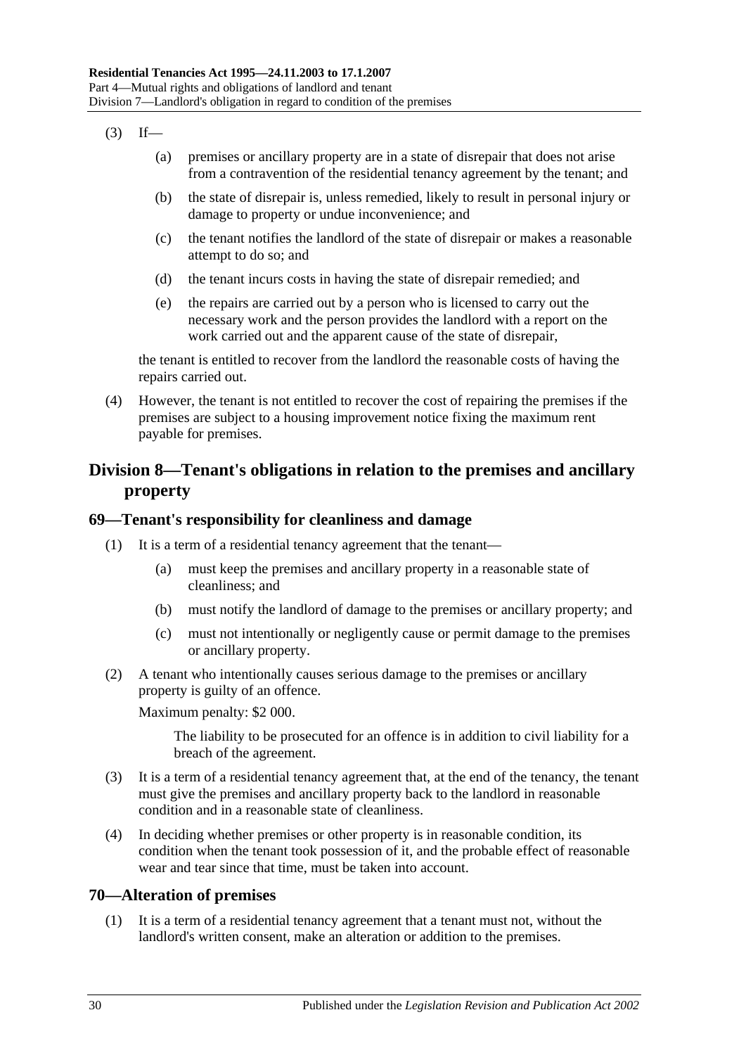(3) If—

(a) premises or ancillary property are in a state of disrepair that does not arise from a contravention of the residential tenancy agreement by the tenant; and

(b) the state of disrepair is, unless remedied, likely to result in personal injury or damage to property or undue inconvenience; and

(c) the tenant notifies the landlord of the state of disrepair or makes a reasonable attempt to do so; and

(d) the tenant incurs costs in having the state of disrepair remedied; and

(e) the repairs are carried out by a person who is licensed to carry out the necessary work and the person provides the landlord with a report on the work carried out and the apparent cause of the state of disrepair,

the tenant is entitled to recover from the landlord the reasonable costs of having the repairs carried out.

(4) However, the tenant is not entitled to recover the cost of repairing the premises if the premises are subject to a housing improvement notice fixing the maximum rent payable for premises.

## Division 8—Tenant's obligations in relation to the premises and ancillary property

### 69—Tenant's responsibility for cleanliness and damage

(1) It is a term of a residential tenancy agreement that the tenant—

(a) must keep the premises and ancillary property in a reasonable state of cleanliness; and

(b) must notify the landlord of damage to the premises or ancillary property; and

(c) must not intentionally or negligently cause or permit damage to the premises or ancillary property.

(2) A tenant who intentionally causes serious damage to the premises or ancillary property is guilty of an offence.

Maximum penalty: $2 000.

The liability to be prosecuted for an offence is in addition to civil liability for a breach of the agreement.

(3) It is a term of a residential tenancy agreement that, at the end of the tenancy, the tenant must give the premises and ancillary property back to the landlord in reasonable condition and in a reasonable state of cleanliness.

(4) In deciding whether premises or other property is in reasonable condition, its condition when the tenant took possession of it, and the probable effect of reasonable wear and tear since that time, must be taken into account.

### 70—Alteration of premises

(1) It is a term of a residential tenancy agreement that a tenant must not, without the landlord's written consent, make an alteration or addition to the premises.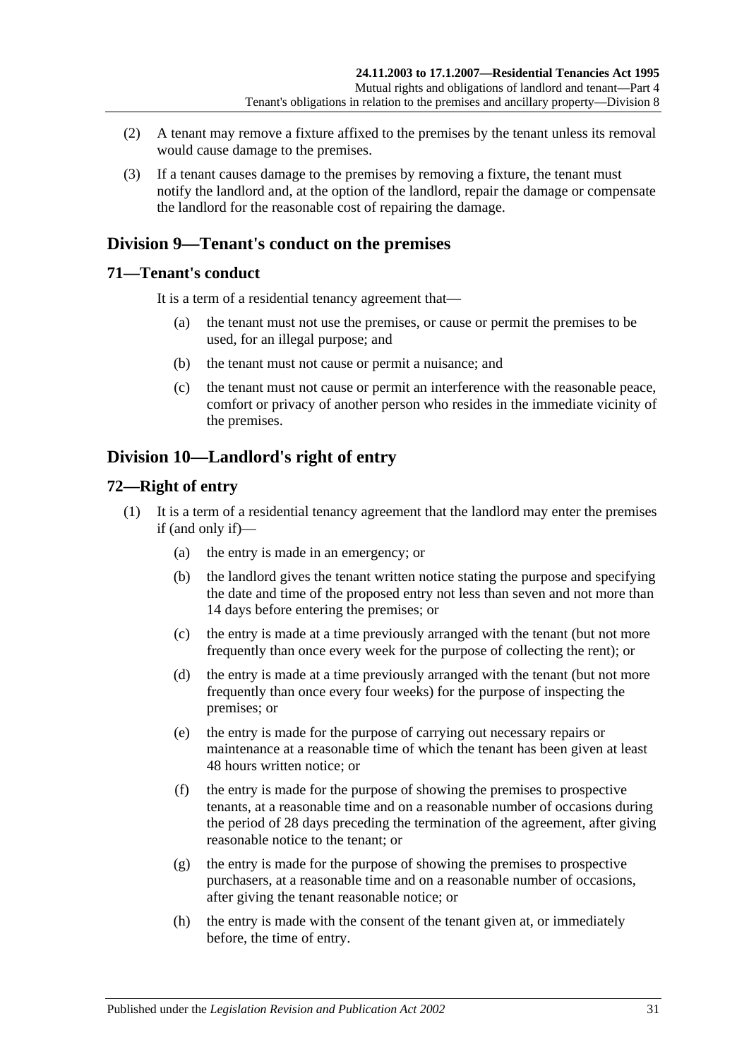(2) A tenant may remove a fixture affixed to the premises by the tenant unless its removal would cause damage to the premises.

(3) If a tenant causes damage to the premises by removing a fixture, the tenant must notify the landlord and, at the option of the landlord, repair the damage or compensate the landlord for the reasonable cost of repairing the damage.

## Division 9—Tenant's conduct on the premises

### 71—Tenant's conduct

It is a term of a residential tenancy agreement that—

(a) the tenant must not use the premises, or cause or permit the premises to be used, for an illegal purpose; and

(b) the tenant must not cause or permit a nuisance; and

(c) the tenant must not cause or permit an interference with the reasonable peace, comfort or privacy of another person who resides in the immediate vicinity of the premises.

## Division 10—Landlord's right of entry

### 72—Right of entry

(1) It is a term of a residential tenancy agreement that the landlord may enter the premises if (and only if)—

(a) the entry is made in an emergency; or

(b) the landlord gives the tenant written notice stating the purpose and specifying the date and time of the proposed entry not less than seven and not more than 14 days before entering the premises; or

(c) the entry is made at a time previously arranged with the tenant (but not more frequently than once every week for the purpose of collecting the rent); or

(d) the entry is made at a time previously arranged with the tenant (but not more frequently than once every four weeks) for the purpose of inspecting the premises; or

(e) the entry is made for the purpose of carrying out necessary repairs or maintenance at a reasonable time of which the tenant has been given at least 48 hours written notice; or

(f) the entry is made for the purpose of showing the premises to prospective tenants, at a reasonable time and on a reasonable number of occasions during the period of 28 days preceding the termination of the agreement, after giving reasonable notice to the tenant; or

(g) the entry is made for the purpose of showing the premises to prospective purchasers, at a reasonable time and on a reasonable number of occasions, after giving the tenant reasonable notice; or

(h) the entry is made with the consent of the tenant given at, or immediately before, the time of entry.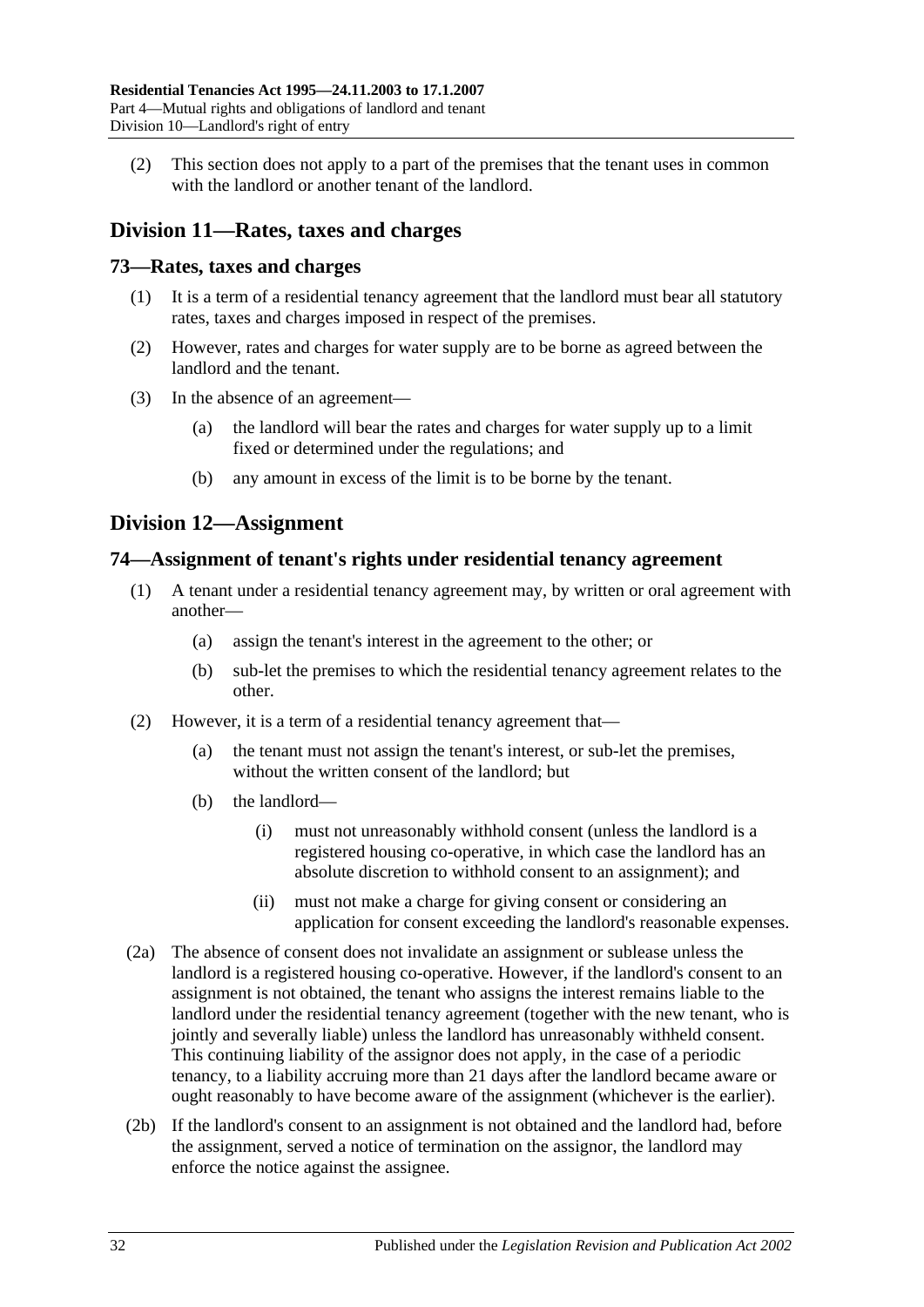(2) This section does not apply to a part of the premises that the tenant uses in common with the landlord or another tenant of the landlord.

## Division 11—Rates, taxes and charges

### 73—Rates, taxes and charges

(1) It is a term of a residential tenancy agreement that the landlord must bear all statutory rates, taxes and charges imposed in respect of the premises.

(2) However, rates and charges for water supply are to be borne as agreed between the landlord and the tenant.

(3) In the absence of an agreement—

(a) the landlord will bear the rates and charges for water supply up to a limit fixed or determined under the regulations; and

(b) any amount in excess of the limit is to be borne by the tenant.

## Division 12—Assignment

### 74—Assignment of tenant's rights under residential tenancy agreement

(1) A tenant under a residential tenancy agreement may, by written or oral agreement with another—

(a) assign the tenant's interest in the agreement to the other; or

(b) sub-let the premises to which the residential tenancy agreement relates to the other.

(2) However, it is a term of a residential tenancy agreement that—

(a) the tenant must not assign the tenant's interest, or sub-let the premises, without the written consent of the landlord; but

(b) the landlord—

(i) must not unreasonably withhold consent (unless the landlord is a registered housing co-operative, in which case the landlord has an absolute discretion to withhold consent to an assignment); and

(ii) must not make a charge for giving consent or considering an application for consent exceeding the landlord's reasonable expenses.

(2a) The absence of consent does not invalidate an assignment or sublease unless the landlord is a registered housing co-operative. However, if the landlord's consent to an assignment is not obtained, the tenant who assigns the interest remains liable to the landlord under the residential tenancy agreement (together with the new tenant, who is jointly and severally liable) unless the landlord has unreasonably withheld consent. This continuing liability of the assignor does not apply, in the case of a periodic tenancy, to a liability accruing more than 21 days after the landlord became aware or ought reasonably to have become aware of the assignment (whichever is the earlier).

(2b) If the landlord's consent to an assignment is not obtained and the landlord had, before the assignment, served a notice of termination on the assignor, the landlord may enforce the notice against the assignee.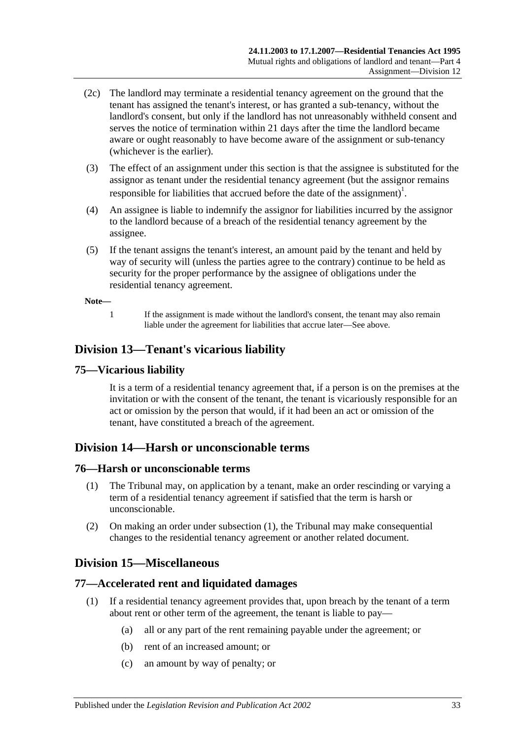(2c) The landlord may terminate a residential tenancy agreement on the ground that the tenant has assigned the tenant's interest, or has granted a sub-tenancy, without the landlord's consent, but only if the landlord has not unreasonably withheld consent and serves the notice of termination within 21 days after the time the landlord became aware or ought reasonably to have become aware of the assignment or sub-tenancy (whichever is the earlier).

(3) The effect of an assignment under this section is that the assignee is substituted for the assignor as tenant under the residential tenancy agreement (but the assignor remains responsible for liabilities that accrued before the date of the assignment)[1].

(4) An assignee is liable to indemnify the assignor for liabilities incurred by the assignor to the landlord because of a breach of the residential tenancy agreement by the assignee.

(5) If the tenant assigns the tenant's interest, an amount paid by the tenant and held by way of security will (unless the parties agree to the contrary) continue to be held as security for the proper performance by the assignee of obligations under the residential tenancy agreement.

**Note—**

1 If the assignment is made without the landlord's consent, the tenant may also remain liable under the agreement for liabilities that accrue later—See above.

## Division 13—Tenant's vicarious liability

### 75—Vicarious liability

It is a term of a residential tenancy agreement that, if a person is on the premises at the invitation or with the consent of the tenant, the tenant is vicariously responsible for an act or omission by the person that would, if it had been an act or omission of the tenant, have constituted a breach of the agreement.

## Division 14—Harsh or unconscionable terms

### 76—Harsh or unconscionable terms

(1) The Tribunal may, on application by a tenant, make an order rescinding or varying a term of a residential tenancy agreement if satisfied that the term is harsh or unconscionable.

(2) On making an order under subsection (1), the Tribunal may make consequential changes to the residential tenancy agreement or another related document.

## Division 15—Miscellaneous

### 77—Accelerated rent and liquidated damages

(1) If a residential tenancy agreement provides that, upon breach by the tenant of a term about rent or other term of the agreement, the tenant is liable to pay—

(a) all or any part of the rent remaining payable under the agreement; or

(b) rent of an increased amount; or

(c) an amount by way of penalty; or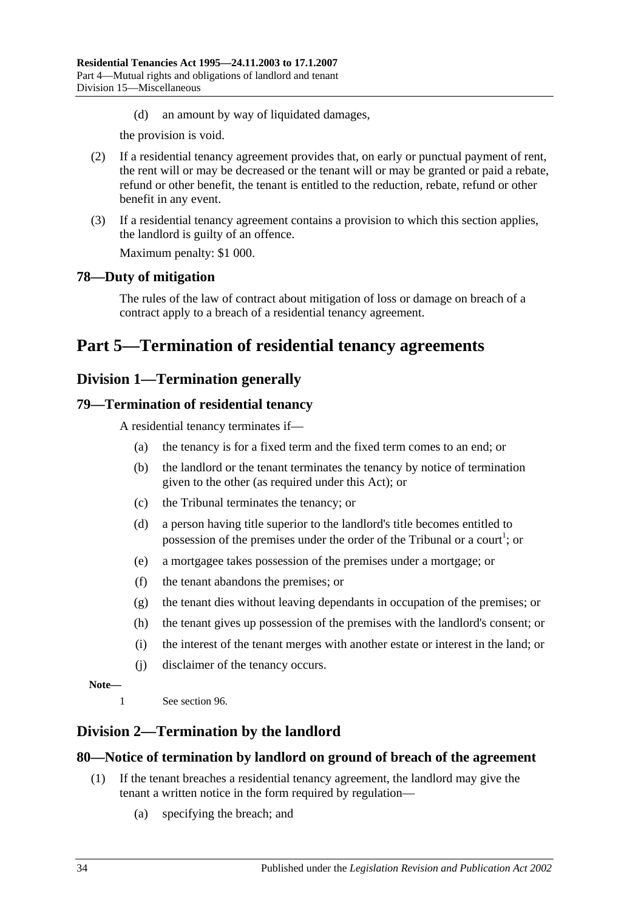(d) an amount by way of liquidated damages,

the provision is void.

(2) If a residential tenancy agreement provides that, on early or punctual payment of rent, the rent will or may be decreased or the tenant will or may be granted or paid a rebate, refund or other benefit, the tenant is entitled to the reduction, rebate, refund or other benefit in any event.

(3) If a residential tenancy agreement contains a provision to which this section applies, the landlord is guilty of an offence.

Maximum penalty: $1 000.

### 78—Duty of mitigation

The rules of the law of contract about mitigation of loss or damage on breach of a contract apply to a breach of a residential tenancy agreement.

# Part 5—Termination of residential tenancy agreements

## Division 1—Termination generally

### 79—Termination of residential tenancy

A residential tenancy terminates if—

(a) the tenancy is for a fixed term and the fixed term comes to an end; or

(b) the landlord or the tenant terminates the tenancy by notice of termination given to the other (as required under this Act); or

(c) the Tribunal terminates the tenancy; or

(d) a person having title superior to the landlord's title becomes entitled to possession of the premises under the order of the Tribunal or a court[1]; or

(e) a mortgagee takes possession of the premises under a mortgage; or

(f) the tenant abandons the premises; or

(g) the tenant dies without leaving dependants in occupation of the premises; or

(h) the tenant gives up possession of the premises with the landlord's consent; or

(i) the interest of the tenant merges with another estate or interest in the land; or

(j) disclaimer of the tenancy occurs.

**Note—**

1 See section 96.

## Division 2—Termination by the landlord

### 80—Notice of termination by landlord on ground of breach of the agreement

(1) If the tenant breaches a residential tenancy agreement, the landlord may give the tenant a written notice in the form required by regulation—

(a) specifying the breach; and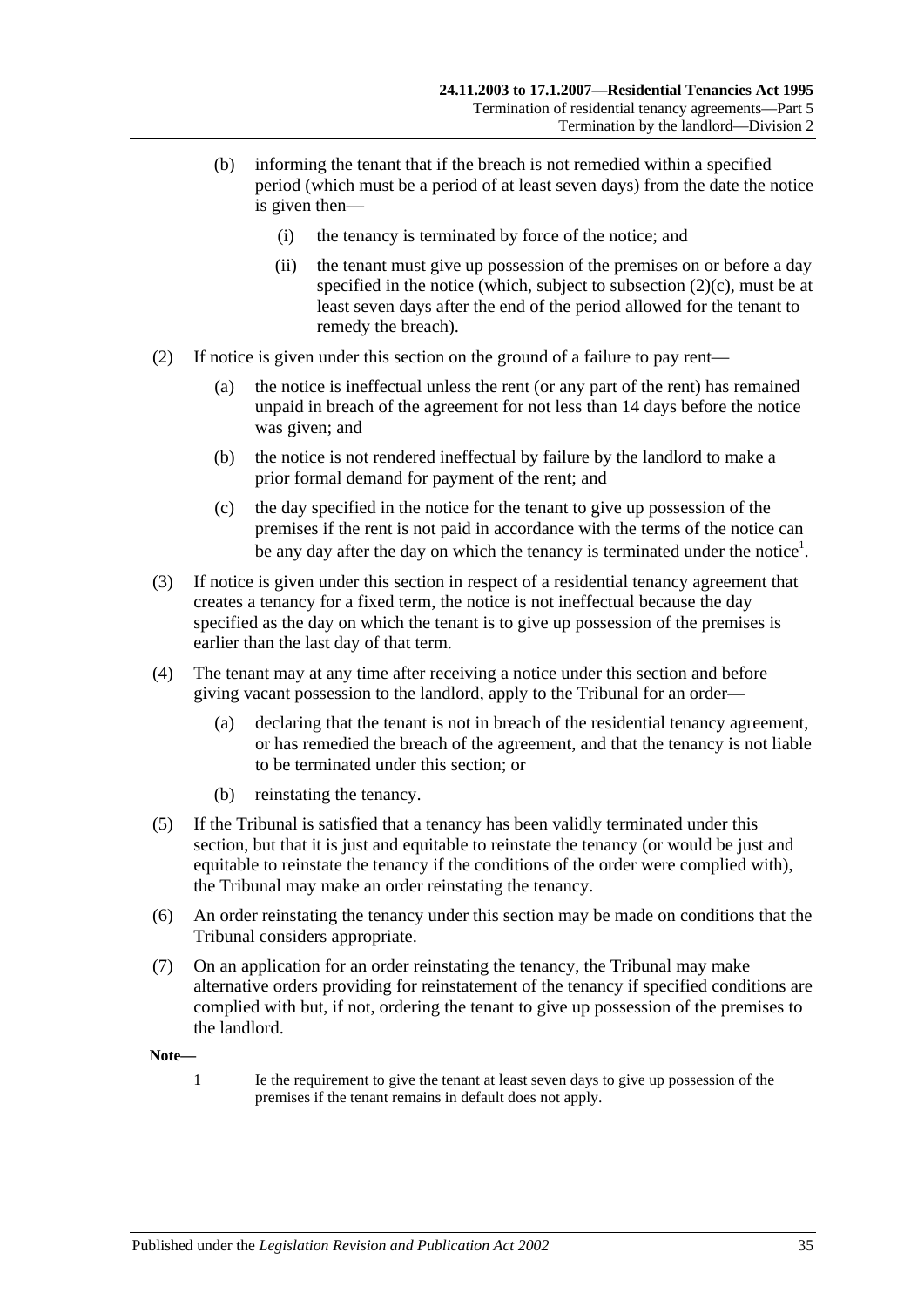(b) informing the tenant that if the breach is not remedied within a specified period (which must be a period of at least seven days) from the date the notice is given then—

   (i) the tenancy is terminated by force of the notice; and

   (ii) the tenant must give up possession of the premises on or before a day specified in the notice (which, subject to subsection (2)(c), must be at least seven days after the end of the period allowed for the tenant to remedy the breach).

(2) If notice is given under this section on the ground of a failure to pay rent—

   (a) the notice is ineffectual unless the rent (or any part of the rent) has remained unpaid in breach of the agreement for not less than 14 days before the notice was given; and

   (b) the notice is not rendered ineffectual by failure by the landlord to make a prior formal demand for payment of the rent; and

   (c) the day specified in the notice for the tenant to give up possession of the premises if the rent is not paid in accordance with the terms of the notice can be any day after the day on which the tenancy is terminated under the notice[1].

(3) If notice is given under this section in respect of a residential tenancy agreement that creates a tenancy for a fixed term, the notice is not ineffectual because the day specified as the day on which the tenant is to give up possession of the premises is earlier than the last day of that term.

(4) The tenant may at any time after receiving a notice under this section and before giving vacant possession to the landlord, apply to the Tribunal for an order—

   (a) declaring that the tenant is not in breach of the residential tenancy agreement, or has remedied the breach of the agreement, and that the tenancy is not liable to be terminated under this section; or

   (b) reinstating the tenancy.

(5) If the Tribunal is satisfied that a tenancy has been validly terminated under this section, but that it is just and equitable to reinstate the tenancy (or would be just and equitable to reinstate the tenancy if the conditions of the order were complied with), the Tribunal may make an order reinstating the tenancy.

(6) An order reinstating the tenancy under this section may be made on conditions that the Tribunal considers appropriate.

(7) On an application for an order reinstating the tenancy, the Tribunal may make alternative orders providing for reinstatement of the tenancy if specified conditions are complied with but, if not, ordering the tenant to give up possession of the premises to the landlord.

**Note—**

1 Ie the requirement to give the tenant at least seven days to give up possession of the premises if the tenant remains in default does not apply.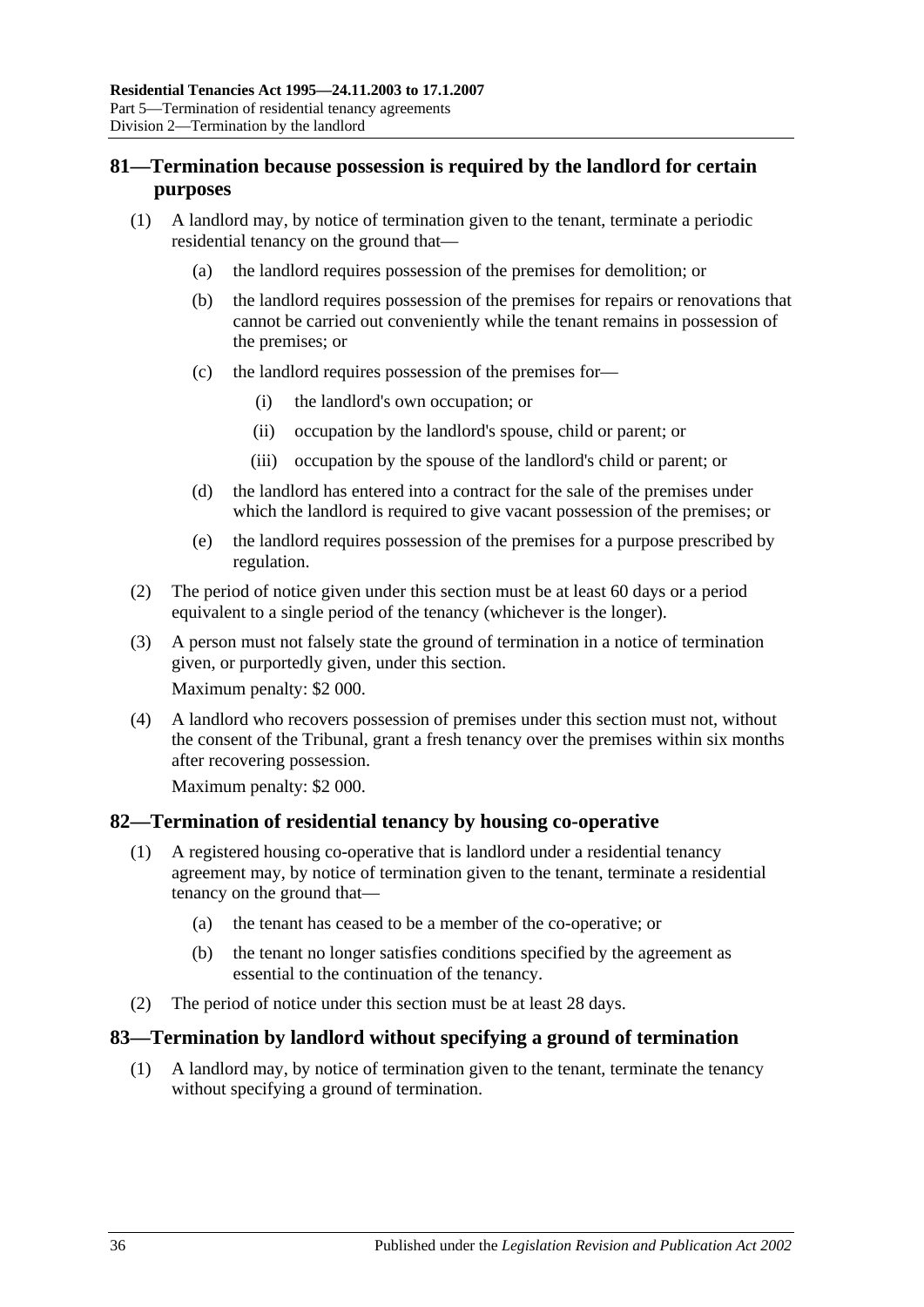## 81—Termination because possession is required by the landlord for certain purposes

(1) A landlord may, by notice of termination given to the tenant, terminate a periodic residential tenancy on the ground that—

(a) the landlord requires possession of the premises for demolition; or

(b) the landlord requires possession of the premises for repairs or renovations that cannot be carried out conveniently while the tenant remains in possession of the premises; or

(c) the landlord requires possession of the premises for—

(i) the landlord's own occupation; or

(ii) occupation by the landlord's spouse, child or parent; or

(iii) occupation by the spouse of the landlord's child or parent; or

(d) the landlord has entered into a contract for the sale of the premises under which the landlord is required to give vacant possession of the premises; or

(e) the landlord requires possession of the premises for a purpose prescribed by regulation.

(2) The period of notice given under this section must be at least 60 days or a period equivalent to a single period of the tenancy (whichever is the longer).

(3) A person must not falsely state the ground of termination in a notice of termination given, or purportedly given, under this section.

Maximum penalty: $2 000.

(4) A landlord who recovers possession of premises under this section must not, without the consent of the Tribunal, grant a fresh tenancy over the premises within six months after recovering possession.

Maximum penalty: $2 000.

## 82—Termination of residential tenancy by housing co-operative

(1) A registered housing co-operative that is landlord under a residential tenancy agreement may, by notice of termination given to the tenant, terminate a residential tenancy on the ground that—

(a) the tenant has ceased to be a member of the co-operative; or

(b) the tenant no longer satisfies conditions specified by the agreement as essential to the continuation of the tenancy.

(2) The period of notice under this section must be at least 28 days.

## 83—Termination by landlord without specifying a ground of termination

(1) A landlord may, by notice of termination given to the tenant, terminate the tenancy without specifying a ground of termination.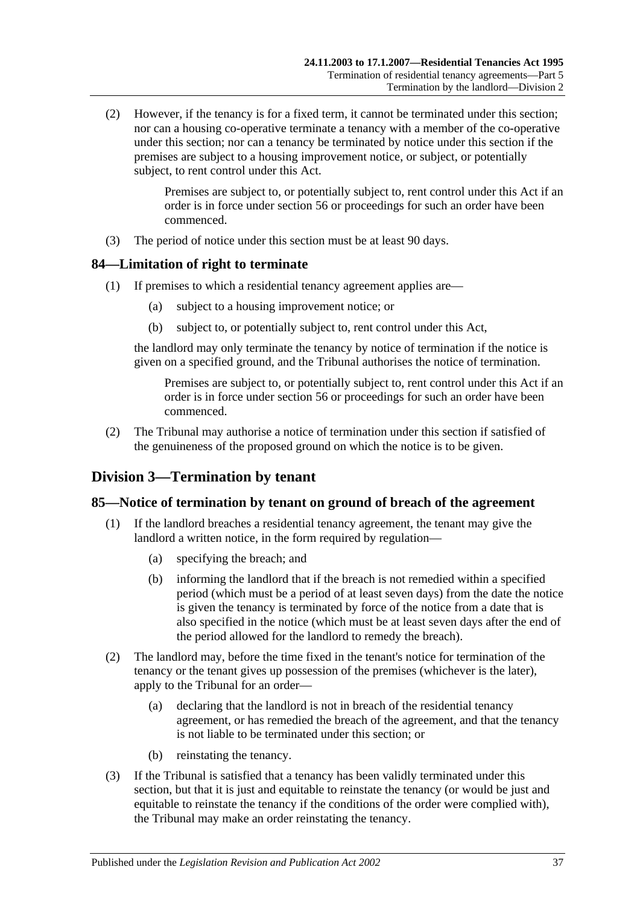(2) However, if the tenancy is for a fixed term, it cannot be terminated under this section; nor can a housing co-operative terminate a tenancy with a member of the co-operative under this section; nor can a tenancy be terminated by notice under this section if the premises are subject to a housing improvement notice, or subject, or potentially subject, to rent control under this Act.

Premises are subject to, or potentially subject to, rent control under this Act if an order is in force under section 56 or proceedings for such an order have been commenced.

(3) The period of notice under this section must be at least 90 days.

## 84—Limitation of right to terminate

(1) If premises to which a residential tenancy agreement applies are—

(a) subject to a housing improvement notice; or

(b) subject to, or potentially subject to, rent control under this Act,

the landlord may only terminate the tenancy by notice of termination if the notice is given on a specified ground, and the Tribunal authorises the notice of termination.

Premises are subject to, or potentially subject to, rent control under this Act if an order is in force under section 56 or proceedings for such an order have been commenced.

(2) The Tribunal may authorise a notice of termination under this section if satisfied of the genuineness of the proposed ground on which the notice is to be given.

# Division 3—Termination by tenant

## 85—Notice of termination by tenant on ground of breach of the agreement

(1) If the landlord breaches a residential tenancy agreement, the tenant may give the landlord a written notice, in the form required by regulation—

(a) specifying the breach; and

(b) informing the landlord that if the breach is not remedied within a specified period (which must be a period of at least seven days) from the date the notice is given the tenancy is terminated by force of the notice from a date that is also specified in the notice (which must be at least seven days after the end of the period allowed for the landlord to remedy the breach).

(2) The landlord may, before the time fixed in the tenant's notice for termination of the tenancy or the tenant gives up possession of the premises (whichever is the later), apply to the Tribunal for an order—

(a) declaring that the landlord is not in breach of the residential tenancy agreement, or has remedied the breach of the agreement, and that the tenancy is not liable to be terminated under this section; or

(b) reinstating the tenancy.

(3) If the Tribunal is satisfied that a tenancy has been validly terminated under this section, but that it is just and equitable to reinstate the tenancy (or would be just and equitable to reinstate the tenancy if the conditions of the order were complied with), the Tribunal may make an order reinstating the tenancy.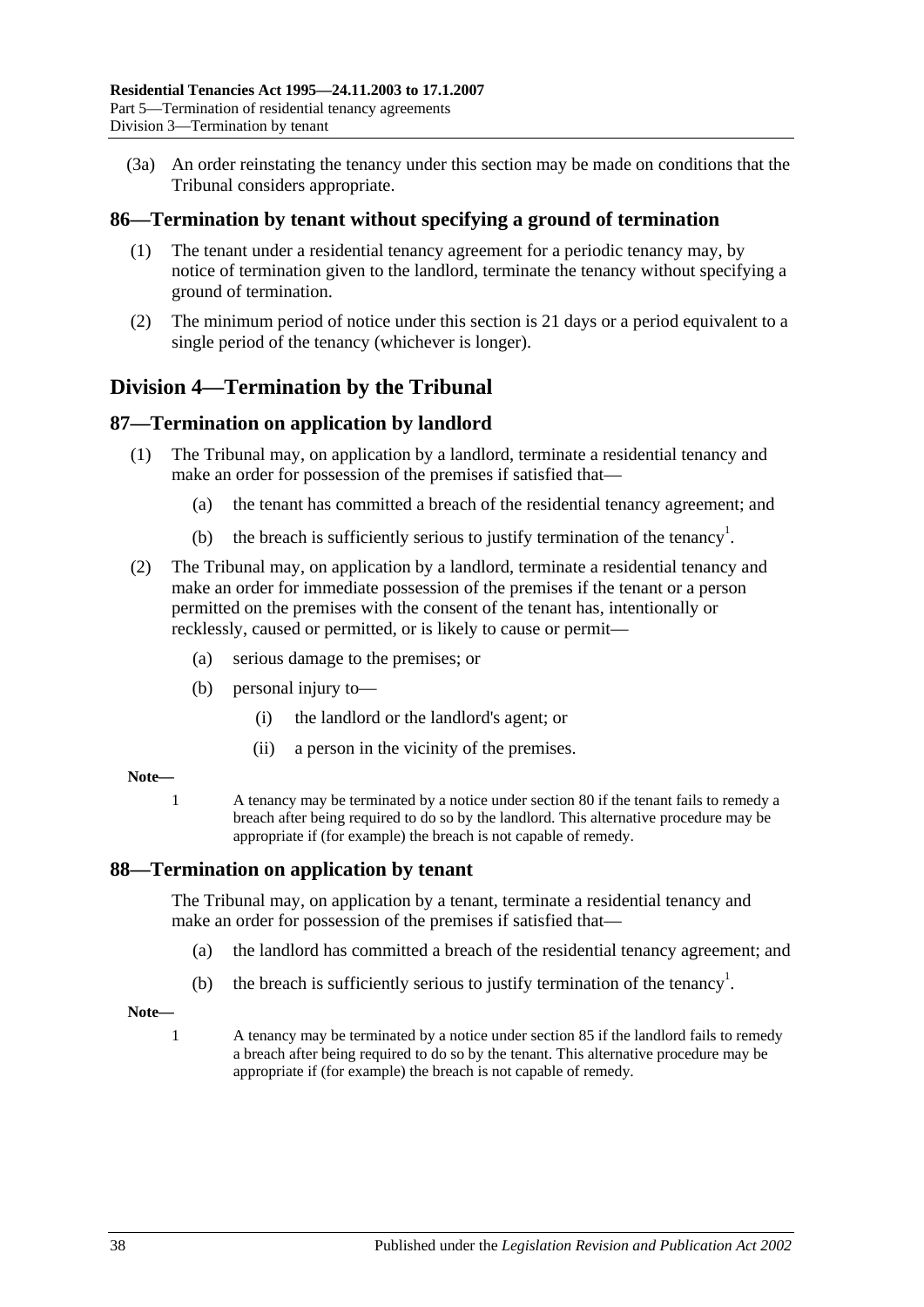(3a) An order reinstating the tenancy under this section may be made on conditions that the Tribunal considers appropriate.

## 86—Termination by tenant without specifying a ground of termination

(1) The tenant under a residential tenancy agreement for a periodic tenancy may, by notice of termination given to the landlord, terminate the tenancy without specifying a ground of termination.

(2) The minimum period of notice under this section is 21 days or a period equivalent to a single period of the tenancy (whichever is longer).

# Division 4—Termination by the Tribunal

## 87—Termination on application by landlord

(1) The Tribunal may, on application by a landlord, terminate a residential tenancy and make an order for possession of the premises if satisfied that—

- (a) the tenant has committed a breach of the residential tenancy agreement; and
- (b) the breach is sufficiently serious to justify termination of the tenancy[1].

(2) The Tribunal may, on application by a landlord, terminate a residential tenancy and make an order for immediate possession of the premises if the tenant or a person permitted on the premises with the consent of the tenant has, intentionally or recklessly, caused or permitted, or is likely to cause or permit—

- (a) serious damage to the premises; or
- (b) personal injury to—
    - (i) the landlord or the landlord's agent; or
    - (ii) a person in the vicinity of the premises.

**Note—**

1 A tenancy may be terminated by a notice under section 80 if the tenant fails to remedy a breach after being required to do so by the landlord. This alternative procedure may be appropriate if (for example) the breach is not capable of remedy.

## 88—Termination on application by tenant

The Tribunal may, on application by a tenant, terminate a residential tenancy and make an order for possession of the premises if satisfied that—

- (a) the landlord has committed a breach of the residential tenancy agreement; and
- (b) the breach is sufficiently serious to justify termination of the tenancy[1].

**Note—**

1 A tenancy may be terminated by a notice under section 85 if the landlord fails to remedy a breach after being required to do so by the tenant. This alternative procedure may be appropriate if (for example) the breach is not capable of remedy.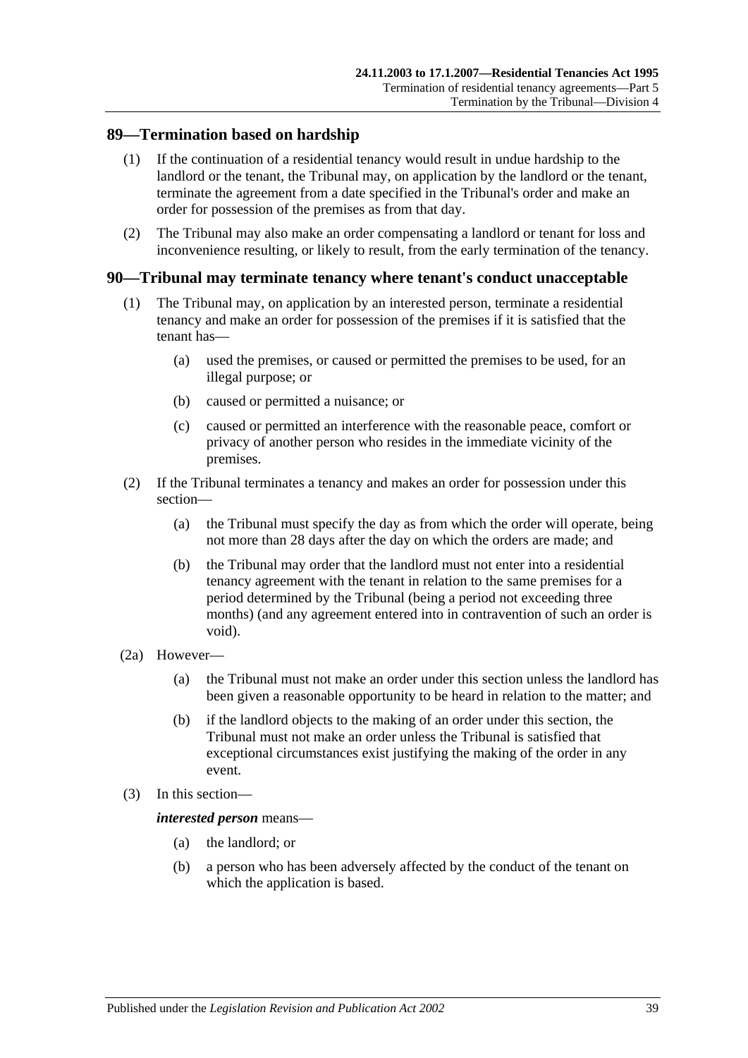## 89—Termination based on hardship

(1) If the continuation of a residential tenancy would result in undue hardship to the landlord or the tenant, the Tribunal may, on application by the landlord or the tenant, terminate the agreement from a date specified in the Tribunal's order and make an order for possession of the premises as from that day.

(2) The Tribunal may also make an order compensating a landlord or tenant for loss and inconvenience resulting, or likely to result, from the early termination of the tenancy.

## 90—Tribunal may terminate tenancy where tenant's conduct unacceptable

(1) The Tribunal may, on application by an interested person, terminate a residential tenancy and make an order for possession of the premises if it is satisfied that the tenant has—

(a) used the premises, or caused or permitted the premises to be used, for an illegal purpose; or

(b) caused or permitted a nuisance; or

(c) caused or permitted an interference with the reasonable peace, comfort or privacy of another person who resides in the immediate vicinity of the premises.

(2) If the Tribunal terminates a tenancy and makes an order for possession under this section—

(a) the Tribunal must specify the day as from which the order will operate, being not more than 28 days after the day on which the orders are made; and

(b) the Tribunal may order that the landlord must not enter into a residential tenancy agreement with the tenant in relation to the same premises for a period determined by the Tribunal (being a period not exceeding three months) (and any agreement entered into in contravention of such an order is void).

(2a) However—

(a) the Tribunal must not make an order under this section unless the landlord has been given a reasonable opportunity to be heard in relation to the matter; and

(b) if the landlord objects to the making of an order under this section, the Tribunal must not make an order unless the Tribunal is satisfied that exceptional circumstances exist justifying the making of the order in any event.

(3) In this section—

***interested person*** means—

(a) the landlord; or

(b) a person who has been adversely affected by the conduct of the tenant on which the application is based.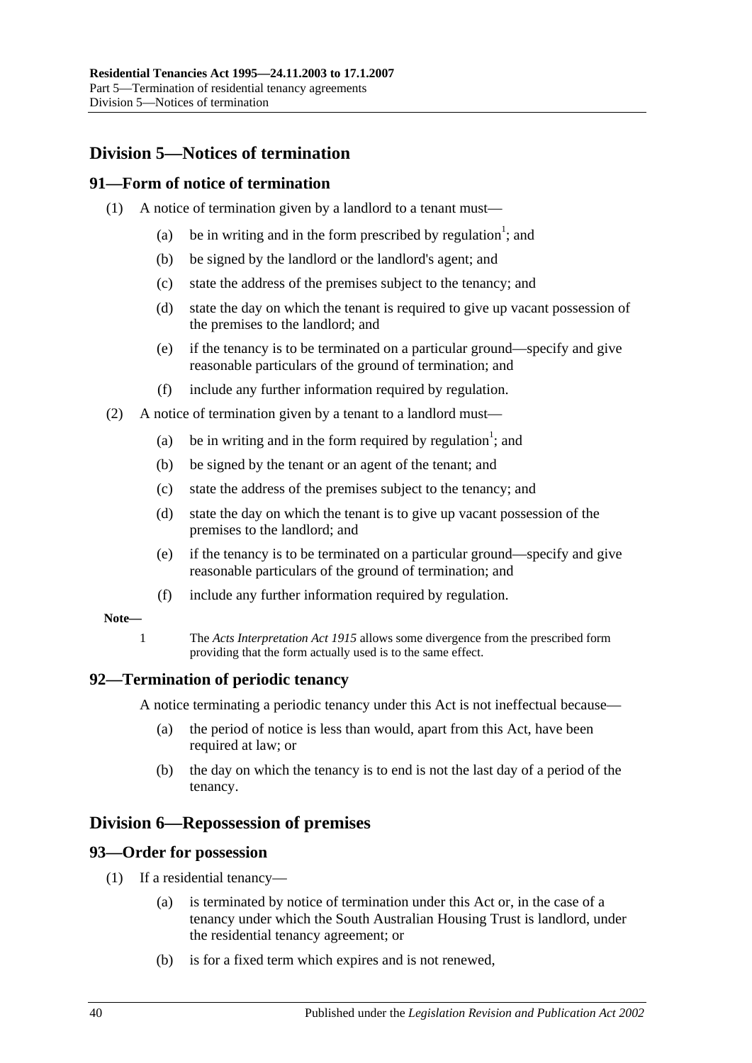## Division 5—Notices of termination

### 91—Form of notice of termination

(1) A notice of termination given by a landlord to a tenant must—

(a) be in writing and in the form prescribed by regulation[1]; and

(b) be signed by the landlord or the landlord's agent; and

(c) state the address of the premises subject to the tenancy; and

(d) state the day on which the tenant is required to give up vacant possession of the premises to the landlord; and

(e) if the tenancy is to be terminated on a particular ground—specify and give reasonable particulars of the ground of termination; and

(f) include any further information required by regulation.

(2) A notice of termination given by a tenant to a landlord must—

(a) be in writing and in the form required by regulation[1]; and

(b) be signed by the tenant or an agent of the tenant; and

(c) state the address of the premises subject to the tenancy; and

(d) state the day on which the tenant is to give up vacant possession of the premises to the landlord; and

(e) if the tenancy is to be terminated on a particular ground—specify and give reasonable particulars of the ground of termination; and

(f) include any further information required by regulation.

**Note—**

1 The *Acts Interpretation Act 1915* allows some divergence from the prescribed form providing that the form actually used is to the same effect.

### 92—Termination of periodic tenancy

A notice terminating a periodic tenancy under this Act is not ineffectual because—

(a) the period of notice is less than would, apart from this Act, have been required at law; or

(b) the day on which the tenancy is to end is not the last day of a period of the tenancy.

## Division 6—Repossession of premises

### 93—Order for possession

(1) If a residential tenancy—

(a) is terminated by notice of termination under this Act or, in the case of a tenancy under which the South Australian Housing Trust is landlord, under the residential tenancy agreement; or

(b) is for a fixed term which expires and is not renewed,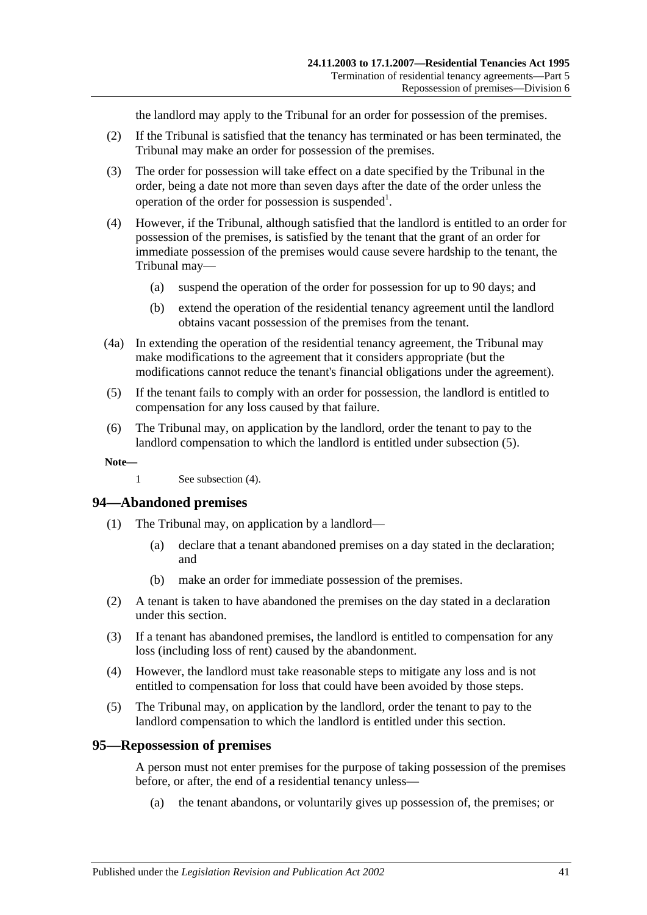the landlord may apply to the Tribunal for an order for possession of the premises.

(2) If the Tribunal is satisfied that the tenancy has terminated or has been terminated, the Tribunal may make an order for possession of the premises.

(3) The order for possession will take effect on a date specified by the Tribunal in the order, being a date not more than seven days after the date of the order unless the operation of the order for possession is suspended[1].

(4) However, if the Tribunal, although satisfied that the landlord is entitled to an order for possession of the premises, is satisfied by the tenant that the grant of an order for immediate possession of the premises would cause severe hardship to the tenant, the Tribunal may—

(a) suspend the operation of the order for possession for up to 90 days; and

(b) extend the operation of the residential tenancy agreement until the landlord obtains vacant possession of the premises from the tenant.

(4a) In extending the operation of the residential tenancy agreement, the Tribunal may make modifications to the agreement that it considers appropriate (but the modifications cannot reduce the tenant's financial obligations under the agreement).

(5) If the tenant fails to comply with an order for possession, the landlord is entitled to compensation for any loss caused by that failure.

(6) The Tribunal may, on application by the landlord, order the tenant to pay to the landlord compensation to which the landlord is entitled under subsection (5).

**Note—**

1 See subsection (4).

## 94—Abandoned premises

(1) The Tribunal may, on application by a landlord—

(a) declare that a tenant abandoned premises on a day stated in the declaration; and

(b) make an order for immediate possession of the premises.

(2) A tenant is taken to have abandoned the premises on the day stated in a declaration under this section.

(3) If a tenant has abandoned premises, the landlord is entitled to compensation for any loss (including loss of rent) caused by the abandonment.

(4) However, the landlord must take reasonable steps to mitigate any loss and is not entitled to compensation for loss that could have been avoided by those steps.

(5) The Tribunal may, on application by the landlord, order the tenant to pay to the landlord compensation to which the landlord is entitled under this section.

## 95—Repossession of premises

A person must not enter premises for the purpose of taking possession of the premises before, or after, the end of a residential tenancy unless—

(a) the tenant abandons, or voluntarily gives up possession of, the premises; or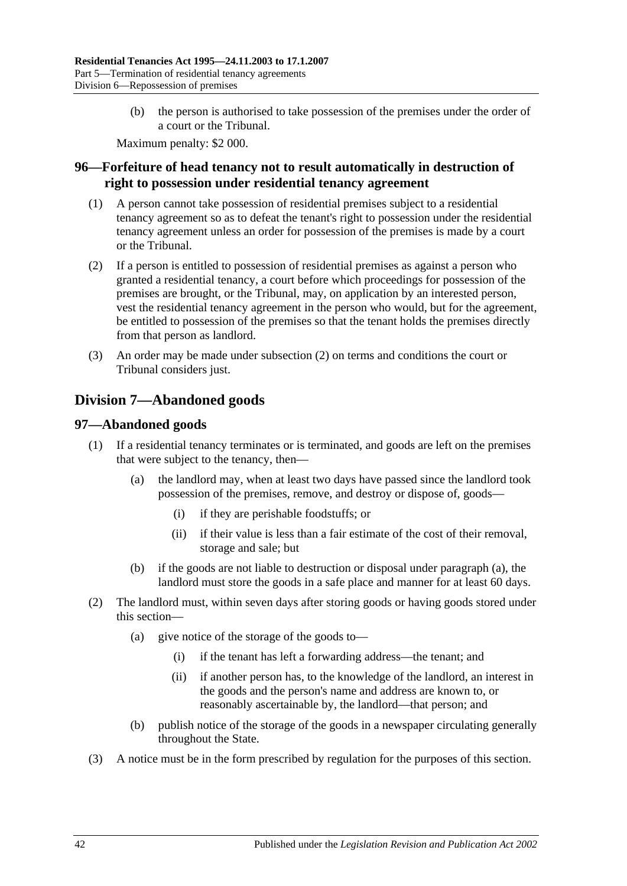(b) the person is authorised to take possession of the premises under the order of a court or the Tribunal.

Maximum penalty: $2 000.

### 96—Forfeiture of head tenancy not to result automatically in destruction of right to possession under residential tenancy agreement

(1) A person cannot take possession of residential premises subject to a residential tenancy agreement so as to defeat the tenant's right to possession under the residential tenancy agreement unless an order for possession of the premises is made by a court or the Tribunal.

(2) If a person is entitled to possession of residential premises as against a person who granted a residential tenancy, a court before which proceedings for possession of the premises are brought, or the Tribunal, may, on application by an interested person, vest the residential tenancy agreement in the person who would, but for the agreement, be entitled to possession of the premises so that the tenant holds the premises directly from that person as landlord.

(3) An order may be made under subsection (2) on terms and conditions the court or Tribunal considers just.

## Division 7—Abandoned goods

### 97—Abandoned goods

(1) If a residential tenancy terminates or is terminated, and goods are left on the premises that were subject to the tenancy, then—

   (a) the landlord may, when at least two days have passed since the landlord took possession of the premises, remove, and destroy or dispose of, goods—

      (i) if they are perishable foodstuffs; or

      (ii) if their value is less than a fair estimate of the cost of their removal, storage and sale; but

   (b) if the goods are not liable to destruction or disposal under paragraph (a), the landlord must store the goods in a safe place and manner for at least 60 days.

(2) The landlord must, within seven days after storing goods or having goods stored under this section—

   (a) give notice of the storage of the goods to—

      (i) if the tenant has left a forwarding address—the tenant; and

      (ii) if another person has, to the knowledge of the landlord, an interest in the goods and the person's name and address are known to, or reasonably ascertainable by, the landlord—that person; and

   (b) publish notice of the storage of the goods in a newspaper circulating generally throughout the State.

(3) A notice must be in the form prescribed by regulation for the purposes of this section.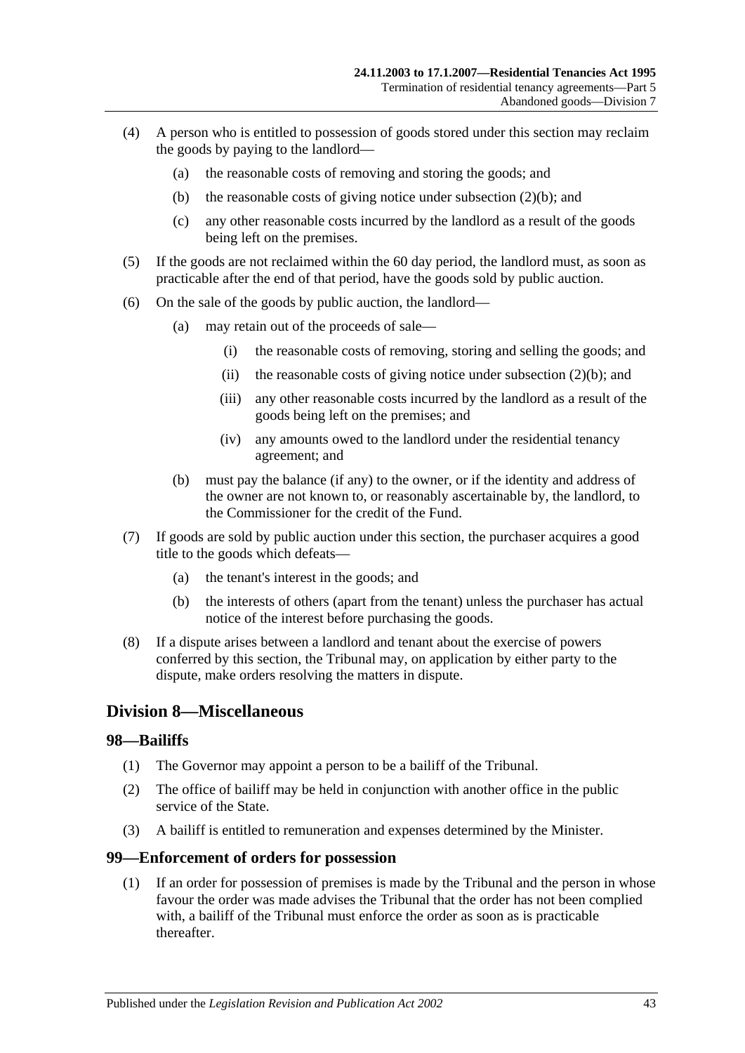(4) A person who is entitled to possession of goods stored under this section may reclaim the goods by paying to the landlord—

(a) the reasonable costs of removing and storing the goods; and

(b) the reasonable costs of giving notice under subsection (2)(b); and

(c) any other reasonable costs incurred by the landlord as a result of the goods being left on the premises.

(5) If the goods are not reclaimed within the 60 day period, the landlord must, as soon as practicable after the end of that period, have the goods sold by public auction.

(6) On the sale of the goods by public auction, the landlord—

(a) may retain out of the proceeds of sale—

(i) the reasonable costs of removing, storing and selling the goods; and

(ii) the reasonable costs of giving notice under subsection (2)(b); and

(iii) any other reasonable costs incurred by the landlord as a result of the goods being left on the premises; and

(iv) any amounts owed to the landlord under the residential tenancy agreement; and

(b) must pay the balance (if any) to the owner, or if the identity and address of the owner are not known to, or reasonably ascertainable by, the landlord, to the Commissioner for the credit of the Fund.

(7) If goods are sold by public auction under this section, the purchaser acquires a good title to the goods which defeats—

(a) the tenant's interest in the goods; and

(b) the interests of others (apart from the tenant) unless the purchaser has actual notice of the interest before purchasing the goods.

(8) If a dispute arises between a landlord and tenant about the exercise of powers conferred by this section, the Tribunal may, on application by either party to the dispute, make orders resolving the matters in dispute.

## Division 8—Miscellaneous

### 98—Bailiffs

(1) The Governor may appoint a person to be a bailiff of the Tribunal.

(2) The office of bailiff may be held in conjunction with another office in the public service of the State.

(3) A bailiff is entitled to remuneration and expenses determined by the Minister.

### 99—Enforcement of orders for possession

(1) If an order for possession of premises is made by the Tribunal and the person in whose favour the order was made advises the Tribunal that the order has not been complied with, a bailiff of the Tribunal must enforce the order as soon as is practicable thereafter.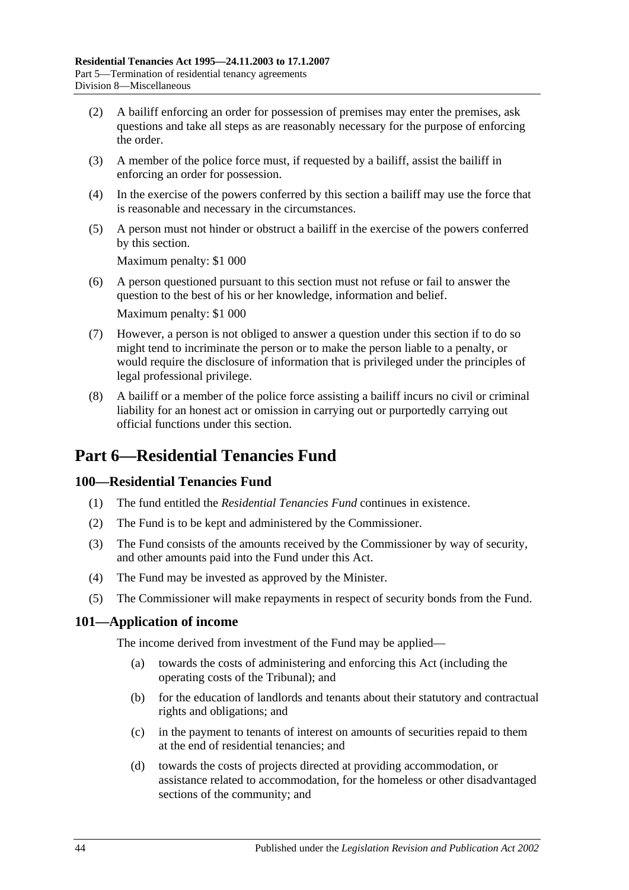(2) A bailiff enforcing an order for possession of premises may enter the premises, ask questions and take all steps as are reasonably necessary for the purpose of enforcing the order.

(3) A member of the police force must, if requested by a bailiff, assist the bailiff in enforcing an order for possession.

(4) In the exercise of the powers conferred by this section a bailiff may use the force that is reasonable and necessary in the circumstances.

(5) A person must not hinder or obstruct a bailiff in the exercise of the powers conferred by this section.

Maximum penalty: $1 000

(6) A person questioned pursuant to this section must not refuse or fail to answer the question to the best of his or her knowledge, information and belief.

Maximum penalty: $1 000

(7) However, a person is not obliged to answer a question under this section if to do so might tend to incriminate the person or to make the person liable to a penalty, or would require the disclosure of information that is privileged under the principles of legal professional privilege.

(8) A bailiff or a member of the police force assisting a bailiff incurs no civil or criminal liability for an honest act or omission in carrying out or purportedly carrying out official functions under this section.

# Part 6—Residential Tenancies Fund

## 100—Residential Tenancies Fund

(1) The fund entitled the *Residential Tenancies Fund* continues in existence.

(2) The Fund is to be kept and administered by the Commissioner.

(3) The Fund consists of the amounts received by the Commissioner by way of security, and other amounts paid into the Fund under this Act.

(4) The Fund may be invested as approved by the Minister.

(5) The Commissioner will make repayments in respect of security bonds from the Fund.

## 101—Application of income

The income derived from investment of the Fund may be applied—

(a) towards the costs of administering and enforcing this Act (including the operating costs of the Tribunal); and

(b) for the education of landlords and tenants about their statutory and contractual rights and obligations; and

(c) in the payment to tenants of interest on amounts of securities repaid to them at the end of residential tenancies; and

(d) towards the costs of projects directed at providing accommodation, or assistance related to accommodation, for the homeless or other disadvantaged sections of the community; and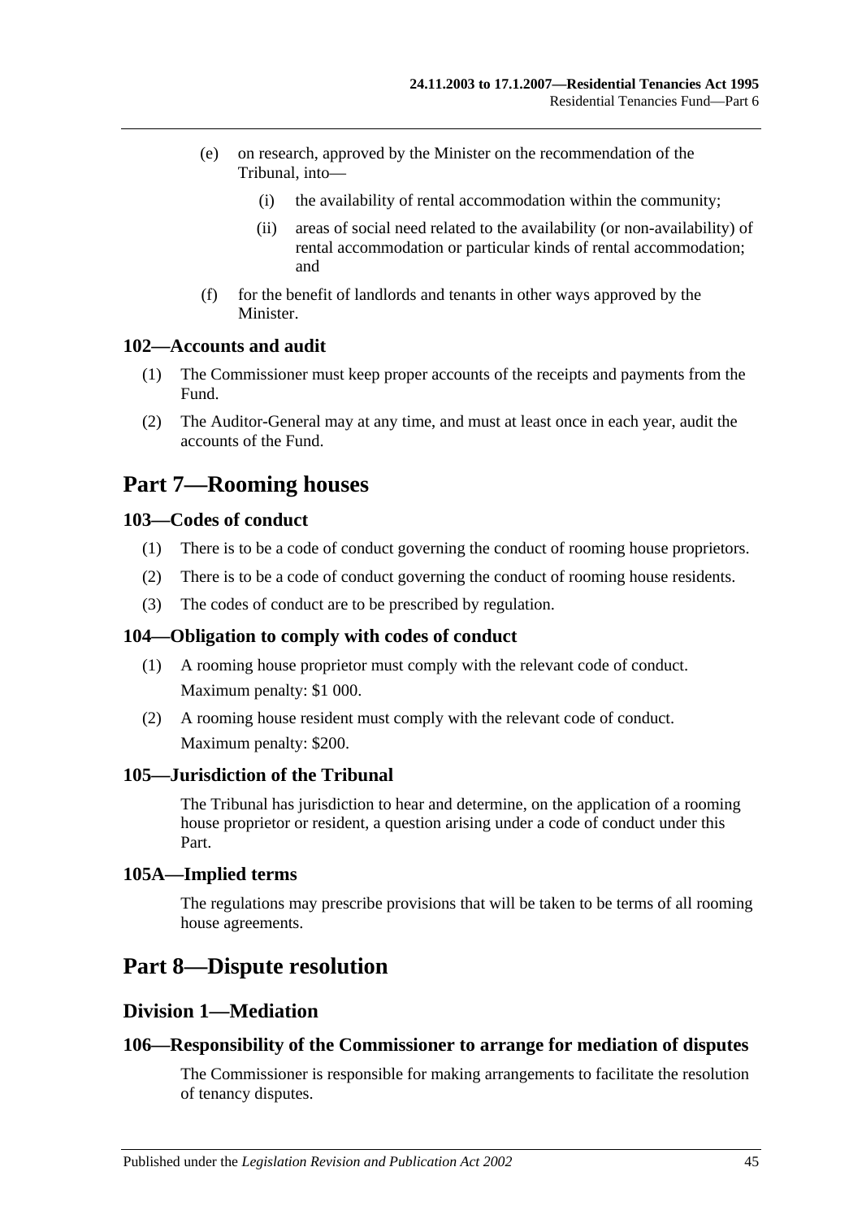(e) on research, approved by the Minister on the recommendation of the Tribunal, into—

(i) the availability of rental accommodation within the community;

(ii) areas of social need related to the availability (or non-availability) of rental accommodation or particular kinds of rental accommodation; and

(f) for the benefit of landlords and tenants in other ways approved by the Minister.

### 102—Accounts and audit

(1) The Commissioner must keep proper accounts of the receipts and payments from the Fund.

(2) The Auditor-General may at any time, and must at least once in each year, audit the accounts of the Fund.

# Part 7—Rooming houses

### 103—Codes of conduct

(1) There is to be a code of conduct governing the conduct of rooming house proprietors.

(2) There is to be a code of conduct governing the conduct of rooming house residents.

(3) The codes of conduct are to be prescribed by regulation.

### 104—Obligation to comply with codes of conduct

(1) A rooming house proprietor must comply with the relevant code of conduct.

Maximum penalty: $1 000.

(2) A rooming house resident must comply with the relevant code of conduct.

Maximum penalty: $200.

### 105—Jurisdiction of the Tribunal

The Tribunal has jurisdiction to hear and determine, on the application of a rooming house proprietor or resident, a question arising under a code of conduct under this Part.

### 105A—Implied terms

The regulations may prescribe provisions that will be taken to be terms of all rooming house agreements.

# Part 8—Dispute resolution

## Division 1—Mediation

### 106—Responsibility of the Commissioner to arrange for mediation of disputes

The Commissioner is responsible for making arrangements to facilitate the resolution of tenancy disputes.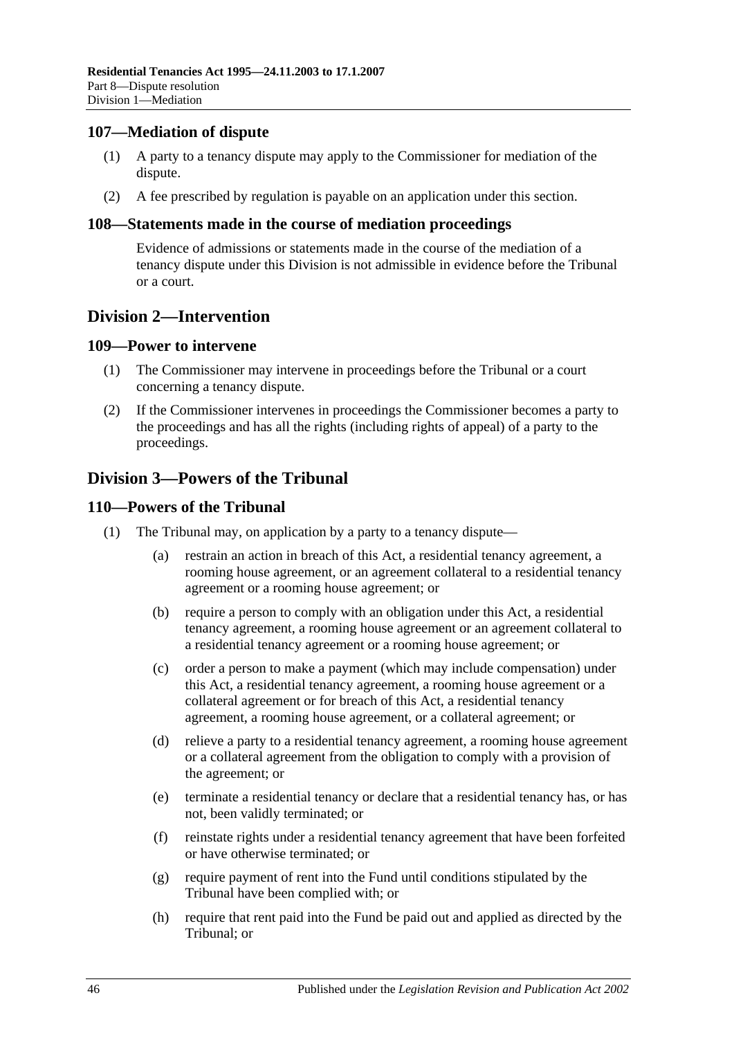## 107—Mediation of dispute

(1) A party to a tenancy dispute may apply to the Commissioner for mediation of the dispute.

(2) A fee prescribed by regulation is payable on an application under this section.

## 108—Statements made in the course of mediation proceedings

Evidence of admissions or statements made in the course of the mediation of a tenancy dispute under this Division is not admissible in evidence before the Tribunal or a court.

# Division 2—Intervention

## 109—Power to intervene

(1) The Commissioner may intervene in proceedings before the Tribunal or a court concerning a tenancy dispute.

(2) If the Commissioner intervenes in proceedings the Commissioner becomes a party to the proceedings and has all the rights (including rights of appeal) of a party to the proceedings.

# Division 3—Powers of the Tribunal

## 110—Powers of the Tribunal

(1) The Tribunal may, on application by a party to a tenancy dispute—

(a) restrain an action in breach of this Act, a residential tenancy agreement, a rooming house agreement, or an agreement collateral to a residential tenancy agreement or a rooming house agreement; or

(b) require a person to comply with an obligation under this Act, a residential tenancy agreement, a rooming house agreement or an agreement collateral to a residential tenancy agreement or a rooming house agreement; or

(c) order a person to make a payment (which may include compensation) under this Act, a residential tenancy agreement, a rooming house agreement or a collateral agreement or for breach of this Act, a residential tenancy agreement, a rooming house agreement, or a collateral agreement; or

(d) relieve a party to a residential tenancy agreement, a rooming house agreement or a collateral agreement from the obligation to comply with a provision of the agreement; or

(e) terminate a residential tenancy or declare that a residential tenancy has, or has not, been validly terminated; or

(f) reinstate rights under a residential tenancy agreement that have been forfeited or have otherwise terminated; or

(g) require payment of rent into the Fund until conditions stipulated by the Tribunal have been complied with; or

(h) require that rent paid into the Fund be paid out and applied as directed by the Tribunal; or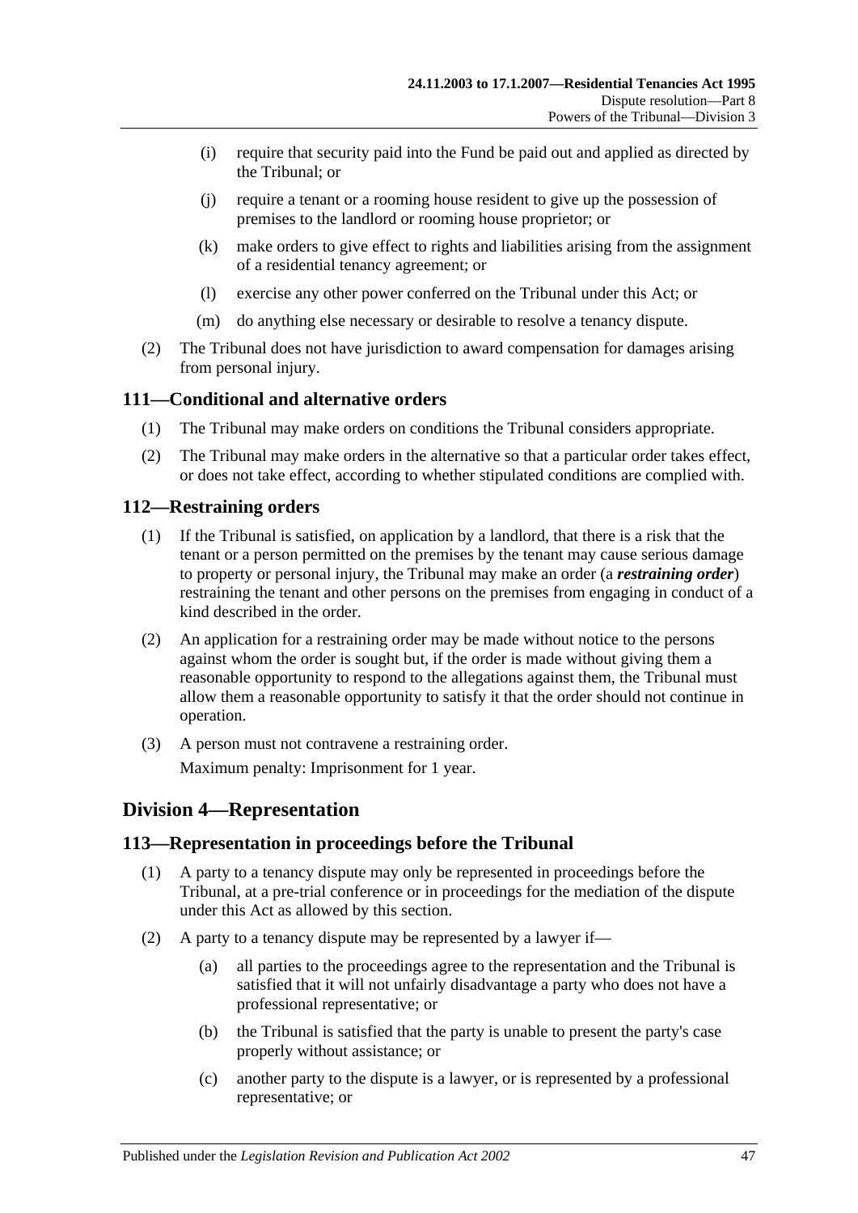(i) require that security paid into the Fund be paid out and applied as directed by the Tribunal; or

(j) require a tenant or a rooming house resident to give up the possession of premises to the landlord or rooming house proprietor; or

(k) make orders to give effect to rights and liabilities arising from the assignment of a residential tenancy agreement; or

(l) exercise any other power conferred on the Tribunal under this Act; or

(m) do anything else necessary or desirable to resolve a tenancy dispute.

(2) The Tribunal does not have jurisdiction to award compensation for damages arising from personal injury.

## 111—Conditional and alternative orders

(1) The Tribunal may make orders on conditions the Tribunal considers appropriate.

(2) The Tribunal may make orders in the alternative so that a particular order takes effect, or does not take effect, according to whether stipulated conditions are complied with.

## 112—Restraining orders

(1) If the Tribunal is satisfied, on application by a landlord, that there is a risk that the tenant or a person permitted on the premises by the tenant may cause serious damage to property or personal injury, the Tribunal may make an order (a ***restraining order***) restraining the tenant and other persons on the premises from engaging in conduct of a kind described in the order.

(2) An application for a restraining order may be made without notice to the persons against whom the order is sought but, if the order is made without giving them a reasonable opportunity to respond to the allegations against them, the Tribunal must allow them a reasonable opportunity to satisfy it that the order should not continue in operation.

(3) A person must not contravene a restraining order.

Maximum penalty: Imprisonment for 1 year.

# Division 4—Representation

## 113—Representation in proceedings before the Tribunal

(1) A party to a tenancy dispute may only be represented in proceedings before the Tribunal, at a pre-trial conference or in proceedings for the mediation of the dispute under this Act as allowed by this section.

(2) A party to a tenancy dispute may be represented by a lawyer if—

(a) all parties to the proceedings agree to the representation and the Tribunal is satisfied that it will not unfairly disadvantage a party who does not have a professional representative; or

(b) the Tribunal is satisfied that the party is unable to present the party's case properly without assistance; or

(c) another party to the dispute is a lawyer, or is represented by a professional representative; or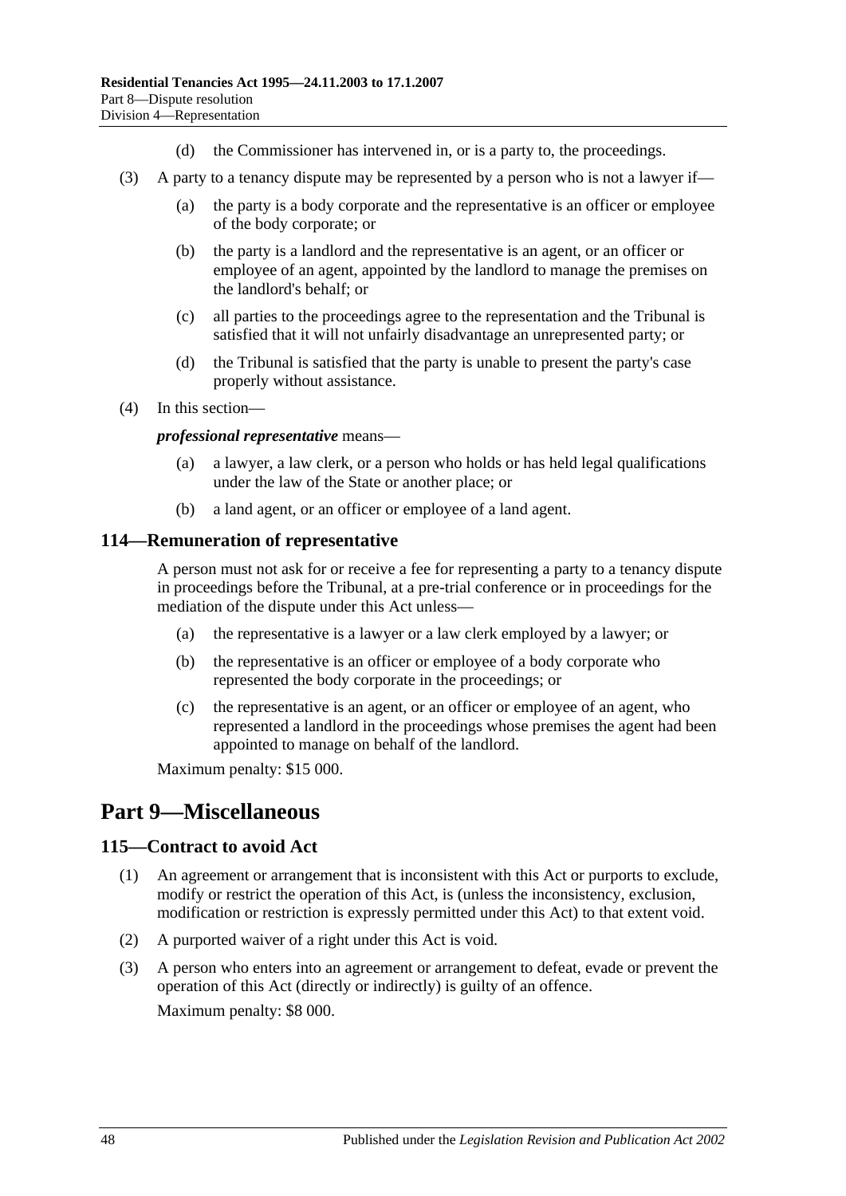(d) the Commissioner has intervened in, or is a party to, the proceedings.

(3) A party to a tenancy dispute may be represented by a person who is not a lawyer if—

(a) the party is a body corporate and the representative is an officer or employee of the body corporate; or

(b) the party is a landlord and the representative is an agent, or an officer or employee of an agent, appointed by the landlord to manage the premises on the landlord's behalf; or

(c) all parties to the proceedings agree to the representation and the Tribunal is satisfied that it will not unfairly disadvantage an unrepresented party; or

(d) the Tribunal is satisfied that the party is unable to present the party's case properly without assistance.

(4) In this section—

***professional representative*** means—

(a) a lawyer, a law clerk, or a person who holds or has held legal qualifications under the law of the State or another place; or

(b) a land agent, or an officer or employee of a land agent.

### 114—Remuneration of representative

A person must not ask for or receive a fee for representing a party to a tenancy dispute in proceedings before the Tribunal, at a pre-trial conference or in proceedings for the mediation of the dispute under this Act unless—

(a) the representative is a lawyer or a law clerk employed by a lawyer; or

(b) the representative is an officer or employee of a body corporate who represented the body corporate in the proceedings; or

(c) the representative is an agent, or an officer or employee of an agent, who represented a landlord in the proceedings whose premises the agent had been appointed to manage on behalf of the landlord.

Maximum penalty: $15 000.

## Part 9—Miscellaneous

### 115—Contract to avoid Act

(1) An agreement or arrangement that is inconsistent with this Act or purports to exclude, modify or restrict the operation of this Act, is (unless the inconsistency, exclusion, modification or restriction is expressly permitted under this Act) to that extent void.

(2) A purported waiver of a right under this Act is void.

(3) A person who enters into an agreement or arrangement to defeat, evade or prevent the operation of this Act (directly or indirectly) is guilty of an offence.

Maximum penalty: $8 000.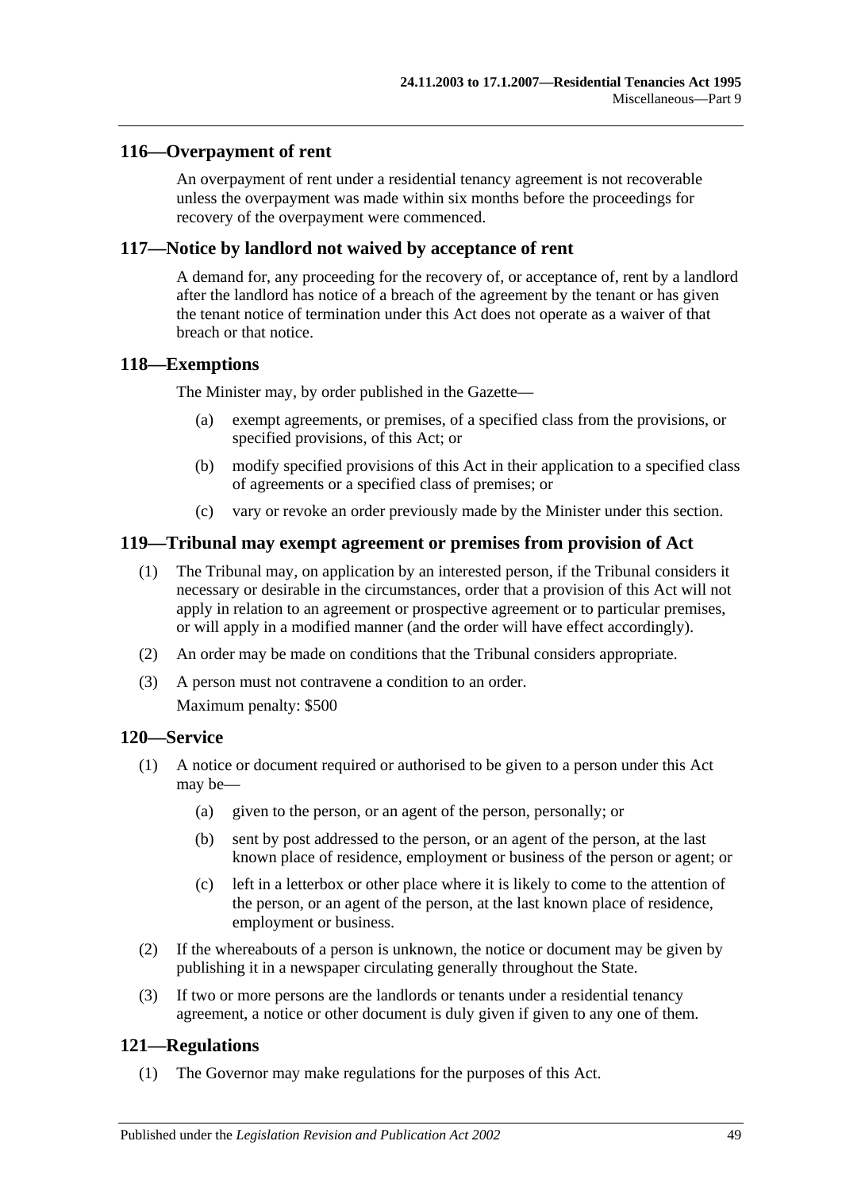## 116—Overpayment of rent

An overpayment of rent under a residential tenancy agreement is not recoverable unless the overpayment was made within six months before the proceedings for recovery of the overpayment were commenced.

## 117—Notice by landlord not waived by acceptance of rent

A demand for, any proceeding for the recovery of, or acceptance of, rent by a landlord after the landlord has notice of a breach of the agreement by the tenant or has given the tenant notice of termination under this Act does not operate as a waiver of that breach or that notice.

## 118—Exemptions

The Minister may, by order published in the Gazette—

(a) exempt agreements, or premises, of a specified class from the provisions, or specified provisions, of this Act; or

(b) modify specified provisions of this Act in their application to a specified class of agreements or a specified class of premises; or

(c) vary or revoke an order previously made by the Minister under this section.

## 119—Tribunal may exempt agreement or premises from provision of Act

(1) The Tribunal may, on application by an interested person, if the Tribunal considers it necessary or desirable in the circumstances, order that a provision of this Act will not apply in relation to an agreement or prospective agreement or to particular premises, or will apply in a modified manner (and the order will have effect accordingly).

(2) An order may be made on conditions that the Tribunal considers appropriate.

(3) A person must not contravene a condition to an order.

Maximum penalty: $500

## 120—Service

(1) A notice or document required or authorised to be given to a person under this Act may be—

(a) given to the person, or an agent of the person, personally; or

(b) sent by post addressed to the person, or an agent of the person, at the last known place of residence, employment or business of the person or agent; or

(c) left in a letterbox or other place where it is likely to come to the attention of the person, or an agent of the person, at the last known place of residence, employment or business.

(2) If the whereabouts of a person is unknown, the notice or document may be given by publishing it in a newspaper circulating generally throughout the State.

(3) If two or more persons are the landlords or tenants under a residential tenancy agreement, a notice or other document is duly given if given to any one of them.

## 121—Regulations

(1) The Governor may make regulations for the purposes of this Act.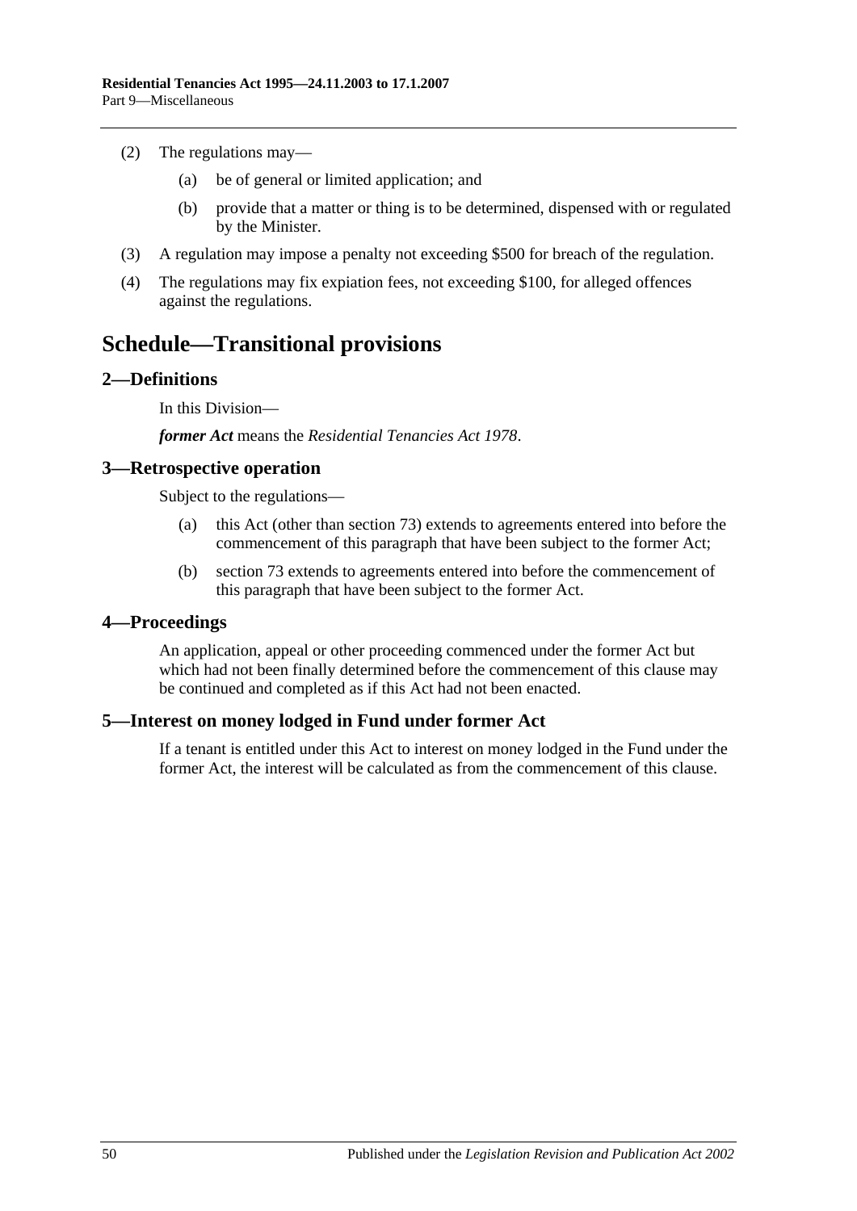(2) The regulations may—

(a) be of general or limited application; and

(b) provide that a matter or thing is to be determined, dispensed with or regulated by the Minister.

(3) A regulation may impose a penalty not exceeding $500 for breach of the regulation.

(4) The regulations may fix expiation fees, not exceeding $100, for alleged offences against the regulations.

# Schedule—Transitional provisions

## 2—Definitions

In this Division—

***former Act*** means the *Residential Tenancies Act 1978*.

## 3—Retrospective operation

Subject to the regulations—

(a) this Act (other than section 73) extends to agreements entered into before the commencement of this paragraph that have been subject to the former Act;

(b) section 73 extends to agreements entered into before the commencement of this paragraph that have been subject to the former Act.

## 4—Proceedings

An application, appeal or other proceeding commenced under the former Act but which had not been finally determined before the commencement of this clause may be continued and completed as if this Act had not been enacted.

## 5—Interest on money lodged in Fund under former Act

If a tenant is entitled under this Act to interest on money lodged in the Fund under the former Act, the interest will be calculated as from the commencement of this clause.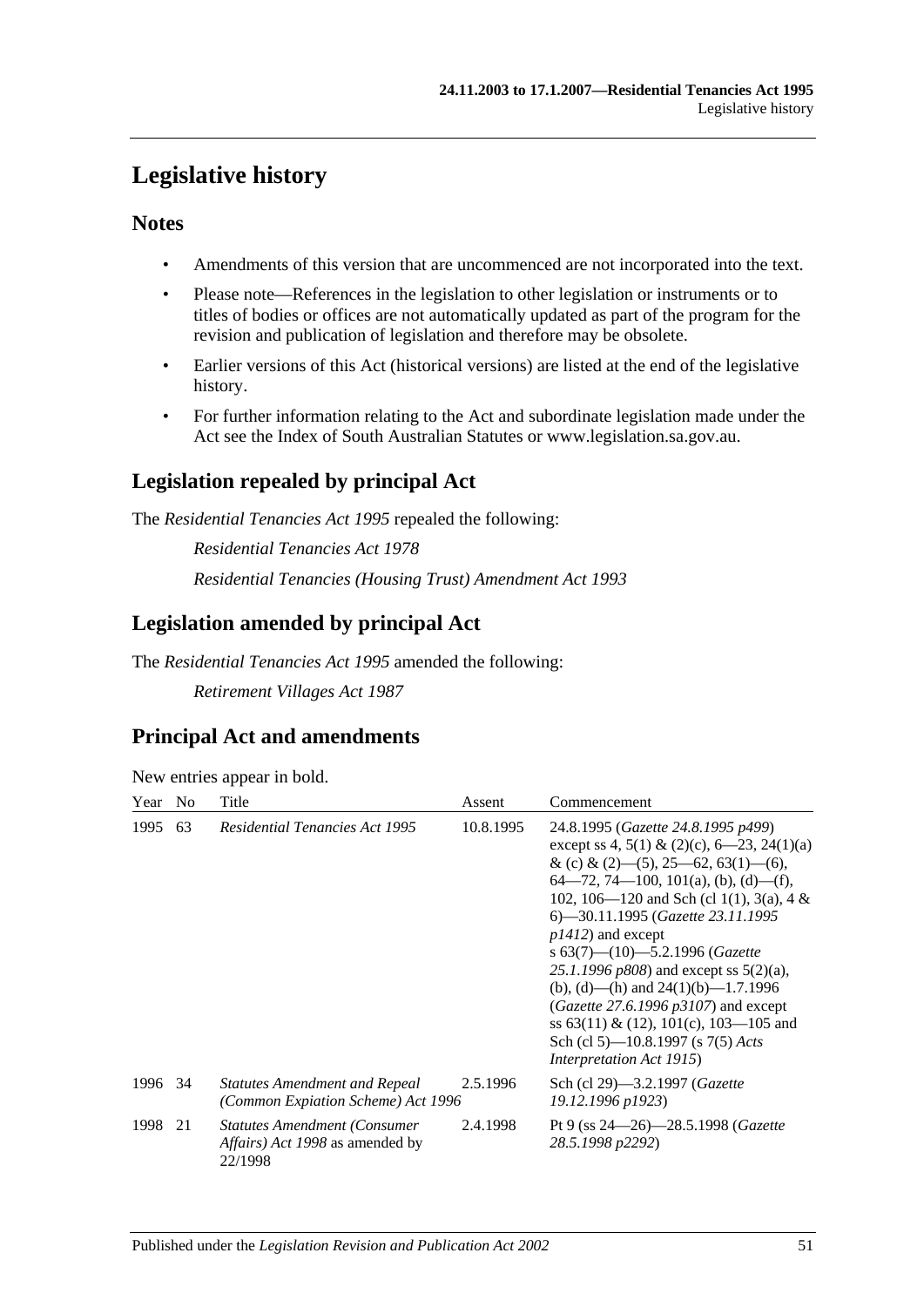# Legislative history

## Notes

- Amendments of this version that are uncommenced are not incorporated into the text.
- Please note—References in the legislation to other legislation or instruments or to titles of bodies or offices are not automatically updated as part of the program for the revision and publication of legislation and therefore may be obsolete.
- Earlier versions of this Act (historical versions) are listed at the end of the legislative history.
- For further information relating to the Act and subordinate legislation made under the Act see the Index of South Australian Statutes or www.legislation.sa.gov.au.

## Legislation repealed by principal Act

The *Residential Tenancies Act 1995* repealed the following:

*Residential Tenancies Act 1978*

*Residential Tenancies (Housing Trust) Amendment Act 1993*

## Legislation amended by principal Act

The *Residential Tenancies Act 1995* amended the following:

*Retirement Villages Act 1987*

## Principal Act and amendments

New entries appear in bold.

| Year | No | Title | Assent | Commencement |
|---|---|---|---|---|
| 1995 | 63 | *Residential Tenancies Act 1995* | 10.8.1995 | 24.8.1995 (*Gazette 24.8.1995 p499*) except ss 4, 5(1) & (2)(c), 6—23, 24(1)(a) & (c) & (2)—(5), 25—62, 63(1)—(6), 64—72, 74—100, 101(a), (b), (d)—(f), 102, 106—120 and Sch (cl 1(1), 3(a), 4 & 6)—30.11.1995 (*Gazette 23.11.1995 p1412*) and except s 63(7)—(10)—5.2.1996 (*Gazette 25.1.1996 p808*) and except ss 5(2)(a), (b), (d)—(h) and 24(1)(b)—1.7.1996 (*Gazette 27.6.1996 p3107*) and except ss 63(11) & (12), 101(c), 103—105 and Sch (cl 5)—10.8.1997 (s 7(5) *Acts Interpretation Act 1915*) |
| 1996 | 34 | *Statutes Amendment and Repeal (Common Expiation Scheme) Act 1996* | 2.5.1996 | Sch (cl 29)—3.2.1997 (*Gazette 19.12.1996 p1923*) |
| 1998 | 21 | *Statutes Amendment (Consumer Affairs) Act 1998* as amended by 22/1998 | 2.4.1998 | Pt 9 (ss 24—26)—28.5.1998 (*Gazette 28.5.1998 p2292*) |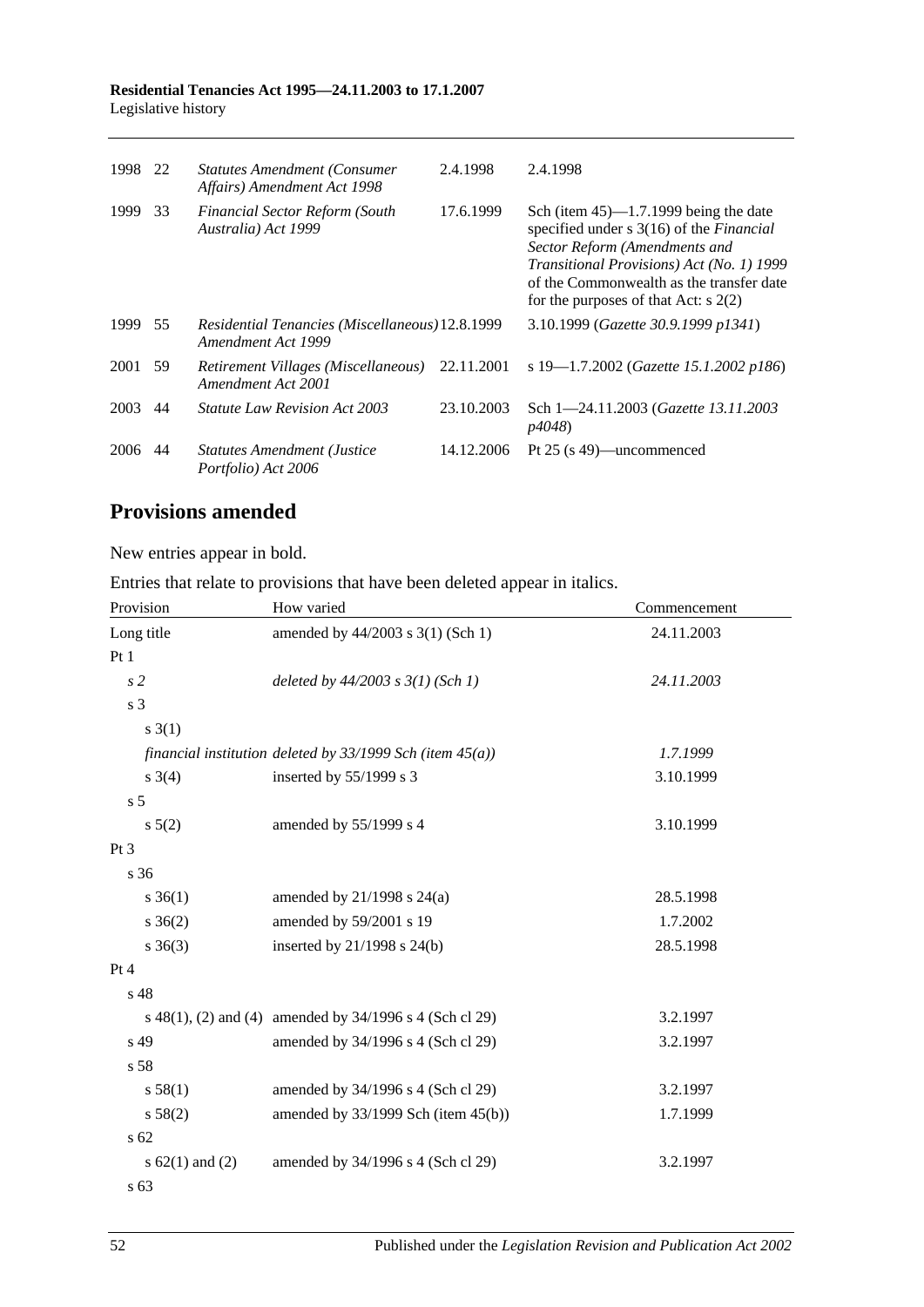| | | | | |
|---|---|---|---|---|
| 1998 | 22 | *Statutes Amendment (Consumer Affairs) Amendment Act 1998* | 2.4.1998 | 2.4.1998 |
| 1999 | 33 | *Financial Sector Reform (South Australia) Act 1999* | 17.6.1999 | Sch (item 45)—1.7.1999 being the date specified under s 3(16) of the *Financial Sector Reform (Amendments and Transitional Provisions) Act (No. 1) 1999* of the Commonwealth as the transfer date for the purposes of that Act: s 2(2) |
| 1999 | 55 | *Residential Tenancies (Miscellaneous) Amendment Act 1999* | 12.8.1999 | 3.10.1999 (*Gazette 30.9.1999 p1341*) |
| 2001 | 59 | *Retirement Villages (Miscellaneous) Amendment Act 2001* | 22.11.2001 | s 19—1.7.2002 (*Gazette 15.1.2002 p186*) |
| 2003 | 44 | *Statute Law Revision Act 2003* | 23.10.2003 | Sch 1—24.11.2003 (*Gazette 13.11.2003 p4048*) |
| 2006 | 44 | *Statutes Amendment (Justice Portfolio) Act 2006* | 14.12.2006 | Pt 25 (s 49)—uncommenced |

## Provisions amended

New entries appear in bold.

Entries that relate to provisions that have been deleted appear in italics.

| Provision | How varied | Commencement |
|---|---|---|
| Long title | amended by 44/2003 s 3(1) (Sch 1) | 24.11.2003 |
| Pt 1 | | |
| *s 2* | *deleted by 44/2003 s 3(1) (Sch 1)* | *24.11.2003* |
| s 3 | | |
| s 3(1) | | |
| *financial institution deleted by 33/1999 Sch (item 45(a))* | | *1.7.1999* |
| s 3(4) | inserted by 55/1999 s 3 | 3.10.1999 |
| s 5 | | |
| s 5(2) | amended by 55/1999 s 4 | 3.10.1999 |
| Pt 3 | | |
| s 36 | | |
| s 36(1) | amended by 21/1998 s 24(a) | 28.5.1998 |
| s 36(2) | amended by 59/2001 s 19 | 1.7.2002 |
| s 36(3) | inserted by 21/1998 s 24(b) | 28.5.1998 |
| Pt 4 | | |
| s 48 | | |
| s 48(1), (2) and (4) | amended by 34/1996 s 4 (Sch cl 29) | 3.2.1997 |
| s 49 | amended by 34/1996 s 4 (Sch cl 29) | 3.2.1997 |
| s 58 | | |
| s 58(1) | amended by 34/1996 s 4 (Sch cl 29) | 3.2.1997 |
| s 58(2) | amended by 33/1999 Sch (item 45(b)) | 1.7.1999 |
| s 62 | | |
| s 62(1) and (2) | amended by 34/1996 s 4 (Sch cl 29) | 3.2.1997 |
| s 63 | | |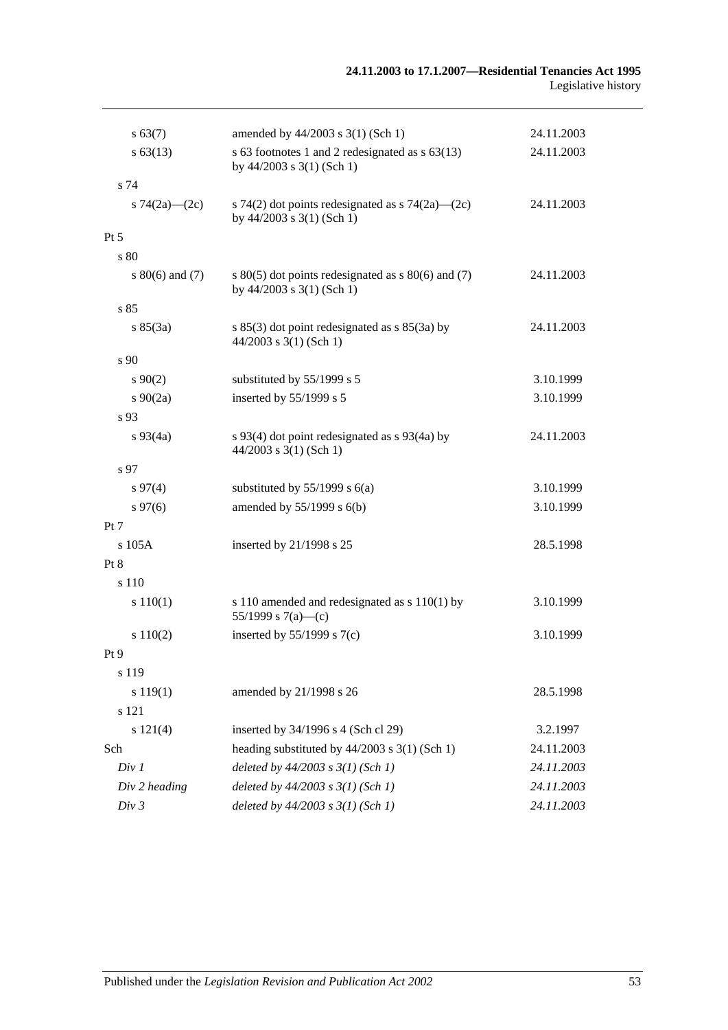| | | |
|---|---|---|
| s 63(7) | amended by 44/2003 s 3(1) (Sch 1) | 24.11.2003 |
| s 63(13) | s 63 footnotes 1 and 2 redesignated as s 63(13) by 44/2003 s 3(1) (Sch 1) | 24.11.2003 |
| s 74 | | |
| s 74(2a)—(2c) | s 74(2) dot points redesignated as s 74(2a)—(2c) by 44/2003 s 3(1) (Sch 1) | 24.11.2003 |
| Pt 5 | | |
| s 80 | | |
| s 80(6) and (7) | s 80(5) dot points redesignated as s 80(6) and (7) by 44/2003 s 3(1) (Sch 1) | 24.11.2003 |
| s 85 | | |
| s 85(3a) | s 85(3) dot point redesignated as s 85(3a) by 44/2003 s 3(1) (Sch 1) | 24.11.2003 |
| s 90 | | |
| s 90(2) | substituted by 55/1999 s 5 | 3.10.1999 |
| s 90(2a) | inserted by 55/1999 s 5 | 3.10.1999 |
| s 93 | | |
| s 93(4a) | s 93(4) dot point redesignated as s 93(4a) by 44/2003 s 3(1) (Sch 1) | 24.11.2003 |
| s 97 | | |
| s 97(4) | substituted by 55/1999 s 6(a) | 3.10.1999 |
| s 97(6) | amended by 55/1999 s 6(b) | 3.10.1999 |
| Pt 7 | | |
| s 105A | inserted by 21/1998 s 25 | 28.5.1998 |
| Pt 8 | | |
| s 110 | | |
| s 110(1) | s 110 amended and redesignated as s 110(1) by 55/1999 s 7(a)—(c) | 3.10.1999 |
| s 110(2) | inserted by 55/1999 s 7(c) | 3.10.1999 |
| Pt 9 | | |
| s 119 | | |
| s 119(1) | amended by 21/1998 s 26 | 28.5.1998 |
| s 121 | | |
| s 121(4) | inserted by 34/1996 s 4 (Sch cl 29) | 3.2.1997 |
| Sch | heading substituted by 44/2003 s 3(1) (Sch 1) | 24.11.2003 |
| *Div 1* | *deleted by 44/2003 s 3(1) (Sch 1)* | *24.11.2003* |
| *Div 2 heading* | *deleted by 44/2003 s 3(1) (Sch 1)* | *24.11.2003* |
| *Div 3* | *deleted by 44/2003 s 3(1) (Sch 1)* | *24.11.2003* |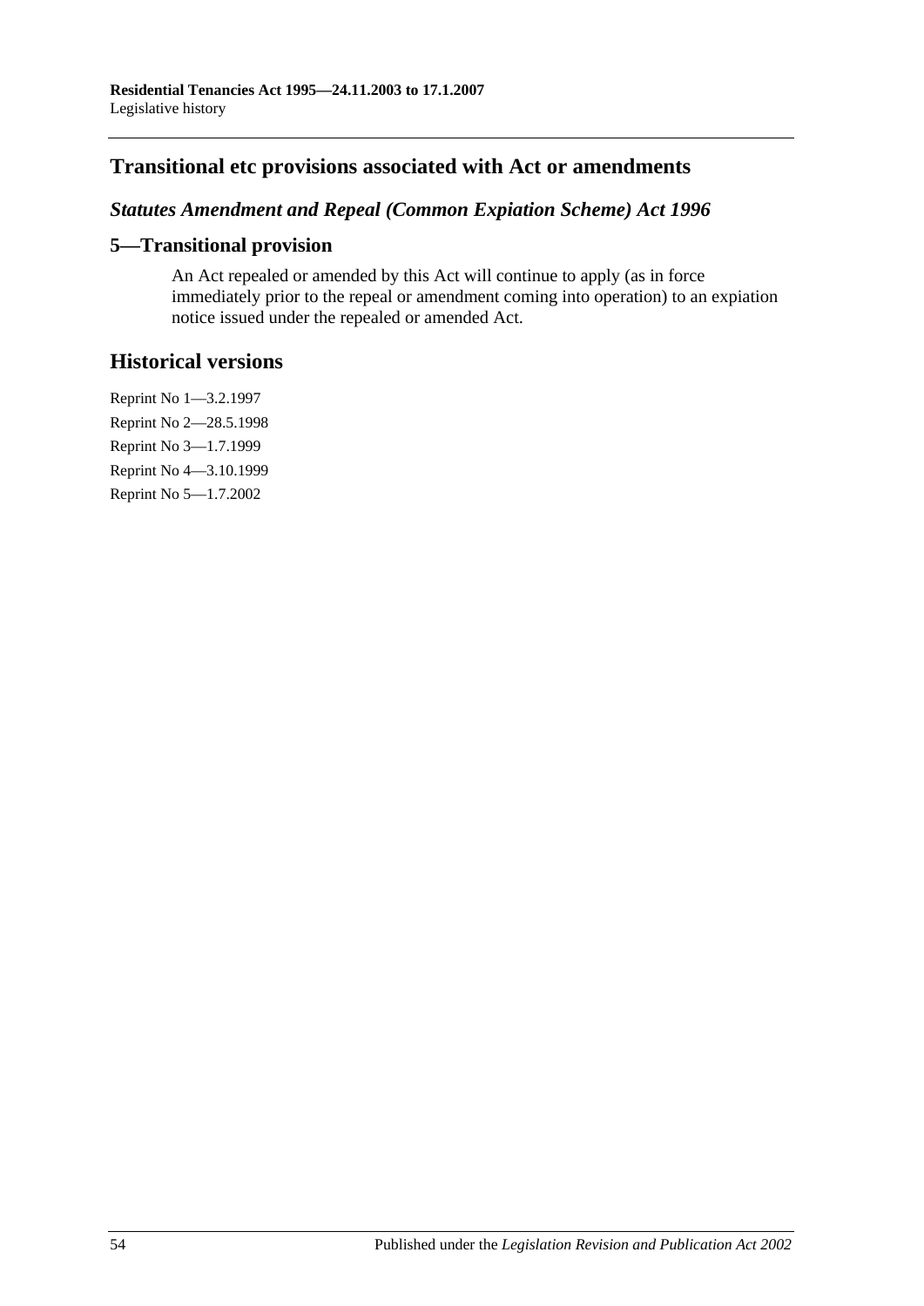## Transitional etc provisions associated with Act or amendments

### *Statutes Amendment and Repeal (Common Expiation Scheme) Act 1996*

### 5—Transitional provision

An Act repealed or amended by this Act will continue to apply (as in force immediately prior to the repeal or amendment coming into operation) to an expiation notice issued under the repealed or amended Act.

## Historical versions

Reprint No 1—3.2.1997

Reprint No 2—28.5.1998

Reprint No 3—1.7.1999

Reprint No 4—3.10.1999

Reprint No 5—1.7.2002